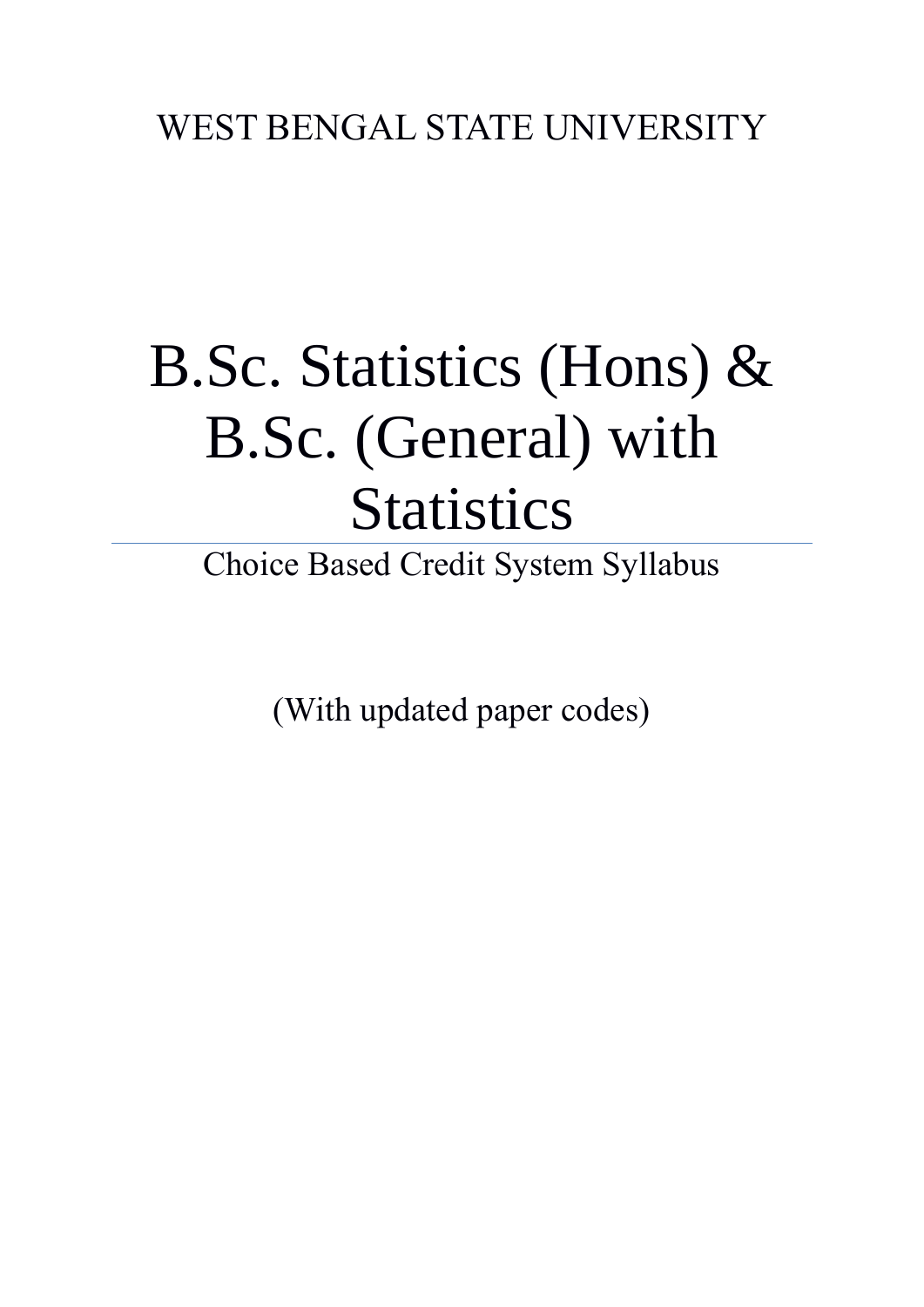WEST BENGAL STATE UNIVERSITY

# B.Sc. Statistics (Hons) & B.Sc. (General) with Statistics

---

Choice Based Credit System Syllabus

(With updated paper codes)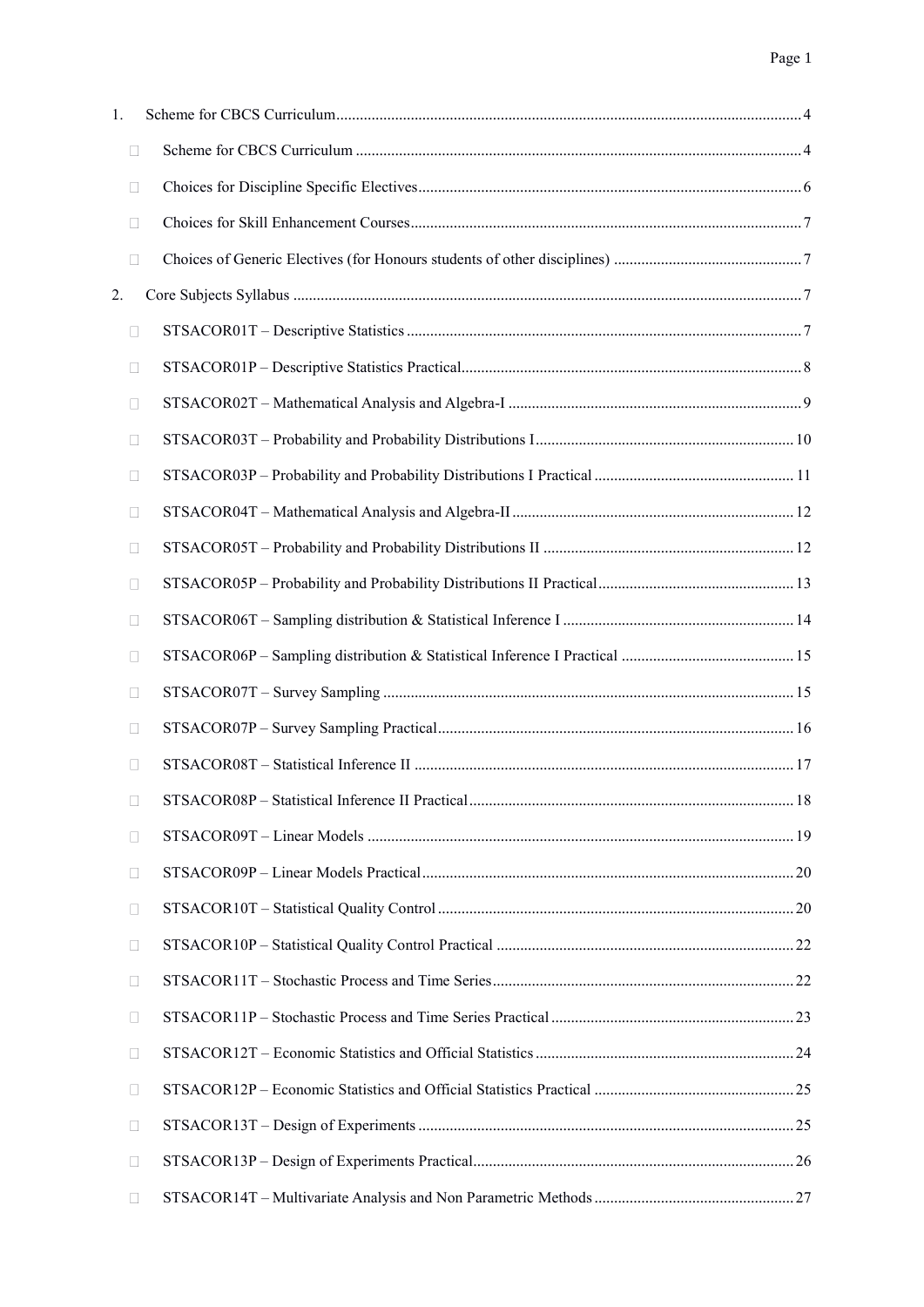1. Scheme for CBCS Curriculum .......... 4
   - Scheme for CBCS Curriculum .......... 4
   - Choices for Discipline Specific Electives .......... 6
   - Choices for Skill Enhancement Courses .......... 7
   - Choices of Generic Electives (for Honours students of other disciplines) .......... 7
2. Core Subjects Syllabus .......... 7
   - STSACOR01T – Descriptive Statistics .......... 7
   - STSACOR01P – Descriptive Statistics Practical .......... 8
   - STSACOR02T – Mathematical Analysis and Algebra-I .......... 9
   - STSACOR03T – Probability and Probability Distributions I .......... 10
   - STSACOR03P – Probability and Probability Distributions I Practical .......... 11
   - STSACOR04T – Mathematical Analysis and Algebra-II .......... 12
   - STSACOR05T – Probability and Probability Distributions II .......... 12
   - STSACOR05P – Probability and Probability Distributions II Practical .......... 13
   - STSACOR06T – Sampling distribution & Statistical Inference I .......... 14
   - STSACOR06P – Sampling distribution & Statistical Inference I Practical .......... 15
   - STSACOR07T – Survey Sampling .......... 15
   - STSACOR07P – Survey Sampling Practical .......... 16
   - STSACOR08T – Statistical Inference II .......... 17
   - STSACOR08P – Statistical Inference II Practical .......... 18
   - STSACOR09T – Linear Models .......... 19
   - STSACOR09P – Linear Models Practical .......... 20
   - STSACOR10T – Statistical Quality Control .......... 20
   - STSACOR10P – Statistical Quality Control Practical .......... 22
   - STSACOR11T – Stochastic Process and Time Series .......... 22
   - STSACOR11P – Stochastic Process and Time Series Practical .......... 23
   - STSACOR12T – Economic Statistics and Official Statistics .......... 24
   - STSACOR12P – Economic Statistics and Official Statistics Practical .......... 25
   - STSACOR13T – Design of Experiments .......... 25
   - STSACOR13P – Design of Experiments Practical .......... 26
   - STSACOR14T – Multivariate Analysis and Non Parametric Methods .......... 27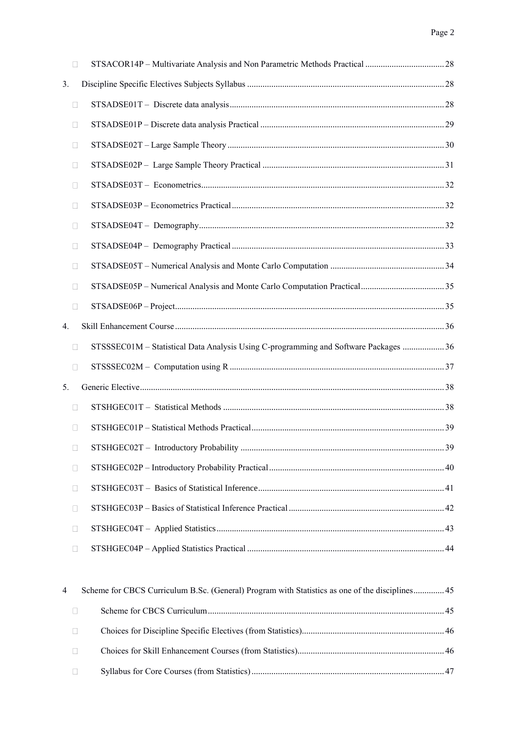- STSACOR14P – Multivariate Analysis and Non Parametric Methods Practical .................................... 28

3. Discipline Specific Electives Subjects Syllabus ........................................................................................ 28
   - STSADSE01T – Discrete data analysis ................................................................................................ 28
   - STSADSE01P – Discrete data analysis Practical .................................................................................. 29
   - STSADSE02T – Large Sample Theory .................................................................................................. 30
   - STSADSE02P – Large Sample Theory Practical .................................................................................. 31
   - STSADSE03T – Econometrics ............................................................................................................... 32
   - STSADSE03P – Econometrics Practical ................................................................................................ 32
   - STSADSE04T – Demography ................................................................................................................. 32
   - STSADSE04P – Demography Practical ................................................................................................ 33
   - STSADSE05T – Numerical Analysis and Monte Carlo Computation .................................................. 34
   - STSADSE05P – Numerical Analysis and Monte Carlo Computation Practical ...................................... 35
   - STSADSE06P – Project .......................................................................................................................... 35

4. Skill Enhancement Course .......................................................................................................................... 36
   - STSSSEC01M – Statistical Data Analysis Using C-programming and Software Packages ................... 36
   - STSSSEC02M – Computation using R ................................................................................................. 37

5. Generic Elective .......................................................................................................................................... 38
   - STSHGEC01T – Statistical Methods .................................................................................................... 38
   - STSHGEC01P – Statistical Methods Practical ...................................................................................... 39
   - STSHGEC02T – Introductory Probability ............................................................................................ 39
   - STSHGEC02P – Introductory Probability Practical .............................................................................. 40
   - STSHGEC03T – Basics of Statistical Inference .................................................................................... 41
   - STSHGEC03P – Basics of Statistical Inference Practical ...................................................................... 42
   - STSHGEC04T – Applied Statistics ....................................................................................................... 43
   - STSHGEC04P – Applied Statistics Practical ......................................................................................... 44

4 Scheme for CBCS Curriculum B.Sc. (General) Program with Statistics as one of the disciplines .............. 45
   - Scheme for CBCS Curriculum ............................................................................................................ 45
   - Choices for Discipline Specific Electives (from Statistics) ................................................................. 46
   - Choices for Skill Enhancement Courses (from Statistics) .................................................................. 46
   - Syllabus for Core Courses (from Statistics) ....................................................................................... 47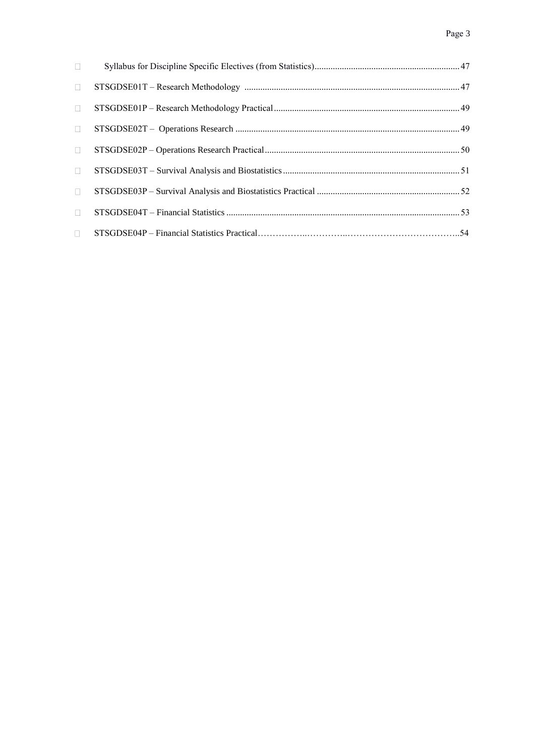- Syllabus for Discipline Specific Electives (from Statistics)................................................................47
- STSGDSE01T – Research Methodology ...............................................................................................47
- STSGDSE01P – Research Methodology Practical..................................................................................49
- STSGDSE02T – Operations Research ...................................................................................................49
- STSGDSE02P – Operations Research Practical......................................................................................50
- STSGDSE03T – Survival Analysis and Biostatistics..............................................................................51
- STSGDSE03P – Survival Analysis and Biostatistics Practical ...............................................................52
- STSGDSE04T – Financial Statistics .......................................................................................................53
- STSGDSE04P – Financial Statistics Practical……………..…………..………………………………..54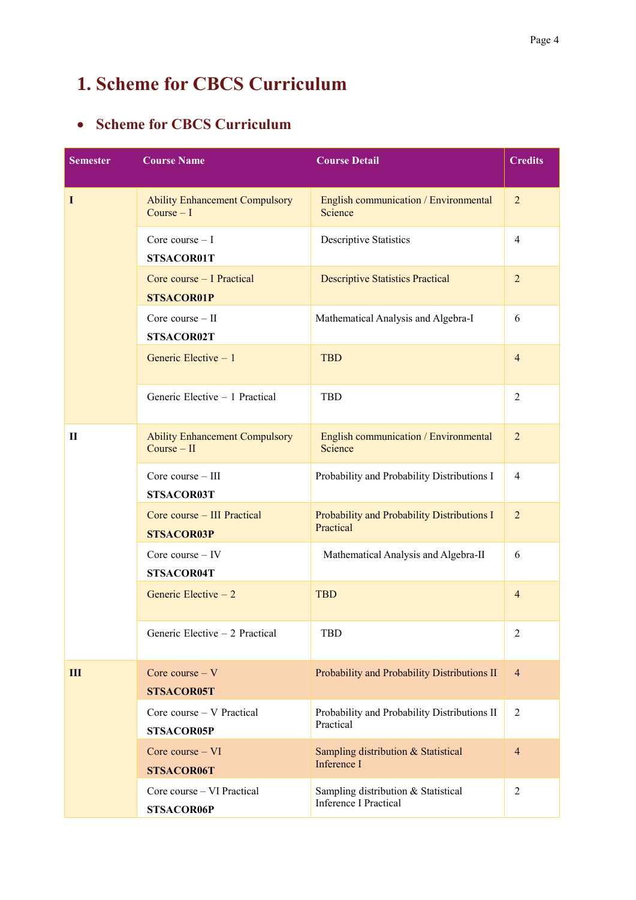# 1. Scheme for CBCS Curriculum

- ## Scheme for CBCS Curriculum

| Semester | Course Name | Course Detail | Credits |
|---|---|---|---|
| I | Ability Enhancement Compulsory Course – I | English communication / Environmental Science | 2 |
| | Core course – I **STSACOR01T** | Descriptive Statistics | 4 |
| | Core course – I Practical **STSACOR01P** | Descriptive Statistics Practical | 2 |
| | Core course – II **STSACOR02T** | Mathematical Analysis and Algebra-I | 6 |
| | Generic Elective – 1 | TBD | 4 |
| | Generic Elective – 1 Practical | TBD | 2 |
| II | Ability Enhancement Compulsory Course – II | English communication / Environmental Science | 2 |
| | Core course – III **STSACOR03T** | Probability and Probability Distributions I | 4 |
| | Core course – III Practical **STSACOR03P** | Probability and Probability Distributions I Practical | 2 |
| | Core course – IV **STSACOR04T** | Mathematical Analysis and Algebra-II | 6 |
| | Generic Elective – 2 | TBD | 4 |
| | Generic Elective – 2 Practical | TBD | 2 |
| III | Core course – V **STSACOR05T** | Probability and Probability Distributions II | 4 |
| | Core course – V Practical **STSACOR05P** | Probability and Probability Distributions II Practical | 2 |
| | Core course – VI **STSACOR06T** | Sampling distribution & Statistical Inference I | 4 |
| | Core course – VI Practical **STSACOR06P** | Sampling distribution & Statistical Inference I Practical | 2 |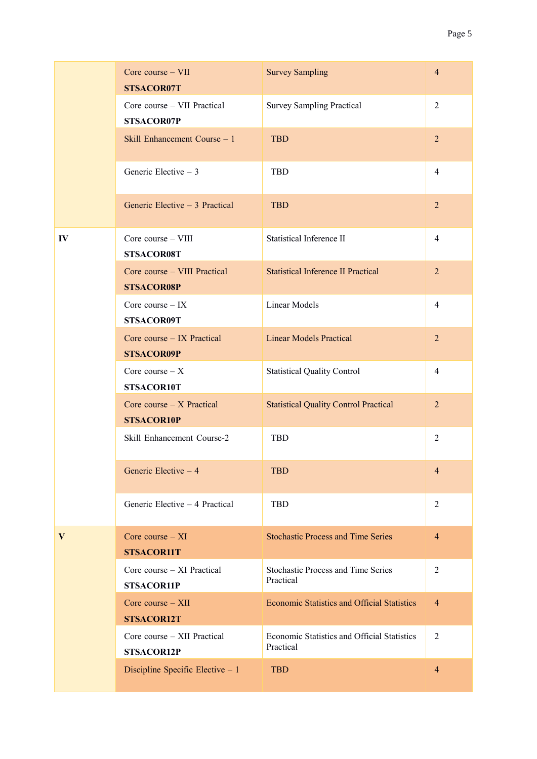| | | | |
|---|---|---|---|
| | Core course – VII **STSACOR07T** | Survey Sampling | 4 |
| | Core course – VII Practical **STSACOR07P** | Survey Sampling Practical | 2 |
| | Skill Enhancement Course – 1 | TBD | 2 |
| | Generic Elective – 3 | TBD | 4 |
| | Generic Elective – 3 Practical | TBD | 2 |
| **IV** | Core course – VIII **STSACOR08T** | Statistical Inference II | 4 |
| | Core course – VIII Practical **STSACOR08P** | Statistical Inference II Practical | 2 |
| | Core course – IX **STSACOR09T** | Linear Models | 4 |
| | Core course – IX Practical **STSACOR09P** | Linear Models Practical | 2 |
| | Core course – X **STSACOR10T** | Statistical Quality Control | 4 |
| | Core course – X Practical **STSACOR10P** | Statistical Quality Control Practical | 2 |
| | Skill Enhancement Course-2 | TBD | 2 |
| | Generic Elective – 4 | TBD | 4 |
| | Generic Elective – 4 Practical | TBD | 2 |
| **V** | Core course – XI **STSACOR11T** | Stochastic Process and Time Series | 4 |
| | Core course – XI Practical **STSACOR11P** | Stochastic Process and Time Series Practical | 2 |
| | Core course – XII **STSACOR12T** | Economic Statistics and Official Statistics | 4 |
| | Core course – XII Practical **STSACOR12P** | Economic Statistics and Official Statistics Practical | 2 |
| | Discipline Specific Elective – 1 | TBD | 4 |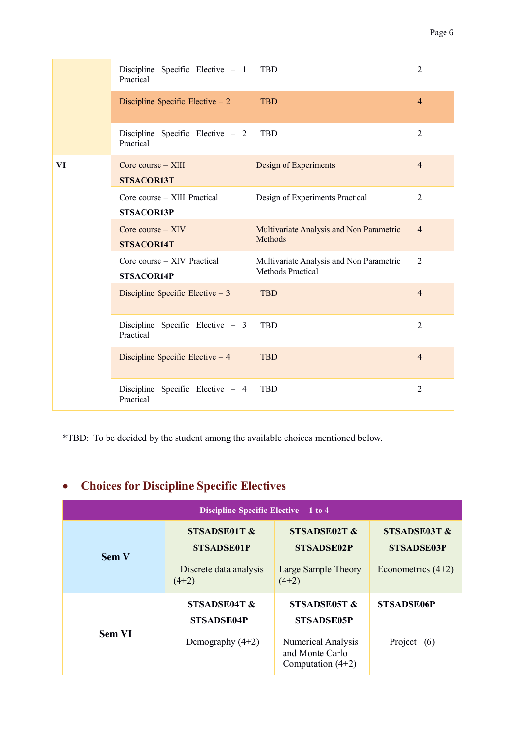| | | | |
|---|---|---|---|
| | Discipline Specific Elective – 1 Practical | TBD | 2 |
| | Discipline Specific Elective – 2 | TBD | 4 |
| | Discipline Specific Elective – 2 Practical | TBD | 2 |
| **VI** | Core course – XIII **STSACOR13T** | Design of Experiments | 4 |
| | Core course – XIII Practical **STSACOR13P** | Design of Experiments Practical | 2 |
| | Core course – XIV **STSACOR14T** | Multivariate Analysis and Non Parametric Methods | 4 |
| | Core course – XIV Practical **STSACOR14P** | Multivariate Analysis and Non Parametric Methods Practical | 2 |
| | Discipline Specific Elective – 3 | TBD | 4 |
| | Discipline Specific Elective – 3 Practical | TBD | 2 |
| | Discipline Specific Elective – 4 | TBD | 4 |
| | Discipline Specific Elective – 4 Practical | TBD | 2 |

*TBD: To be decided by the student among the available choices mentioned below.

- ## Choices for Discipline Specific Electives

| **Discipline Specific Elective – 1 to 4** | | | |
|---|---|---|---|
| **Sem V** | **STSADSE01T & STSADSE01P** Discrete data analysis (4+2) | **STSADSE02T & STSADSE02P** Large Sample Theory (4+2) | **STSADSE03T & STSADSE03P** Econometrics (4+2) |
| **Sem VI** | **STSADSE04T & STSADSE04P** Demography (4+2) | **STSADSE05T & STSADSE05P** Numerical Analysis and Monte Carlo Computation (4+2) | **STSADSE06P** Project (6) |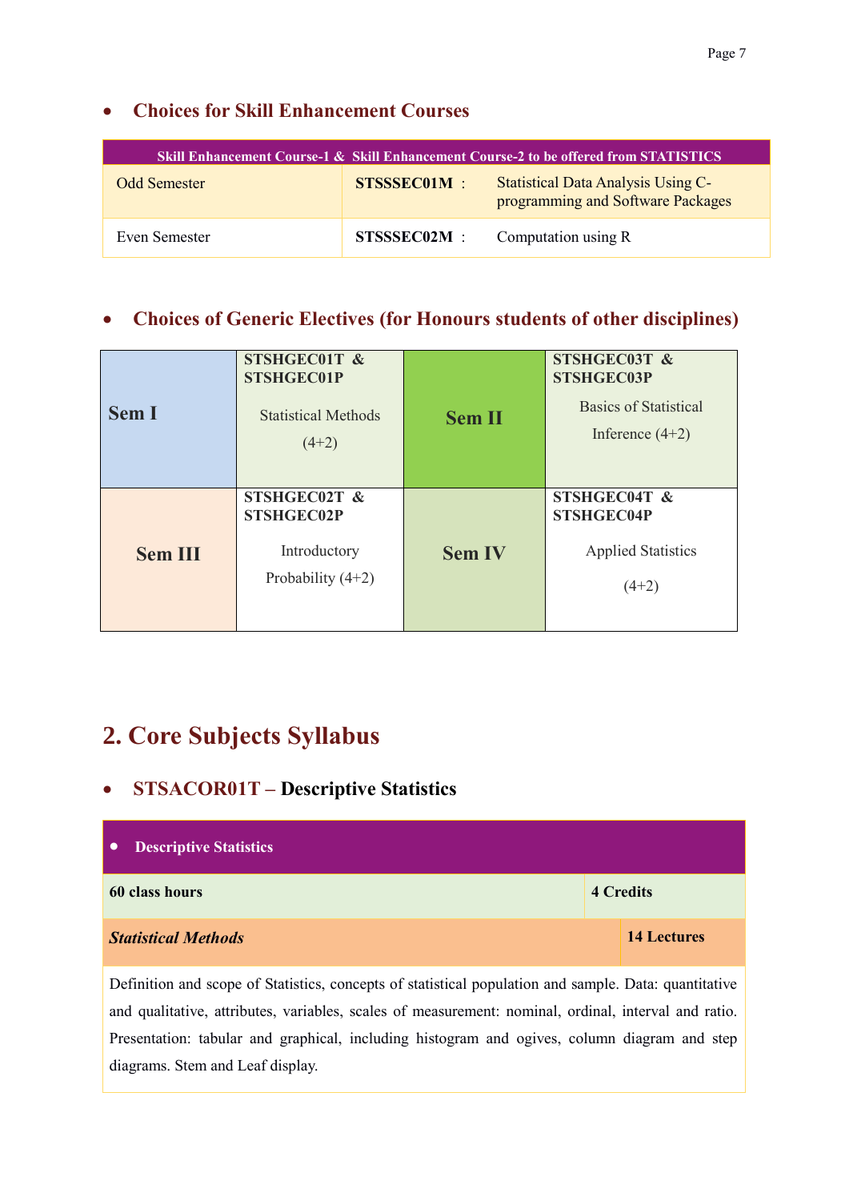- **Choices for Skill Enhancement Courses**

| Skill Enhancement Course-1 & Skill Enhancement Course-2 to be offered from STATISTICS | | |
|---|---|---|
| Odd Semester | **STSSSEC01M** : | Statistical Data Analysis Using C-programming and Software Packages |
| Even Semester | **STSSSEC02M** : | Computation using R |

- **Choices of Generic Electives (for Honours students of other disciplines)**

| | | | |
|---|---|---|---|
| **Sem I** | **STSHGEC01T & STSHGEC01P** Statistical Methods (4+2) | **Sem II** | **STSHGEC03T & STSHGEC03P** Basics of Statistical Inference (4+2) |
| **Sem III** | **STSHGEC02T & STSHGEC02P** Introductory Probability (4+2) | **Sem IV** | **STSHGEC04T & STSHGEC04P** Applied Statistics (4+2) |

# 2. Core Subjects Syllabus

- **STSACOR01T – Descriptive Statistics**

| • Descriptive Statistics | |
|---|---|
| **60 class hours** | **4 Credits** |
| ***Statistical Methods*** | **14 Lectures** |

Definition and scope of Statistics, concepts of statistical population and sample. Data: quantitative and qualitative, attributes, variables, scales of measurement: nominal, ordinal, interval and ratio. Presentation: tabular and graphical, including histogram and ogives, column diagram and step diagrams. Stem and Leaf display.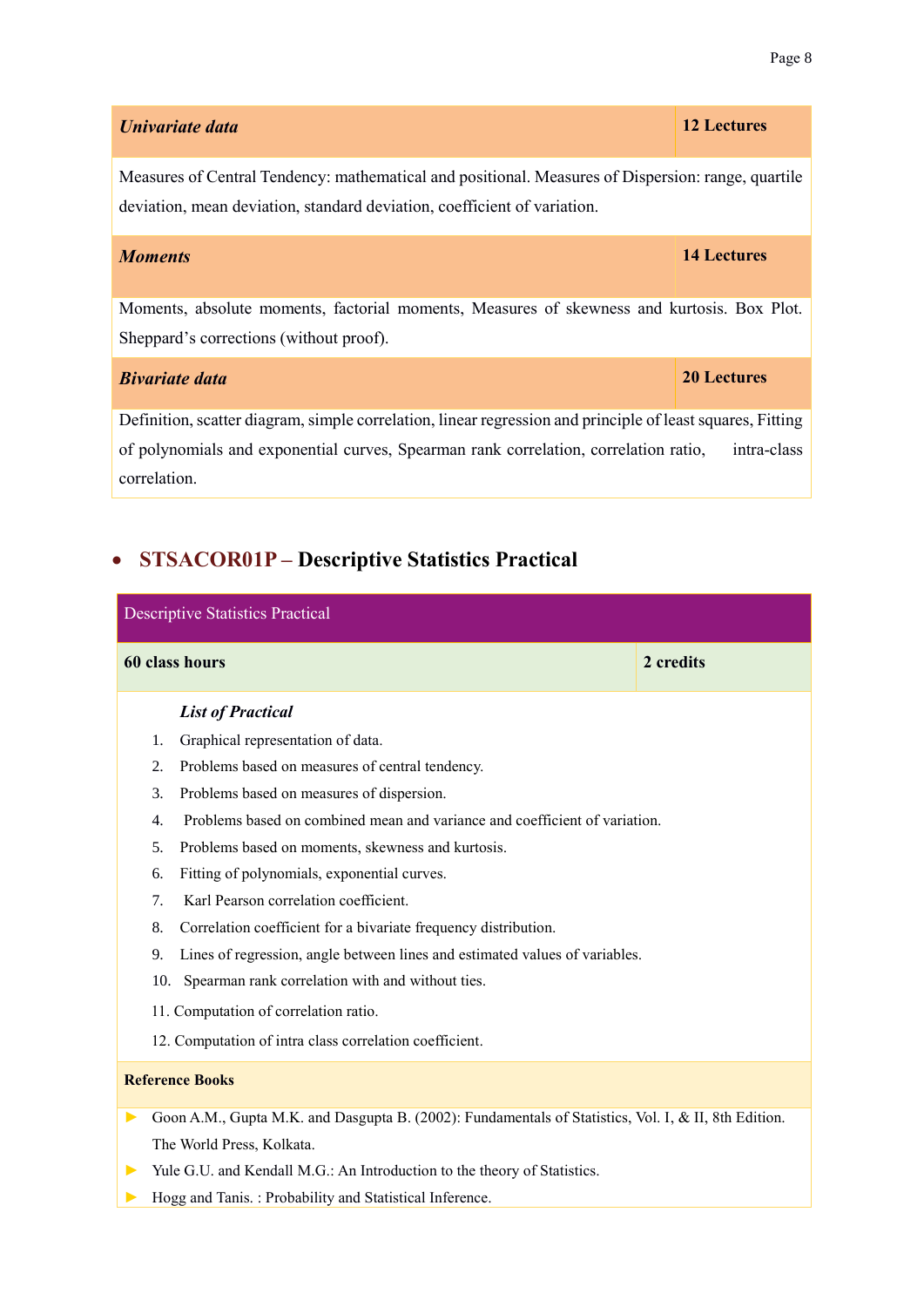| *Univariate data* | 12 Lectures |
|---|---|
| Measures of Central Tendency: mathematical and positional. Measures of Dispersion: range, quartile deviation, mean deviation, standard deviation, coefficient of variation. | |
| ***Moments*** | **14 Lectures** |
| Moments, absolute moments, factorial moments, Measures of skewness and kurtosis. Box Plot. Sheppard's corrections (without proof). | |
| ***Bivariate data*** | **20 Lectures** |
| Definition, scatter diagram, simple correlation, linear regression and principle of least squares, Fitting of polynomials and exponential curves, Spearman rank correlation, correlation ratio, intra-class correlation. | |

- **STSACOR01P – Descriptive Statistics Practical**

| Descriptive Statistics Practical | |
|---|---|
| **60 class hours** | **2 credits** |

***List of Practical***

1. Graphical representation of data.
2. Problems based on measures of central tendency.
3. Problems based on measures of dispersion.
4. Problems based on combined mean and variance and coefficient of variation.
5. Problems based on moments, skewness and kurtosis.
6. Fitting of polynomials, exponential curves.
7. Karl Pearson correlation coefficient.
8. Correlation coefficient for a bivariate frequency distribution.
9. Lines of regression, angle between lines and estimated values of variables.
10. Spearman rank correlation with and without ties.
11. Computation of correlation ratio.
12. Computation of intra class correlation coefficient.

**Reference Books**

- Goon A.M., Gupta M.K. and Dasgupta B. (2002): Fundamentals of Statistics, Vol. I, & II, 8th Edition. The World Press, Kolkata.
- Yule G.U. and Kendall M.G.: An Introduction to the theory of Statistics.
- Hogg and Tanis. : Probability and Statistical Inference.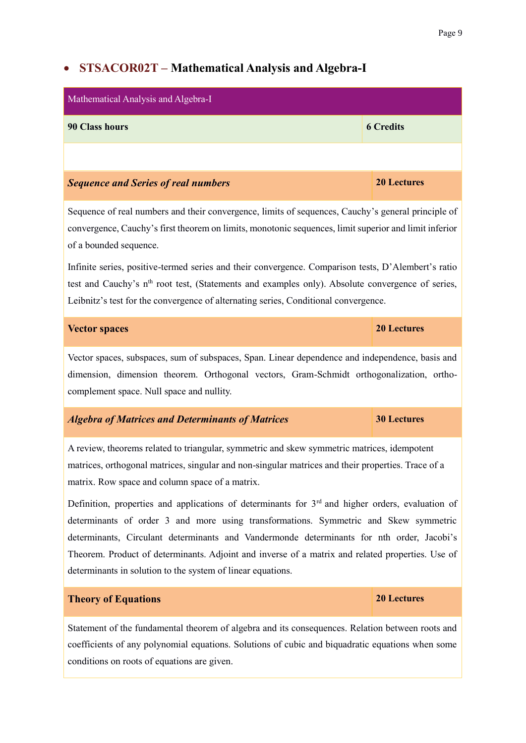- **STSACOR02T – Mathematical Analysis and Algebra-I**

| Mathematical Analysis and Algebra-I | |
|---|---|
| **90 Class hours** | **6 Credits** |
| | |
| ***Sequence and Series of real numbers*** | **20 Lectures** |
| Sequence of real numbers and their convergence, limits of sequences, Cauchy's general principle of convergence, Cauchy's first theorem on limits, monotonic sequences, limit superior and limit inferior of a bounded sequence.<br><br>Infinite series, positive-termed series and their convergence. Comparison tests, D'Alembert's ratio test and Cauchy's $n^{th}$ root test, (Statements and examples only). Absolute convergence of series, Leibnitz's test for the convergence of alternating series, Conditional convergence. | |
| **Vector spaces** | **20 Lectures** |
| Vector spaces, subspaces, sum of subspaces, Span. Linear dependence and independence, basis and dimension, dimension theorem. Orthogonal vectors, Gram-Schmidt orthogonalization, ortho-complement space. Null space and nullity. | |
| ***Algebra of Matrices and Determinants of Matrices*** | **30 Lectures** |
| A review, theorems related to triangular, symmetric and skew symmetric matrices, idempotent matrices, orthogonal matrices, singular and non-singular matrices and their properties. Trace of a matrix. Row space and column space of a matrix.<br><br>Definition, properties and applications of determinants for $3^{rd}$ and higher orders, evaluation of determinants of order 3 and more using transformations. Symmetric and Skew symmetric determinants, Circulant determinants and Vandermonde determinants for nth order, Jacobi's Theorem. Product of determinants. Adjoint and inverse of a matrix and related properties. Use of determinants in solution to the system of linear equations. | |
| **Theory of Equations** | **20 Lectures** |
| Statement of the fundamental theorem of algebra and its consequences. Relation between roots and coefficients of any polynomial equations. Solutions of cubic and biquadratic equations when some conditions on roots of equations are given. | |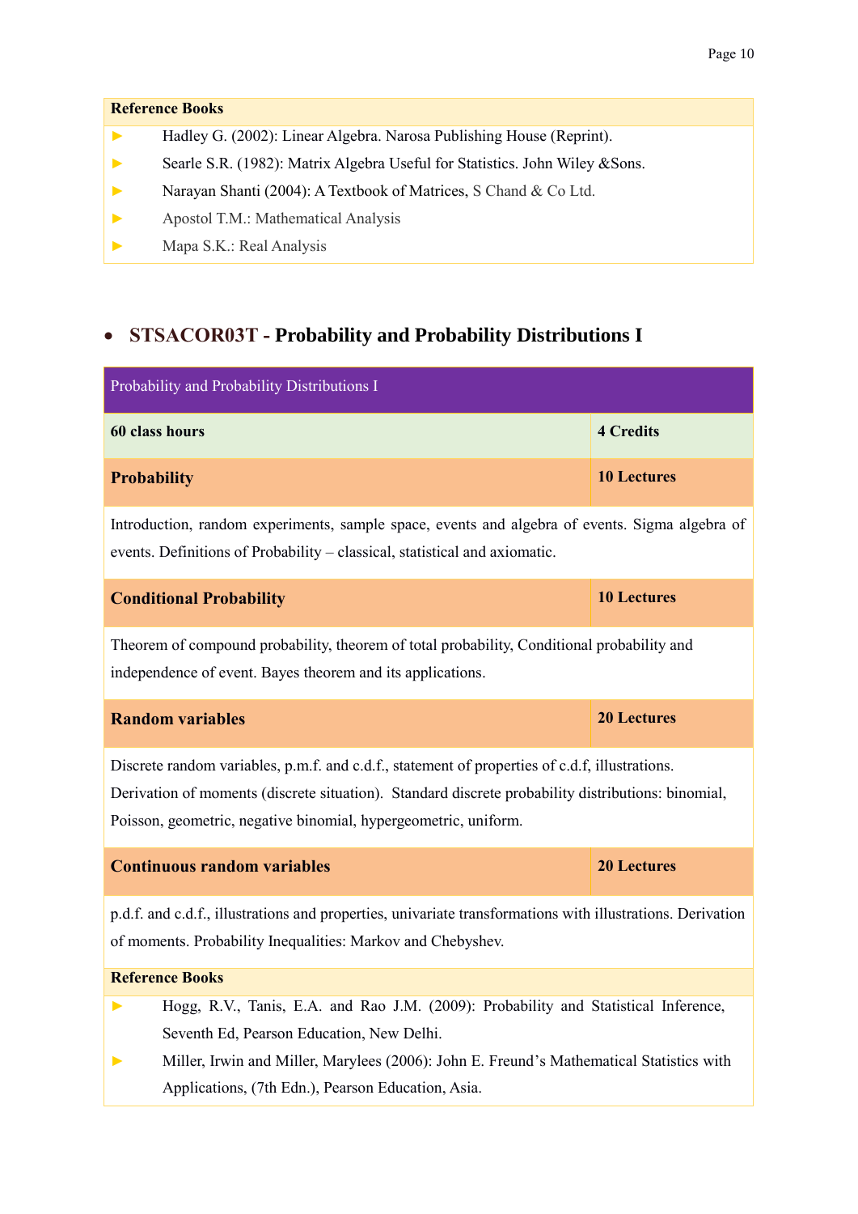**Reference Books**

- Hadley G. (2002): Linear Algebra. Narosa Publishing House (Reprint).
- Searle S.R. (1982): Matrix Algebra Useful for Statistics. John Wiley &Sons.
- Narayan Shanti (2004): A Textbook of Matrices, S Chand & Co Ltd.
- Apostol T.M.: Mathematical Analysis
- Mapa S.K.: Real Analysis

## • STSACOR03T - Probability and Probability Distributions I

| Probability and Probability Distributions I | |
|---|---|
| **60 class hours** | **4 Credits** |
| **Probability** | **10 Lectures** |
| Introduction, random experiments, sample space, events and algebra of events. Sigma algebra of events. Definitions of Probability – classical, statistical and axiomatic. | |
| **Conditional Probability** | **10 Lectures** |
| Theorem of compound probability, theorem of total probability, Conditional probability and independence of event. Bayes theorem and its applications. | |
| **Random variables** | **20 Lectures** |
| Discrete random variables, p.m.f. and c.d.f., statement of properties of c.d.f, illustrations. Derivation of moments (discrete situation). Standard discrete probability distributions: binomial, Poisson, geometric, negative binomial, hypergeometric, uniform. | |
| **Continuous random variables** | **20 Lectures** |
| p.d.f. and c.d.f., illustrations and properties, univariate transformations with illustrations. Derivation of moments. Probability Inequalities: Markov and Chebyshev. | |

**Reference Books**

- Hogg, R.V., Tanis, E.A. and Rao J.M. (2009): Probability and Statistical Inference, Seventh Ed, Pearson Education, New Delhi.
- Miller, Irwin and Miller, Marylees (2006): John E. Freund's Mathematical Statistics with Applications, (7th Edn.), Pearson Education, Asia.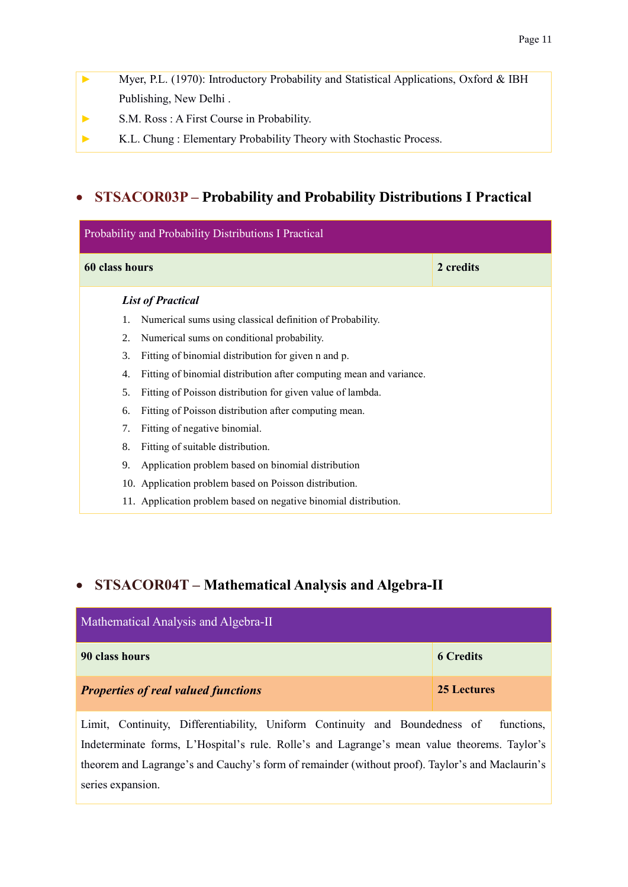- Myer, P.L. (1970): Introductory Probability and Statistical Applications, Oxford & IBH Publishing, New Delhi .
- S.M. Ross : A First Course in Probability.
- K.L. Chung : Elementary Probability Theory with Stochastic Process.

## • STSACOR03P – Probability and Probability Distributions I Practical

| Probability and Probability Distributions I Practical | |
|---|---|
| **60 class hours** | **2 credits** |

***List of Practical***

1. Numerical sums using classical definition of Probability.
2. Numerical sums on conditional probability.
3. Fitting of binomial distribution for given n and p.
4. Fitting of binomial distribution after computing mean and variance.
5. Fitting of Poisson distribution for given value of lambda.
6. Fitting of Poisson distribution after computing mean.
7. Fitting of negative binomial.
8. Fitting of suitable distribution.
9. Application problem based on binomial distribution
10. Application problem based on Poisson distribution.
11. Application problem based on negative binomial distribution.

## • STSACOR04T – Mathematical Analysis and Algebra-II

| Mathematical Analysis and Algebra-II | |
|---|---|
| **90 class hours** | **6 Credits** |
| ***Properties of real valued functions*** | **25 Lectures** |

Limit, Continuity, Differentiability, Uniform Continuity and Boundedness of functions, Indeterminate forms, L'Hospital's rule. Rolle's and Lagrange's mean value theorems. Taylor's theorem and Lagrange's and Cauchy's form of remainder (without proof). Taylor's and Maclaurin's series expansion.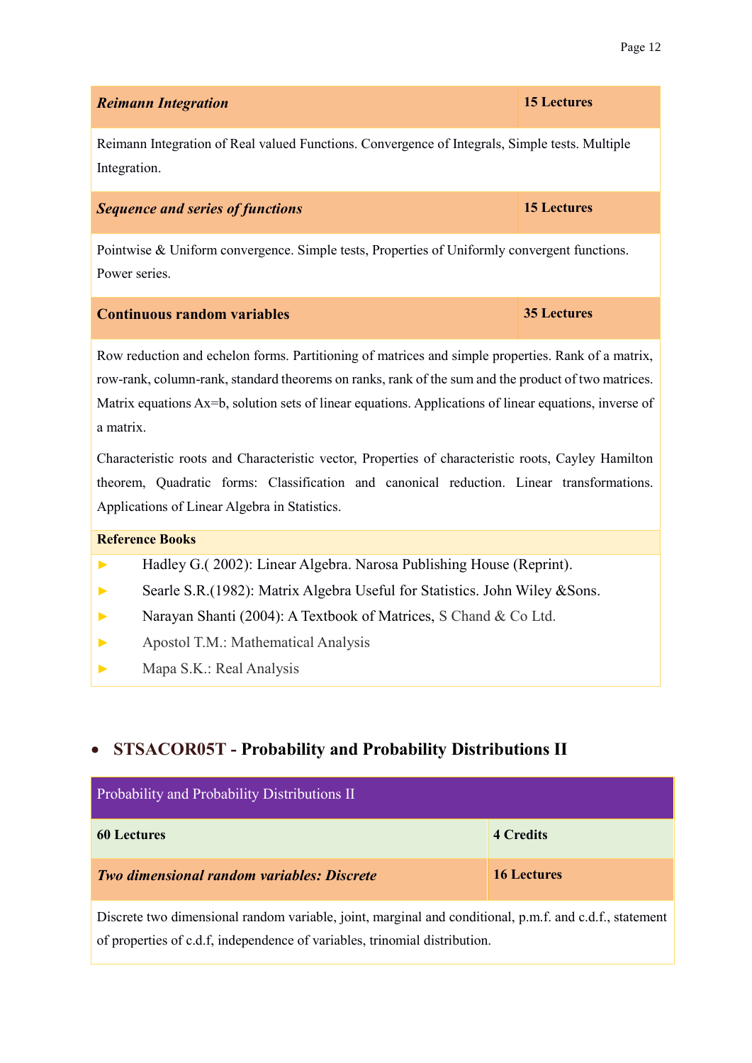| *Reimann Integration* | 15 Lectures |
|---|---|
| Reimann Integration of Real valued Functions. Convergence of Integrals, Simple tests. Multiple Integration. | |
| ***Sequence and series of functions*** | **15 Lectures** |
| Pointwise & Uniform convergence. Simple tests, Properties of Uniformly convergent functions. Power series. | |
| **Continuous random variables** | **35 Lectures** |
| Row reduction and echelon forms. Partitioning of matrices and simple properties. Rank of a matrix, row-rank, column-rank, standard theorems on ranks, rank of the sum and the product of two matrices. Matrix equations Ax=b, solution sets of linear equations. Applications of linear equations, inverse of a matrix.<br><br>Characteristic roots and Characteristic vector, Properties of characteristic roots, Cayley Hamilton theorem, Quadratic forms: Classification and canonical reduction. Linear transformations. Applications of Linear Algebra in Statistics. | |

**Reference Books**

- Hadley G.( 2002): Linear Algebra. Narosa Publishing House (Reprint).
- Searle S.R.(1982): Matrix Algebra Useful for Statistics. John Wiley &Sons.
- Narayan Shanti (2004): A Textbook of Matrices, S Chand & Co Ltd.
- Apostol T.M.: Mathematical Analysis
- Mapa S.K.: Real Analysis

## STSACOR05T - Probability and Probability Distributions II

| Probability and Probability Distributions II | |
|---|---|
| **60 Lectures** | **4 Credits** |
| ***Two dimensional random variables: Discrete*** | **16 Lectures** |
| Discrete two dimensional random variable, joint, marginal and conditional, p.m.f. and c.d.f., statement of properties of c.d.f, independence of variables, trinomial distribution. | |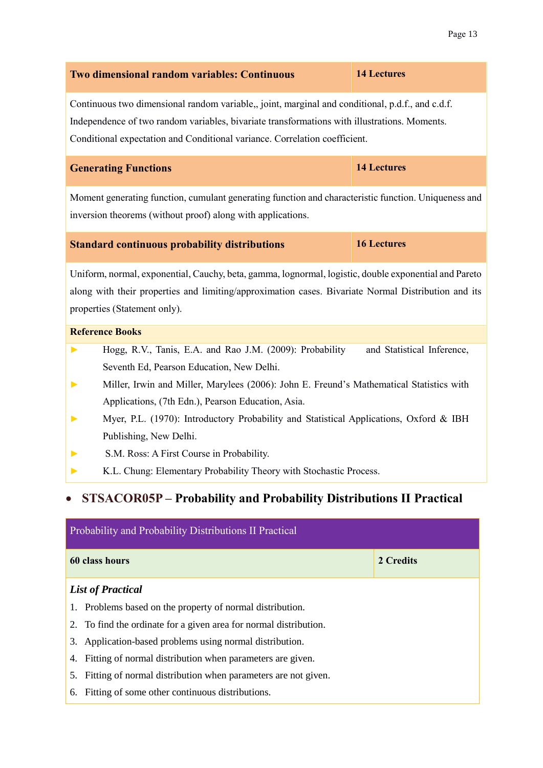| Two dimensional random variables: Continuous | 14 Lectures |
|---|---|

Continuous two dimensional random variable,, joint, marginal and conditional, p.d.f., and c.d.f. Independence of two random variables, bivariate transformations with illustrations. Moments. Conditional expectation and Conditional variance. Correlation coefficient.

| Generating Functions | 14 Lectures |
|---|---|

Moment generating function, cumulant generating function and characteristic function. Uniqueness and inversion theorems (without proof) along with applications.

| Standard continuous probability distributions | 16 Lectures |
|---|---|

Uniform, normal, exponential, Cauchy, beta, gamma, lognormal, logistic, double exponential and Pareto along with their properties and limiting/approximation cases. Bivariate Normal Distribution and its properties (Statement only).

**Reference Books**

- Hogg, R.V., Tanis, E.A. and Rao J.M. (2009): Probability and Statistical Inference, Seventh Ed, Pearson Education, New Delhi.
- Miller, Irwin and Miller, Marylees (2006): John E. Freund's Mathematical Statistics with Applications, (7th Edn.), Pearson Education, Asia.
- Myer, P.L. (1970): Introductory Probability and Statistical Applications, Oxford & IBH Publishing, New Delhi.
- S.M. Ross: A First Course in Probability.
- K.L. Chung: Elementary Probability Theory with Stochastic Process.

- **STSACOR05P – Probability and Probability Distributions II Practical**

| Probability and Probability Distributions II Practical | |
|---|---|
| **60 class hours** | **2 Credits** |

***List of Practical***

1. Problems based on the property of normal distribution.
2. To find the ordinate for a given area for normal distribution.
3. Application-based problems using normal distribution.
4. Fitting of normal distribution when parameters are given.
5. Fitting of normal distribution when parameters are not given.
6. Fitting of some other continuous distributions.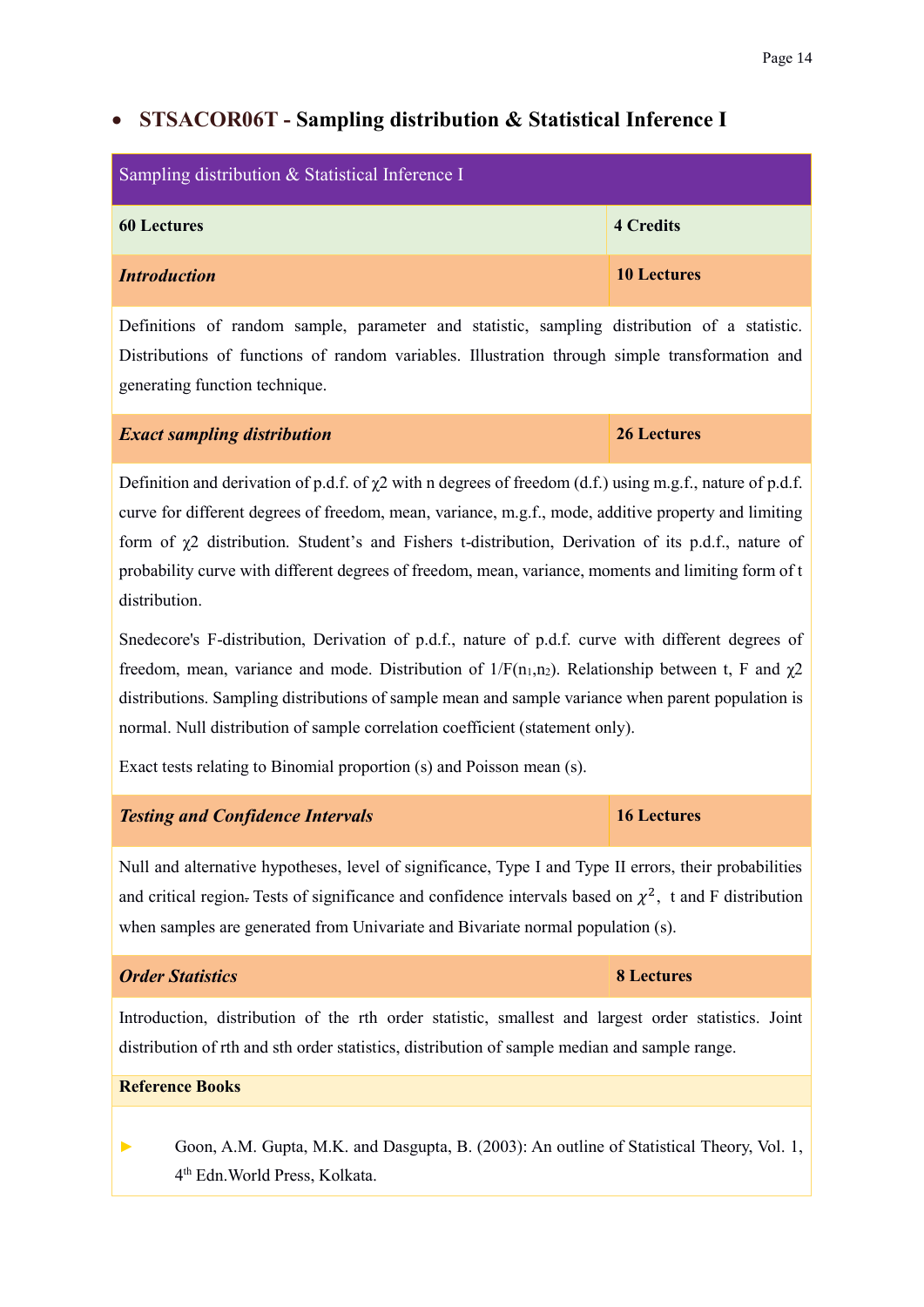- **STSACOR06T - Sampling distribution & Statistical Inference I**

| Sampling distribution & Statistical Inference I | |
|---|---|
| **60 Lectures** | **4 Credits** |
| ***Introduction*** | **10 Lectures** |
| Definitions of random sample, parameter and statistic, sampling distribution of a statistic. Distributions of functions of random variables. Illustration through simple transformation and generating function technique. | |
| ***Exact sampling distribution*** | **26 Lectures** |
| Definition and derivation of p.d.f. of $\chi2$ with n degrees of freedom (d.f.) using m.g.f., nature of p.d.f. curve for different degrees of freedom, mean, variance, m.g.f., mode, additive property and limiting form of $\chi2$ distribution. Student's and Fishers t-distribution, Derivation of its p.d.f., nature of probability curve with different degrees of freedom, mean, variance, moments and limiting form of t distribution. <br><br> Snedecore's F-distribution, Derivation of p.d.f., nature of p.d.f. curve with different degrees of freedom, mean, variance and mode. Distribution of $1/F(n_1,n_2)$. Relationship between t, F and $\chi2$ distributions. Sampling distributions of sample mean and sample variance when parent population is normal. Null distribution of sample correlation coefficient (statement only). <br><br> Exact tests relating to Binomial proportion (s) and Poisson mean (s). | |
| ***Testing and Confidence Intervals*** | **16 Lectures** |
| Null and alternative hypotheses, level of significance, Type I and Type II errors, their probabilities and critical region. Tests of significance and confidence intervals based on $\chi^2$, t and F distribution when samples are generated from Univariate and Bivariate normal population (s). | |
| ***Order Statistics*** | **8 Lectures** |
| Introduction, distribution of the rth order statistic, smallest and largest order statistics. Joint distribution of rth and sth order statistics, distribution of sample median and sample range. | |
| **Reference Books** | |
| ► Goon, A.M. Gupta, M.K. and Dasgupta, B. (2003): An outline of Statistical Theory, Vol. 1, 4th Edn.World Press, Kolkata. | |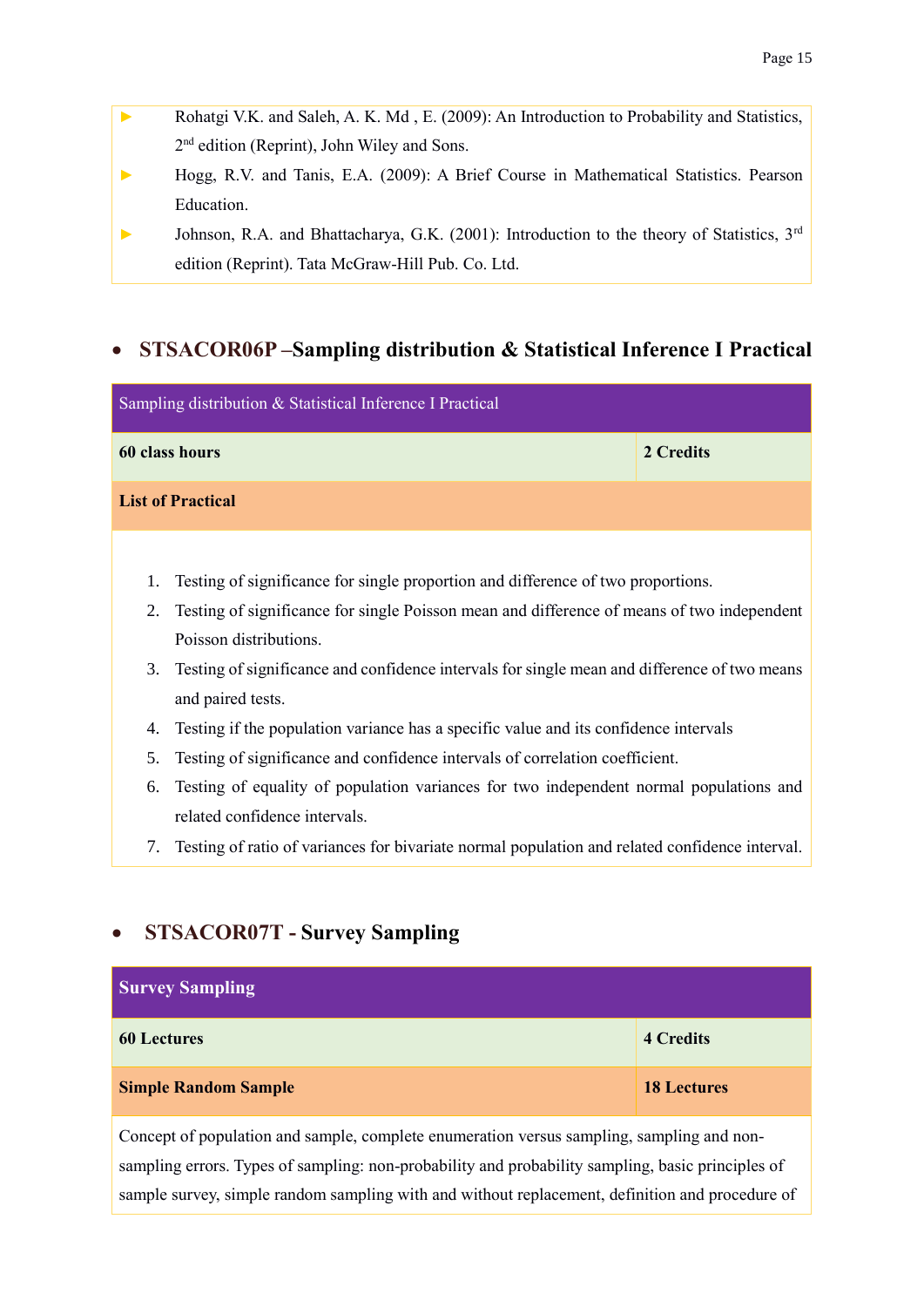- Rohatgi V.K. and Saleh, A. K. Md , E. (2009): An Introduction to Probability and Statistics, 2nd edition (Reprint), John Wiley and Sons.
- Hogg, R.V. and Tanis, E.A. (2009): A Brief Course in Mathematical Statistics. Pearson Education.
- Johnson, R.A. and Bhattacharya, G.K. (2001): Introduction to the theory of Statistics, 3rd edition (Reprint). Tata McGraw-Hill Pub. Co. Ltd.

## • STSACOR06P –Sampling distribution & Statistical Inference I Practical

| Sampling distribution & Statistical Inference I Practical | |
|---|---|
| **60 class hours** | **2 Credits** |
| **List of Practical** | |

1. Testing of significance for single proportion and difference of two proportions.
2. Testing of significance for single Poisson mean and difference of means of two independent Poisson distributions.
3. Testing of significance and confidence intervals for single mean and difference of two means and paired tests.
4. Testing if the population variance has a specific value and its confidence intervals
5. Testing of significance and confidence intervals of correlation coefficient.
6. Testing of equality of population variances for two independent normal populations and related confidence intervals.
7. Testing of ratio of variances for bivariate normal population and related confidence interval.

## • STSACOR07T - Survey Sampling

| **Survey Sampling** | |
|---|---|
| **60 Lectures** | **4 Credits** |
| **Simple Random Sample** | **18 Lectures** |

Concept of population and sample, complete enumeration versus sampling, sampling and non-sampling errors. Types of sampling: non-probability and probability sampling, basic principles of sample survey, simple random sampling with and without replacement, definition and procedure of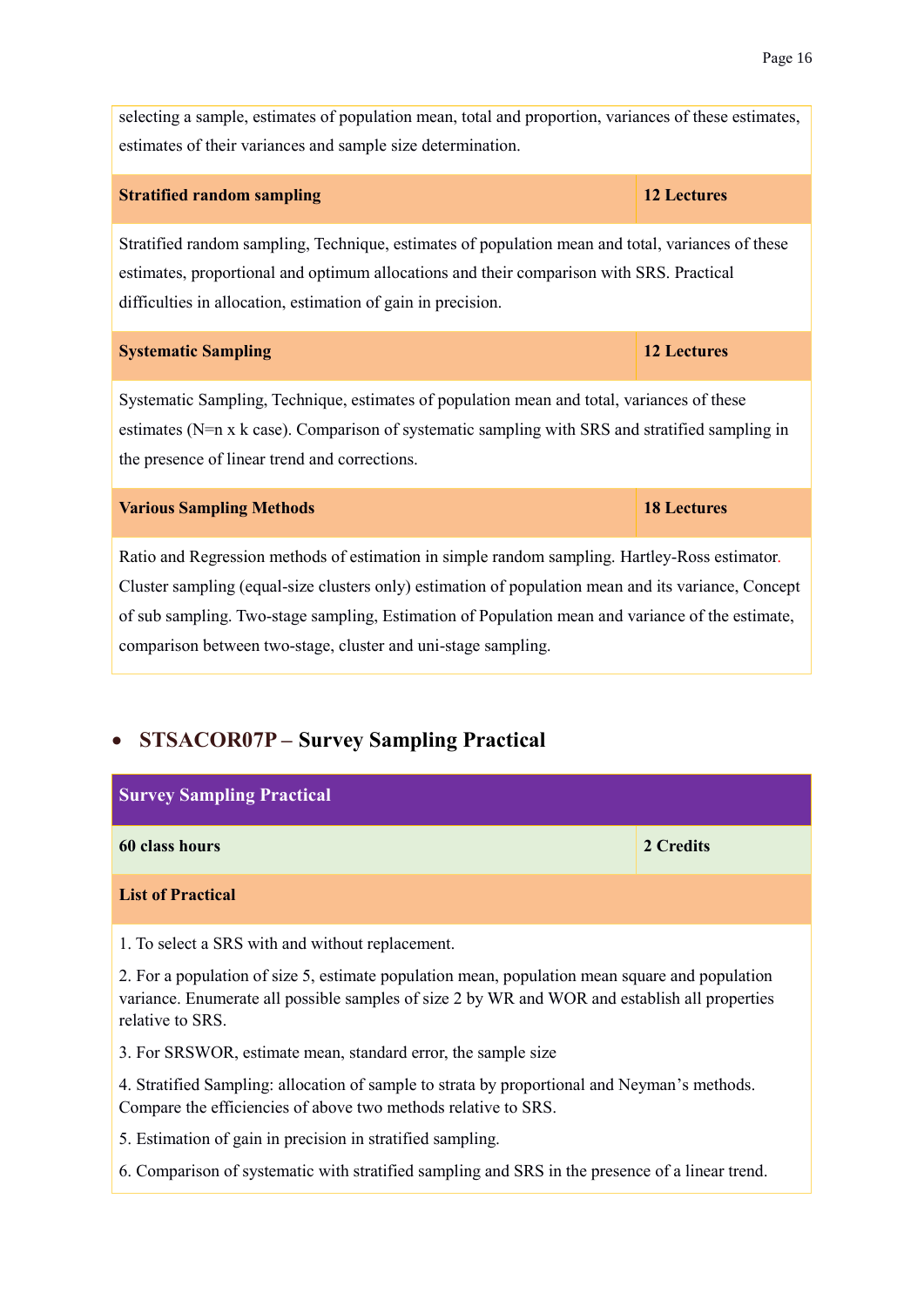| | |
|---|---|
| selecting a sample, estimates of population mean, total and proportion, variances of these estimates, estimates of their variances and sample size determination. | |
| **Stratified random sampling** | **12 Lectures** |
| Stratified random sampling, Technique, estimates of population mean and total, variances of these estimates, proportional and optimum allocations and their comparison with SRS. Practical difficulties in allocation, estimation of gain in precision. | |
| **Systematic Sampling** | **12 Lectures** |
| Systematic Sampling, Technique, estimates of population mean and total, variances of these estimates (N=n x k case). Comparison of systematic sampling with SRS and stratified sampling in the presence of linear trend and corrections. | |
| **Various Sampling Methods** | **18 Lectures** |
| Ratio and Regression methods of estimation in simple random sampling. Hartley-Ross estimator. Cluster sampling (equal-size clusters only) estimation of population mean and its variance, Concept of sub sampling. Two-stage sampling, Estimation of Population mean and variance of the estimate, comparison between two-stage, cluster and uni-stage sampling. | |

- **STSACOR07P – Survey Sampling Practical**

| **Survey Sampling Practical** | |
|---|---|
| **60 class hours** | **2 Credits** |
| **List of Practical** | |
| 1. To select a SRS with and without replacement.<br>2. For a population of size 5, estimate population mean, population mean square and population variance. Enumerate all possible samples of size 2 by WR and WOR and establish all properties relative to SRS.<br>3. For SRSWOR, estimate mean, standard error, the sample size<br>4. Stratified Sampling: allocation of sample to strata by proportional and Neyman's methods. Compare the efficiencies of above two methods relative to SRS.<br>5. Estimation of gain in precision in stratified sampling.<br>6. Comparison of systematic with stratified sampling and SRS in the presence of a linear trend. | |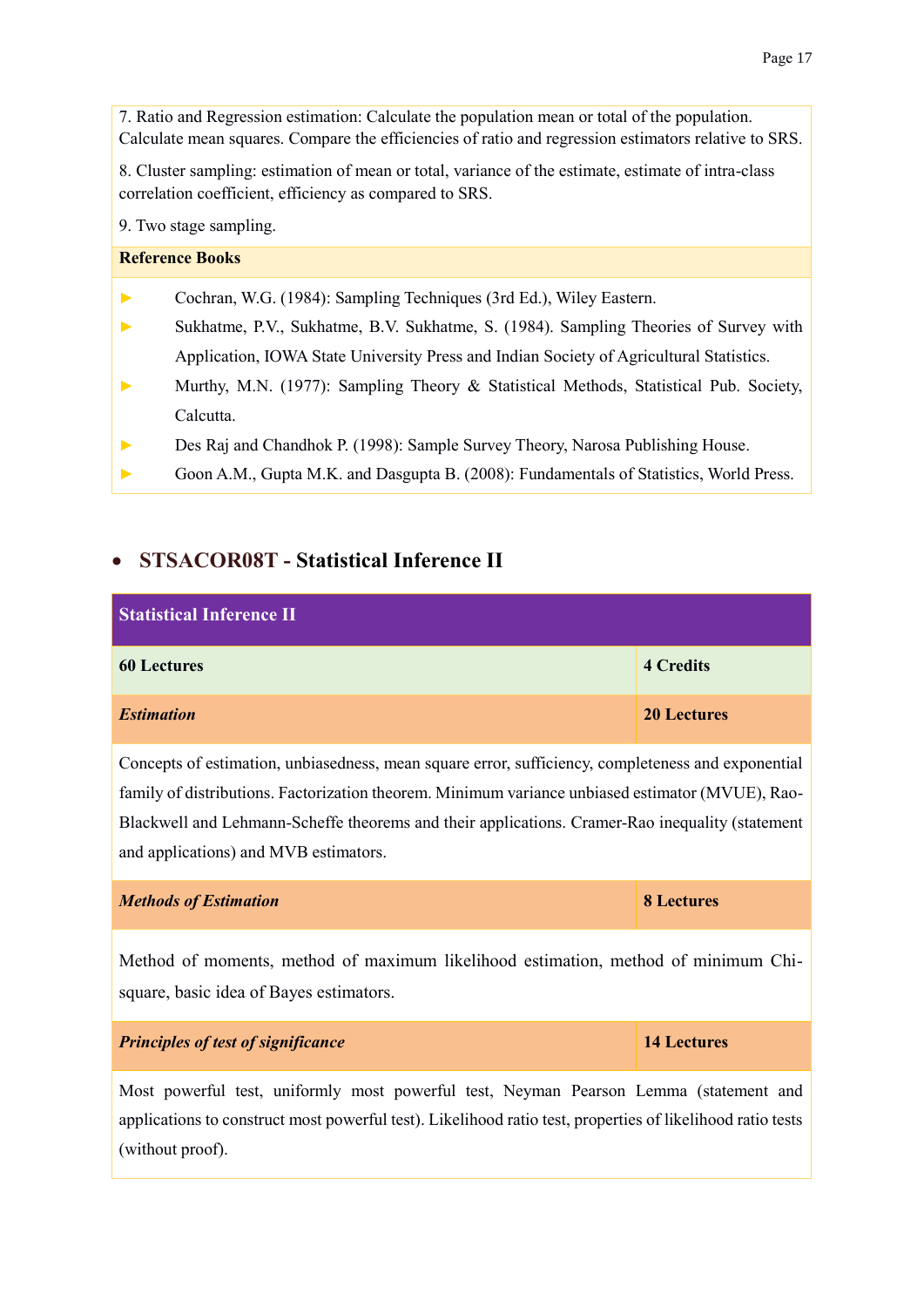7. Ratio and Regression estimation: Calculate the population mean or total of the population. Calculate mean squares. Compare the efficiencies of ratio and regression estimators relative to SRS.

8. Cluster sampling: estimation of mean or total, variance of the estimate, estimate of intra-class correlation coefficient, efficiency as compared to SRS.

9. Two stage sampling.

**Reference Books**

- Cochran, W.G. (1984): Sampling Techniques (3rd Ed.), Wiley Eastern.
- Sukhatme, P.V., Sukhatme, B.V. Sukhatme, S. (1984). Sampling Theories of Survey with Application, IOWA State University Press and Indian Society of Agricultural Statistics.
- Murthy, M.N. (1977): Sampling Theory & Statistical Methods, Statistical Pub. Society, Calcutta.
- Des Raj and Chandhok P. (1998): Sample Survey Theory, Narosa Publishing House.
- Goon A.M., Gupta M.K. and Dasgupta B. (2008): Fundamentals of Statistics, World Press.

## STSACOR08T - Statistical Inference II

| **Statistical Inference II** | |
|---|---|
| **60 Lectures** | **4 Credits** |
| ***Estimation*** | **20 Lectures** |
| Concepts of estimation, unbiasedness, mean square error, sufficiency, completeness and exponential family of distributions. Factorization theorem. Minimum variance unbiased estimator (MVUE), Rao-Blackwell and Lehmann-Scheffe theorems and their applications. Cramer-Rao inequality (statement and applications) and MVB estimators. | |
| ***Methods of Estimation*** | **8 Lectures** |
| Method of moments, method of maximum likelihood estimation, method of minimum Chi-square, basic idea of Bayes estimators. | |
| ***Principles of test of significance*** | **14 Lectures** |
| Most powerful test, uniformly most powerful test, Neyman Pearson Lemma (statement and applications to construct most powerful test). Likelihood ratio test, properties of likelihood ratio tests (without proof). | |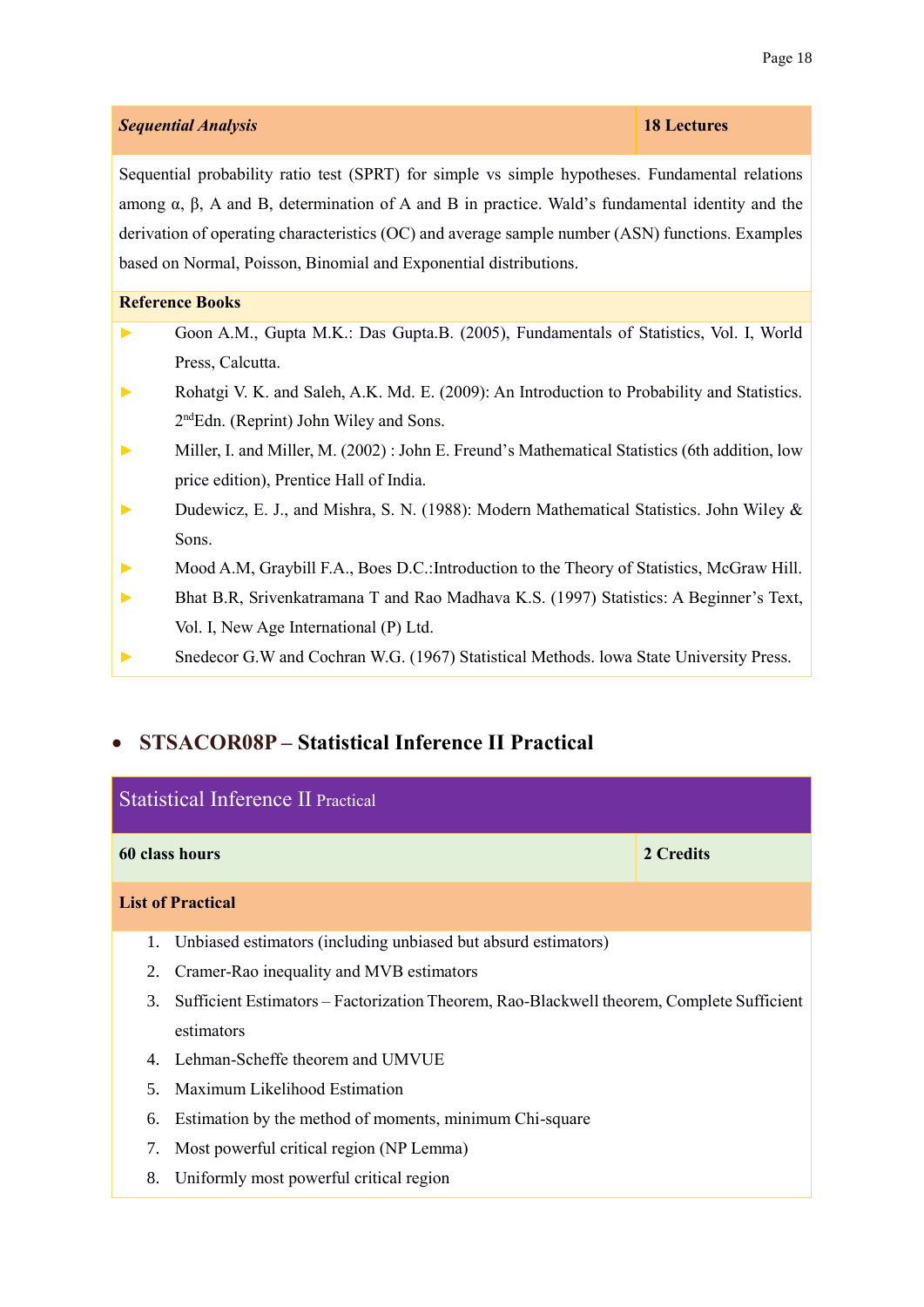| *Sequential Analysis* | 18 Lectures |
|---|---|

Sequential probability ratio test (SPRT) for simple vs simple hypotheses. Fundamental relations among α, β, A and B, determination of A and B in practice. Wald's fundamental identity and the derivation of operating characteristics (OC) and average sample number (ASN) functions. Examples based on Normal, Poisson, Binomial and Exponential distributions.

**Reference Books**

- Goon A.M., Gupta M.K.: Das Gupta.B. (2005), Fundamentals of Statistics, Vol. I, World Press, Calcutta.
- Rohatgi V. K. and Saleh, A.K. Md. E. (2009): An Introduction to Probability and Statistics. 2nd Edn. (Reprint) John Wiley and Sons.
- Miller, I. and Miller, M. (2002) : John E. Freund's Mathematical Statistics (6th addition, low price edition), Prentice Hall of India.
- Dudewicz, E. J., and Mishra, S. N. (1988): Modern Mathematical Statistics. John Wiley & Sons.
- Mood A.M, Graybill F.A., Boes D.C.:Introduction to the Theory of Statistics, McGraw Hill.
- Bhat B.R, Srivenkatramana T and Rao Madhava K.S. (1997) Statistics: A Beginner's Text, Vol. I, New Age International (P) Ltd.
- Snedecor G.W and Cochran W.G. (1967) Statistical Methods. lowa State University Press.

- ## STSACOR08P – Statistical Inference II Practical

**Statistical Inference II Practical**

| 60 class hours | 2 Credits |
|---|---|

**List of Practical**

1. Unbiased estimators (including unbiased but absurd estimators)
2. Cramer-Rao inequality and MVB estimators
3. Sufficient Estimators – Factorization Theorem, Rao-Blackwell theorem, Complete Sufficient estimators
4. Lehman-Scheffe theorem and UMVUE
5. Maximum Likelihood Estimation
6. Estimation by the method of moments, minimum Chi-square
7. Most powerful critical region (NP Lemma)
8. Uniformly most powerful critical region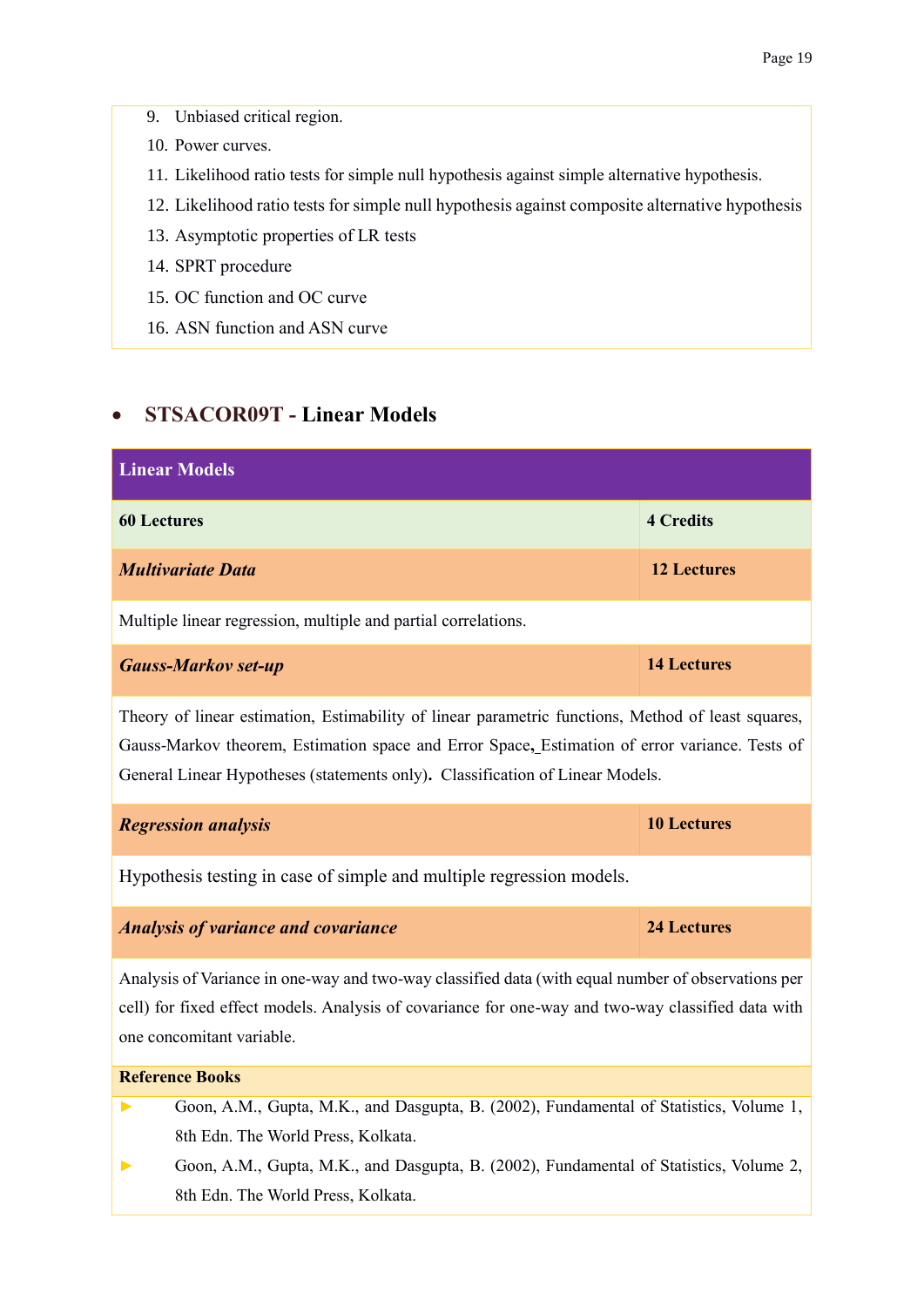9. Unbiased critical region.
10. Power curves.
11. Likelihood ratio tests for simple null hypothesis against simple alternative hypothesis.
12. Likelihood ratio tests for simple null hypothesis against composite alternative hypothesis
13. Asymptotic properties of LR tests
14. SPRT procedure
15. OC function and OC curve
16. ASN function and ASN curve

- **STSACOR09T - Linear Models**

| **Linear Models** | |
|---|---|
| **60 Lectures** | **4 Credits** |
| ***Multivariate Data*** | **12 Lectures** |
| Multiple linear regression, multiple and partial correlations. | |
| ***Gauss-Markov set-up*** | **14 Lectures** |
| Theory of linear estimation, Estimability of linear parametric functions, Method of least squares, Gauss-Markov theorem, Estimation space and Error Space, Estimation of error variance. Tests of General Linear Hypotheses (statements only). Classification of Linear Models. | |
| ***Regression analysis*** | **10 Lectures** |
| Hypothesis testing in case of simple and multiple regression models. | |
| ***Analysis of variance and covariance*** | **24 Lectures** |
| Analysis of Variance in one-way and two-way classified data (with equal number of observations per cell) for fixed effect models. Analysis of covariance for one-way and two-way classified data with one concomitant variable. | |

**Reference Books**

- Goon, A.M., Gupta, M.K., and Dasgupta, B. (2002), Fundamental of Statistics, Volume 1, 8th Edn. The World Press, Kolkata.
- Goon, A.M., Gupta, M.K., and Dasgupta, B. (2002), Fundamental of Statistics, Volume 2, 8th Edn. The World Press, Kolkata.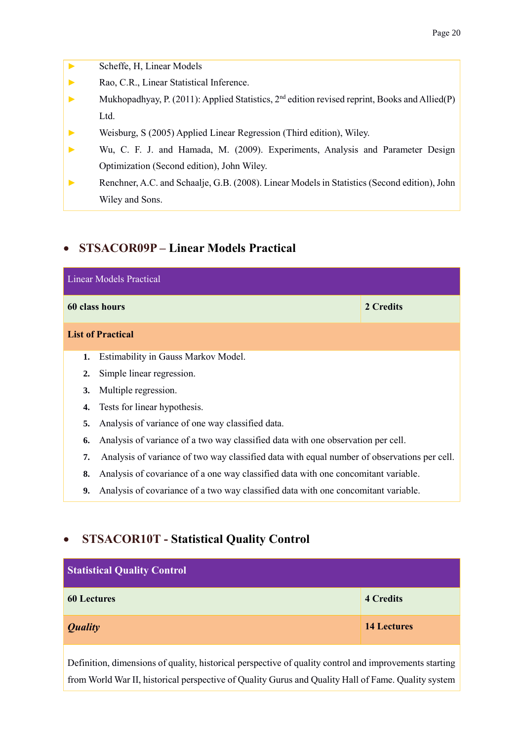- Scheffe, H, Linear Models
- Rao, C.R., Linear Statistical Inference.
- Mukhopadhyay, P. (2011): Applied Statistics, 2nd edition revised reprint, Books and Allied(P) Ltd.
- Weisburg, S (2005) Applied Linear Regression (Third edition), Wiley.
- Wu, C. F. J. and Hamada, M. (2009). Experiments, Analysis and Parameter Design Optimization (Second edition), John Wiley.
- Renchner, A.C. and Schaalje, G.B. (2008). Linear Models in Statistics (Second edition), John Wiley and Sons.

## STSACOR09P – Linear Models Practical

| Linear Models Practical | |
|---|---|
| **60 class hours** | **2 Credits** |
| **List of Practical** | |

1. Estimability in Gauss Markov Model.
2. Simple linear regression.
3. Multiple regression.
4. Tests for linear hypothesis.
5. Analysis of variance of one way classified data.
6. Analysis of variance of a two way classified data with one observation per cell.
7. Analysis of variance of two way classified data with equal number of observations per cell.
8. Analysis of covariance of a one way classified data with one concomitant variable.
9. Analysis of covariance of a two way classified data with one concomitant variable.

## STSACOR10T - Statistical Quality Control

| **Statistical Quality Control** | |
|---|---|
| **60 Lectures** | **4 Credits** |
| ***Quality*** | **14 Lectures** |

Definition, dimensions of quality, historical perspective of quality control and improvements starting from World War II, historical perspective of Quality Gurus and Quality Hall of Fame. Quality system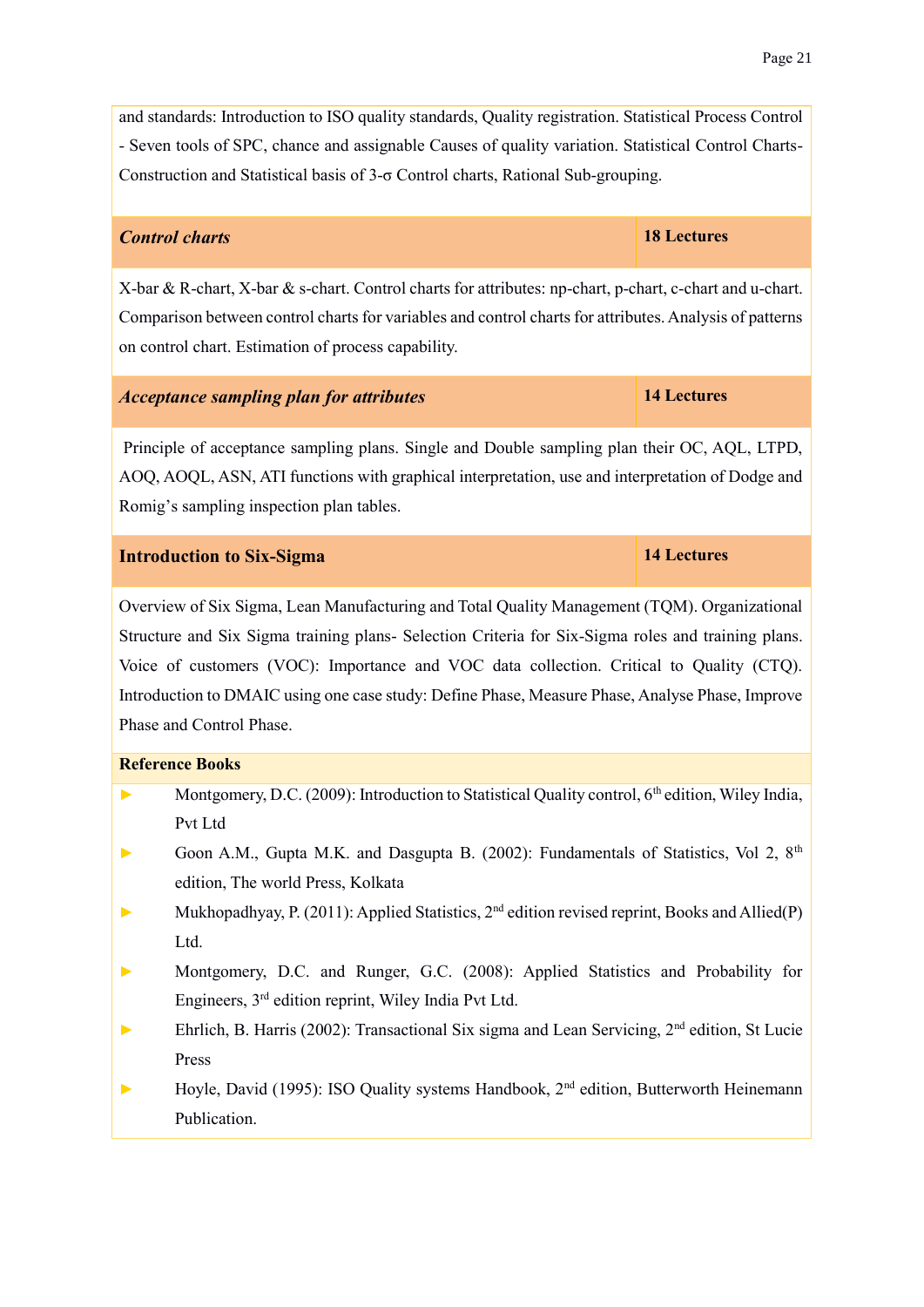and standards: Introduction to ISO quality standards, Quality registration. Statistical Process Control - Seven tools of SPC, chance and assignable Causes of quality variation. Statistical Control Charts- Construction and Statistical basis of 3-σ Control charts, Rational Sub-grouping.

| ***Control charts*** | **18 Lectures** |
|---|---|

X-bar & R-chart, X-bar & s-chart. Control charts for attributes: np-chart, p-chart, c-chart and u-chart. Comparison between control charts for variables and control charts for attributes. Analysis of patterns on control chart. Estimation of process capability.

| ***Acceptance sampling plan for attributes*** | **14 Lectures** |
|---|---|

Principle of acceptance sampling plans. Single and Double sampling plan their OC, AQL, LTPD, AOQ, AOQL, ASN, ATI functions with graphical interpretation, use and interpretation of Dodge and Romig's sampling inspection plan tables.

| **Introduction to Six-Sigma** | **14 Lectures** |
|---|---|

Overview of Six Sigma, Lean Manufacturing and Total Quality Management (TQM). Organizational Structure and Six Sigma training plans- Selection Criteria for Six-Sigma roles and training plans. Voice of customers (VOC): Importance and VOC data collection. Critical to Quality (CTQ). Introduction to DMAIC using one case study: Define Phase, Measure Phase, Analyse Phase, Improve Phase and Control Phase.

**Reference Books**

- Montgomery, D.C. (2009): Introduction to Statistical Quality control, 6th edition, Wiley India, Pvt Ltd
- Goon A.M., Gupta M.K. and Dasgupta B. (2002): Fundamentals of Statistics, Vol 2, 8th edition, The world Press, Kolkata
- Mukhopadhyay, P. (2011): Applied Statistics, 2nd edition revised reprint, Books and Allied(P) Ltd.
- Montgomery, D.C. and Runger, G.C. (2008): Applied Statistics and Probability for Engineers, 3rd edition reprint, Wiley India Pvt Ltd.
- Ehrlich, B. Harris (2002): Transactional Six sigma and Lean Servicing, 2nd edition, St Lucie Press
- Hoyle, David (1995): ISO Quality systems Handbook, 2nd edition, Butterworth Heinemann Publication.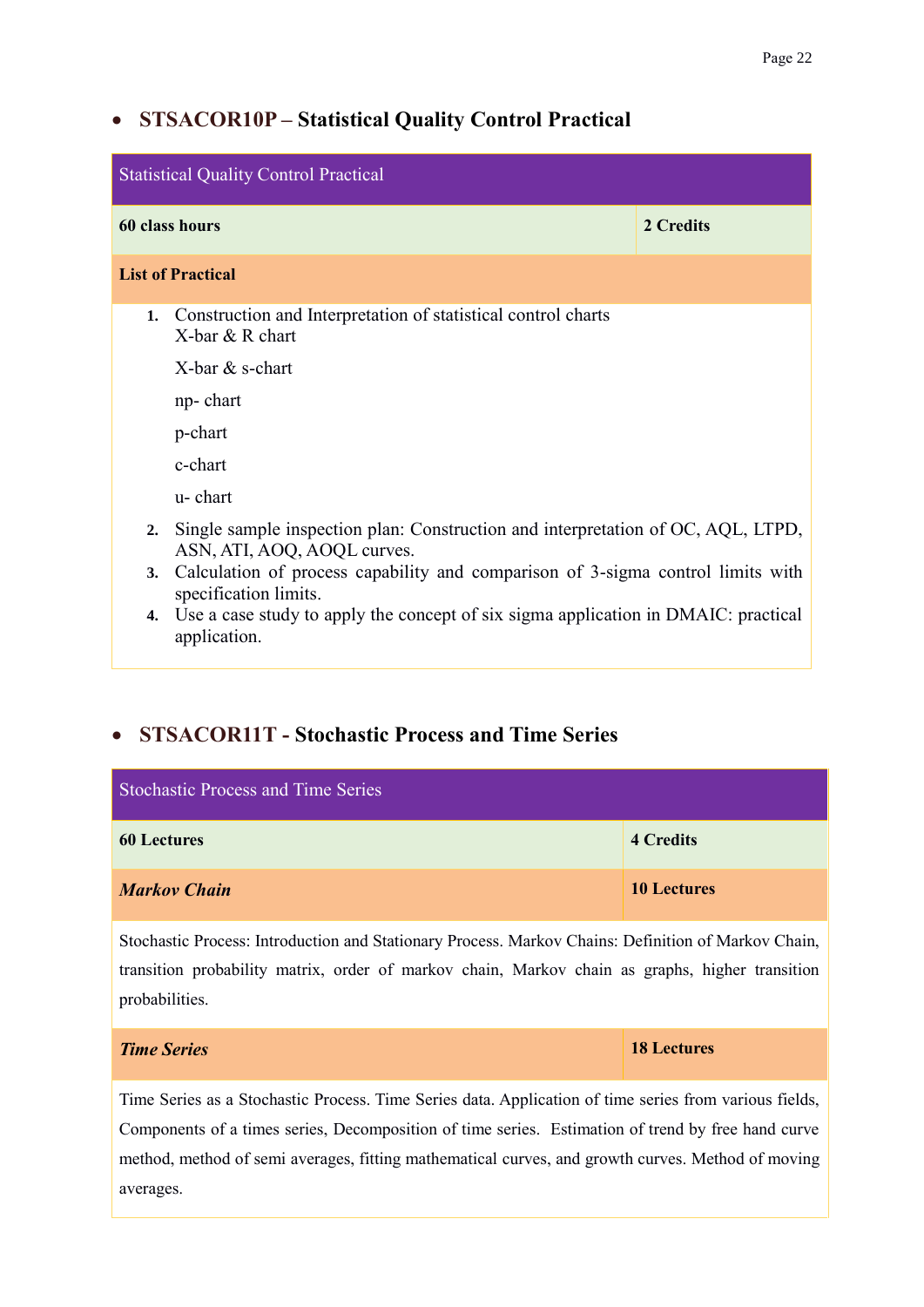- **STSACOR10P – Statistical Quality Control Practical**

| Statistical Quality Control Practical | |
|---|---|
| **60 class hours** | **2 Credits** |
| **List of Practical** | |

1. Construction and Interpretation of statistical control charts
   X-bar & R chart

   X-bar & s-chart

   np- chart

   p-chart

   c-chart

   u- chart
2. Single sample inspection plan: Construction and interpretation of OC, AQL, LTPD, ASN, ATI, AOQ, AOQL curves.
3. Calculation of process capability and comparison of 3-sigma control limits with specification limits.
4. Use a case study to apply the concept of six sigma application in DMAIC: practical application.

- **STSACOR11T - Stochastic Process and Time Series**

| Stochastic Process and Time Series | |
|---|---|
| **60 Lectures** | **4 Credits** |
| ***Markov Chain*** | **10 Lectures** |

Stochastic Process: Introduction and Stationary Process. Markov Chains: Definition of Markov Chain, transition probability matrix, order of markov chain, Markov chain as graphs, higher transition probabilities.

| ***Time Series*** | **18 Lectures** |
|---|---|

Time Series as a Stochastic Process. Time Series data. Application of time series from various fields, Components of a times series, Decomposition of time series. Estimation of trend by free hand curve method, method of semi averages, fitting mathematical curves, and growth curves. Method of moving averages.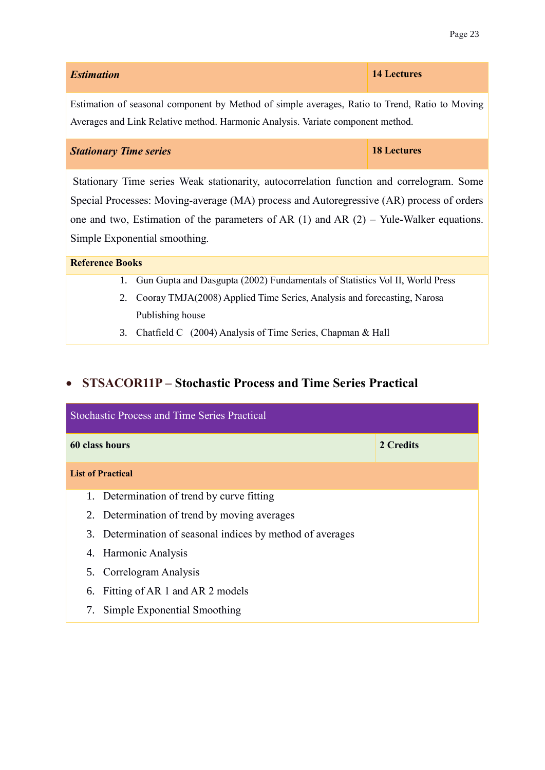| *Estimation* | 14 Lectures |
|---|---|
| Estimation of seasonal component by Method of simple averages, Ratio to Trend, Ratio to Moving Averages and Link Relative method. Harmonic Analysis. Variate component method. | |
| ***Stationary Time series*** | **18 Lectures** |
| Stationary Time series Weak stationarity, autocorrelation function and correlogram. Some Special Processes: Moving-average (MA) process and Autoregressive (AR) process of orders one and two, Estimation of the parameters of AR (1) and AR (2) – Yule-Walker equations. Simple Exponential smoothing. | |

**Reference Books**

1. Gun Gupta and Dasgupta (2002) Fundamentals of Statistics Vol II, World Press
2. Cooray TMJA(2008) Applied Time Series, Analysis and forecasting, Narosa Publishing house
3. Chatfield C (2004) Analysis of Time Series, Chapman & Hall

- **STSACOR11P – Stochastic Process and Time Series Practical**

| Stochastic Process and Time Series Practical | |
|---|---|
| **60 class hours** | **2 Credits** |

**List of Practical**

1. Determination of trend by curve fitting
2. Determination of trend by moving averages
3. Determination of seasonal indices by method of averages
4. Harmonic Analysis
5. Correlogram Analysis
6. Fitting of AR 1 and AR 2 models
7. Simple Exponential Smoothing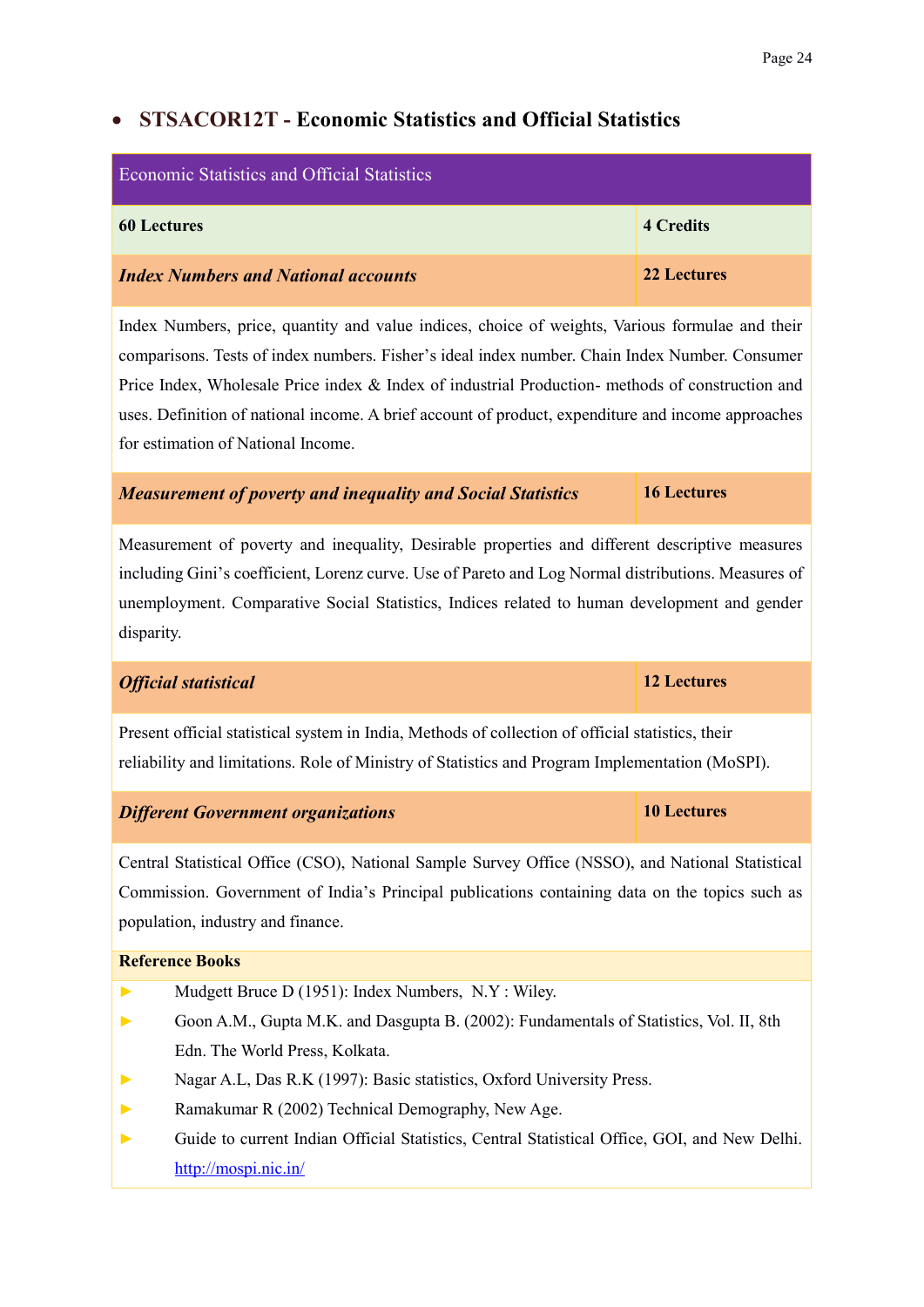- **STSACOR12T - Economic Statistics and Official Statistics**

| Economic Statistics and Official Statistics | |
|---|---|
| **60 Lectures** | **4 Credits** |
| ***Index Numbers and National accounts*** | **22 Lectures** |
| Index Numbers, price, quantity and value indices, choice of weights, Various formulae and their comparisons. Tests of index numbers. Fisher's ideal index number. Chain Index Number. Consumer Price Index, Wholesale Price index & Index of industrial Production- methods of construction and uses. Definition of national income. A brief account of product, expenditure and income approaches for estimation of National Income. | |
| ***Measurement of poverty and inequality and Social Statistics*** | **16 Lectures** |
| Measurement of poverty and inequality, Desirable properties and different descriptive measures including Gini's coefficient, Lorenz curve. Use of Pareto and Log Normal distributions. Measures of unemployment. Comparative Social Statistics, Indices related to human development and gender disparity. | |
| ***Official statistical*** | **12 Lectures** |
| Present official statistical system in India, Methods of collection of official statistics, their reliability and limitations. Role of Ministry of Statistics and Program Implementation (MoSPI). | |
| ***Different Government organizations*** | **10 Lectures** |
| Central Statistical Office (CSO), National Sample Survey Office (NSSO), and National Statistical Commission. Government of India's Principal publications containing data on the topics such as population, industry and finance. | |

**Reference Books**

- Mudgett Bruce D (1951): Index Numbers, N.Y : Wiley.
- Goon A.M., Gupta M.K. and Dasgupta B. (2002): Fundamentals of Statistics, Vol. II, 8th Edn. The World Press, Kolkata.
- Nagar A.L, Das R.K (1997): Basic statistics, Oxford University Press.
- Ramakumar R (2002) Technical Demography, New Age.
- Guide to current Indian Official Statistics, Central Statistical Office, GOI, and New Delhi. http://mospi.nic.in/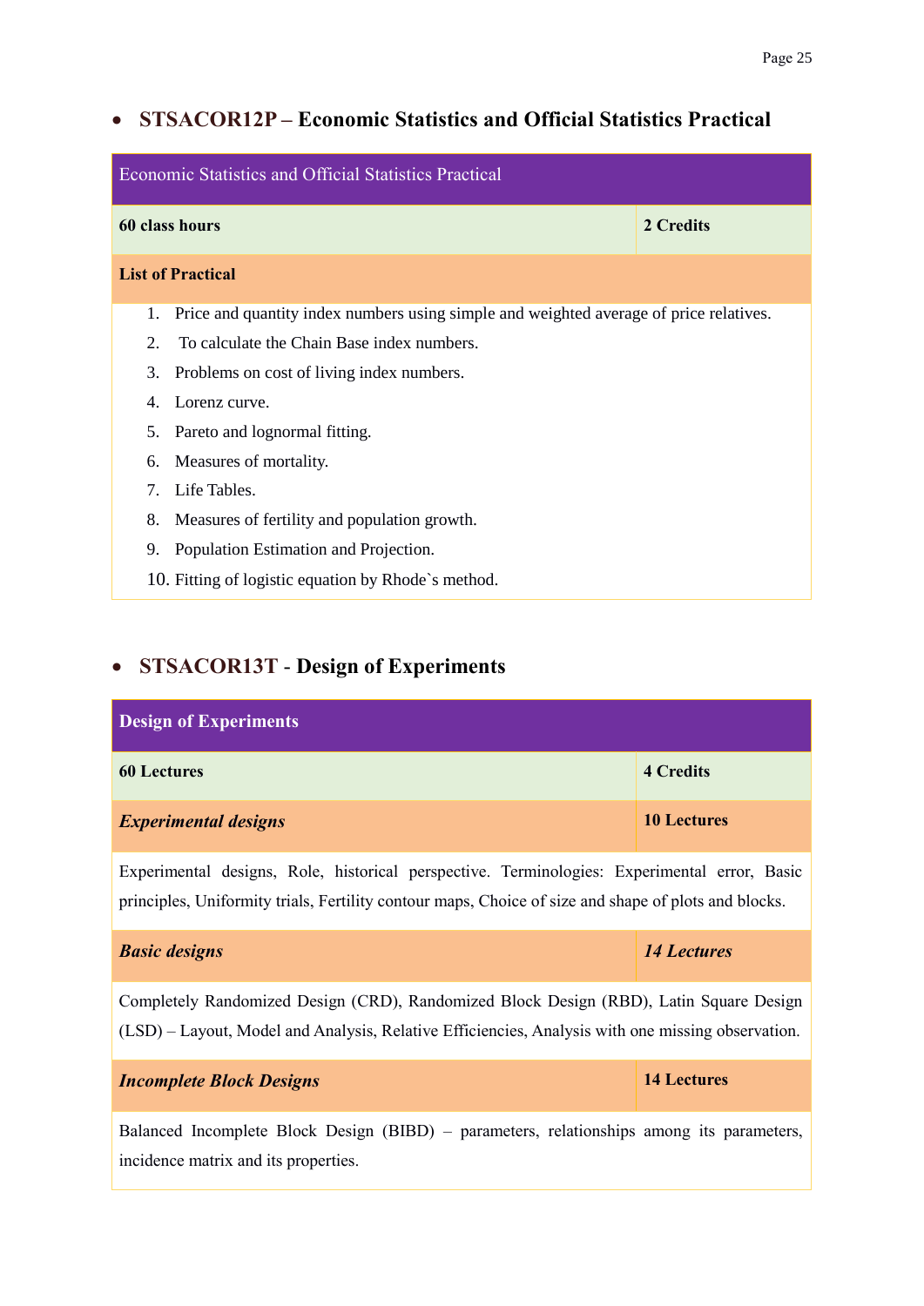- **STSACOR12P – Economic Statistics and Official Statistics Practical**

| Economic Statistics and Official Statistics Practical | |
|---|---|
| **60 class hours** | **2 Credits** |
| **List of Practical** | |

1. Price and quantity index numbers using simple and weighted average of price relatives.
2. To calculate the Chain Base index numbers.
3. Problems on cost of living index numbers.
4. Lorenz curve.
5. Pareto and lognormal fitting.
6. Measures of mortality.
7. Life Tables.
8. Measures of fertility and population growth.
9. Population Estimation and Projection.
10. Fitting of logistic equation by Rhode`s method.

- **STSACOR13T - Design of Experiments**

| **Design of Experiments** | |
|---|---|
| **60 Lectures** | **4 Credits** |
| ***Experimental designs*** | **10 Lectures** |
| Experimental designs, Role, historical perspective. Terminologies: Experimental error, Basic principles, Uniformity trials, Fertility contour maps, Choice of size and shape of plots and blocks. | |
| ***Basic designs*** | ***14 Lectures*** |
| Completely Randomized Design (CRD), Randomized Block Design (RBD), Latin Square Design (LSD) – Layout, Model and Analysis, Relative Efficiencies, Analysis with one missing observation. | |
| ***Incomplete Block Designs*** | **14 Lectures** |
| Balanced Incomplete Block Design (BIBD) – parameters, relationships among its parameters, incidence matrix and its properties. | |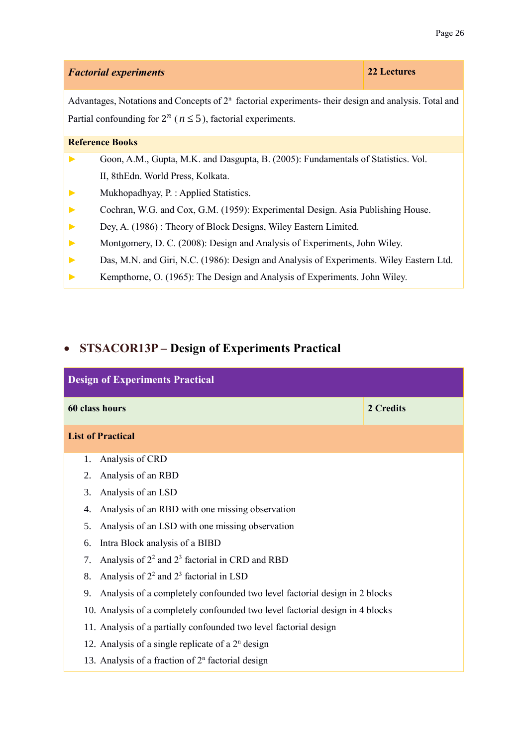| *Factorial experiments* | 22 Lectures |
|---|---|
| Advantages, Notations and Concepts of $2^n$ factorial experiments- their design and analysis. Total and Partial confounding for $2^n$ ($n \leq 5$), factorial experiments. | |

**Reference Books**

- Goon, A.M., Gupta, M.K. and Dasgupta, B. (2005): Fundamentals of Statistics. Vol. II, 8thEdn. World Press, Kolkata.
- Mukhopadhyay, P. : Applied Statistics.
- Cochran, W.G. and Cox, G.M. (1959): Experimental Design. Asia Publishing House.
- Dey, A. (1986) : Theory of Block Designs, Wiley Eastern Limited.
- Montgomery, D. C. (2008): Design and Analysis of Experiments, John Wiley.
- Das, M.N. and Giri, N.C. (1986): Design and Analysis of Experiments. Wiley Eastern Ltd.
- Kempthorne, O. (1965): The Design and Analysis of Experiments. John Wiley.

- **STSACOR13P – Design of Experiments Practical**

| Design of Experiments Practical | |
|---|---|
| **60 class hours** | **2 Credits** |

**List of Practical**

1. Analysis of CRD
2. Analysis of an RBD
3. Analysis of an LSD
4. Analysis of an RBD with one missing observation
5. Analysis of an LSD with one missing observation
6. Intra Block analysis of a BIBD
7. Analysis of $2^2$ and $2^3$ factorial in CRD and RBD
8. Analysis of $2^2$ and $2^3$ factorial in LSD
9. Analysis of a completely confounded two level factorial design in 2 blocks
10. Analysis of a completely confounded two level factorial design in 4 blocks
11. Analysis of a partially confounded two level factorial design
12. Analysis of a single replicate of a $2^n$ design
13. Analysis of a fraction of $2^n$ factorial design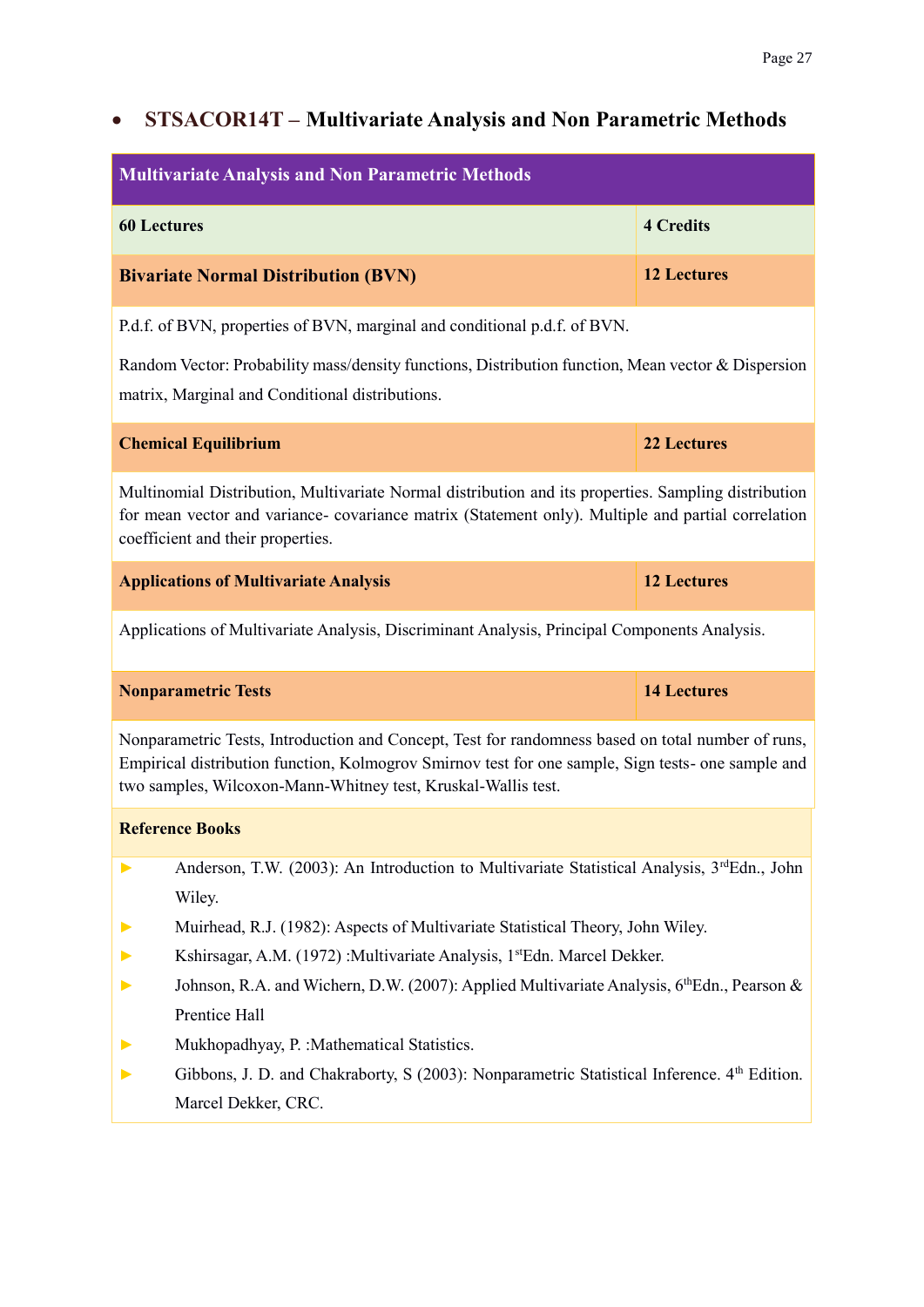- **STSACOR14T – Multivariate Analysis and Non Parametric Methods**

| Multivariate Analysis and Non Parametric Methods | |
|---|---|
| **60 Lectures** | **4 Credits** |
| **Bivariate Normal Distribution (BVN)** | **12 Lectures** |
| P.d.f. of BVN, properties of BVN, marginal and conditional p.d.f. of BVN. Random Vector: Probability mass/density functions, Distribution function, Mean vector & Dispersion matrix, Marginal and Conditional distributions. | |
| **Chemical Equilibrium** | **22 Lectures** |
| Multinomial Distribution, Multivariate Normal distribution and its properties. Sampling distribution for mean vector and variance- covariance matrix (Statement only). Multiple and partial correlation coefficient and their properties. | |
| **Applications of Multivariate Analysis** | **12 Lectures** |
| Applications of Multivariate Analysis, Discriminant Analysis, Principal Components Analysis. | |
| **Nonparametric Tests** | **14 Lectures** |
| Nonparametric Tests, Introduction and Concept, Test for randomness based on total number of runs, Empirical distribution function, Kolmogrov Smirnov test for one sample, Sign tests- one sample and two samples, Wilcoxon-Mann-Whitney test, Kruskal-Wallis test. | |

**Reference Books**

- Anderson, T.W. (2003): An Introduction to Multivariate Statistical Analysis, 3rdEdn., John Wiley.
- Muirhead, R.J. (1982): Aspects of Multivariate Statistical Theory, John Wiley.
- Kshirsagar, A.M. (1972) :Multivariate Analysis, 1stEdn. Marcel Dekker.
- Johnson, R.A. and Wichern, D.W. (2007): Applied Multivariate Analysis, 6thEdn., Pearson & Prentice Hall
- Mukhopadhyay, P. :Mathematical Statistics.
- Gibbons, J. D. and Chakraborty, S (2003): Nonparametric Statistical Inference. 4th Edition. Marcel Dekker, CRC.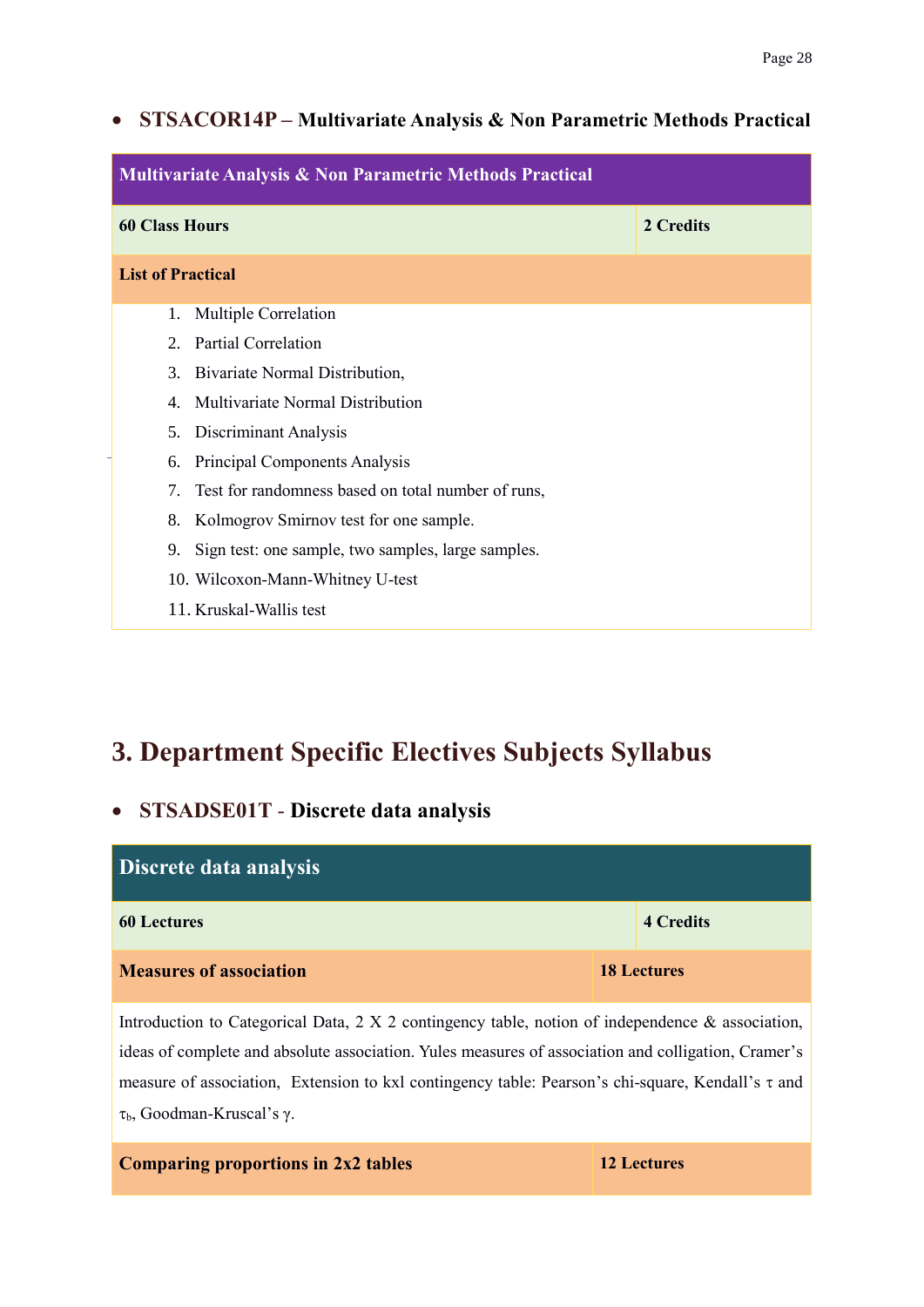- **STSACOR14P – Multivariate Analysis & Non Parametric Methods Practical**

| Multivariate Analysis & Non Parametric Methods Practical | |
|---|---|
| **60 Class Hours** | **2 Credits** |
| **List of Practical** | |

1. Multiple Correlation
2. Partial Correlation
3. Bivariate Normal Distribution,
4. Multivariate Normal Distribution
5. Discriminant Analysis
6. Principal Components Analysis
7. Test for randomness based on total number of runs,
8. Kolmogrov Smirnov test for one sample.
9. Sign test: one sample, two samples, large samples.
10. Wilcoxon-Mann-Whitney U-test
11. Kruskal-Wallis test

# 3. Department Specific Electives Subjects Syllabus

- **STSADSE01T - Discrete data analysis**

| Discrete data analysis | |
|---|---|
| **60 Lectures** | **4 Credits** |
| **Measures of association** | **18 Lectures** |

Introduction to Categorical Data, 2 X 2 contingency table, notion of independence & association, ideas of complete and absolute association. Yules measures of association and colligation, Cramer's measure of association, Extension to kxl contingency table: Pearson's chi-square, Kendall's $\tau$ and $\tau_b$, Goodman-Kruscal's $\gamma$.

| **Comparing proportions in 2x2 tables** | **12 Lectures** |
|---|---|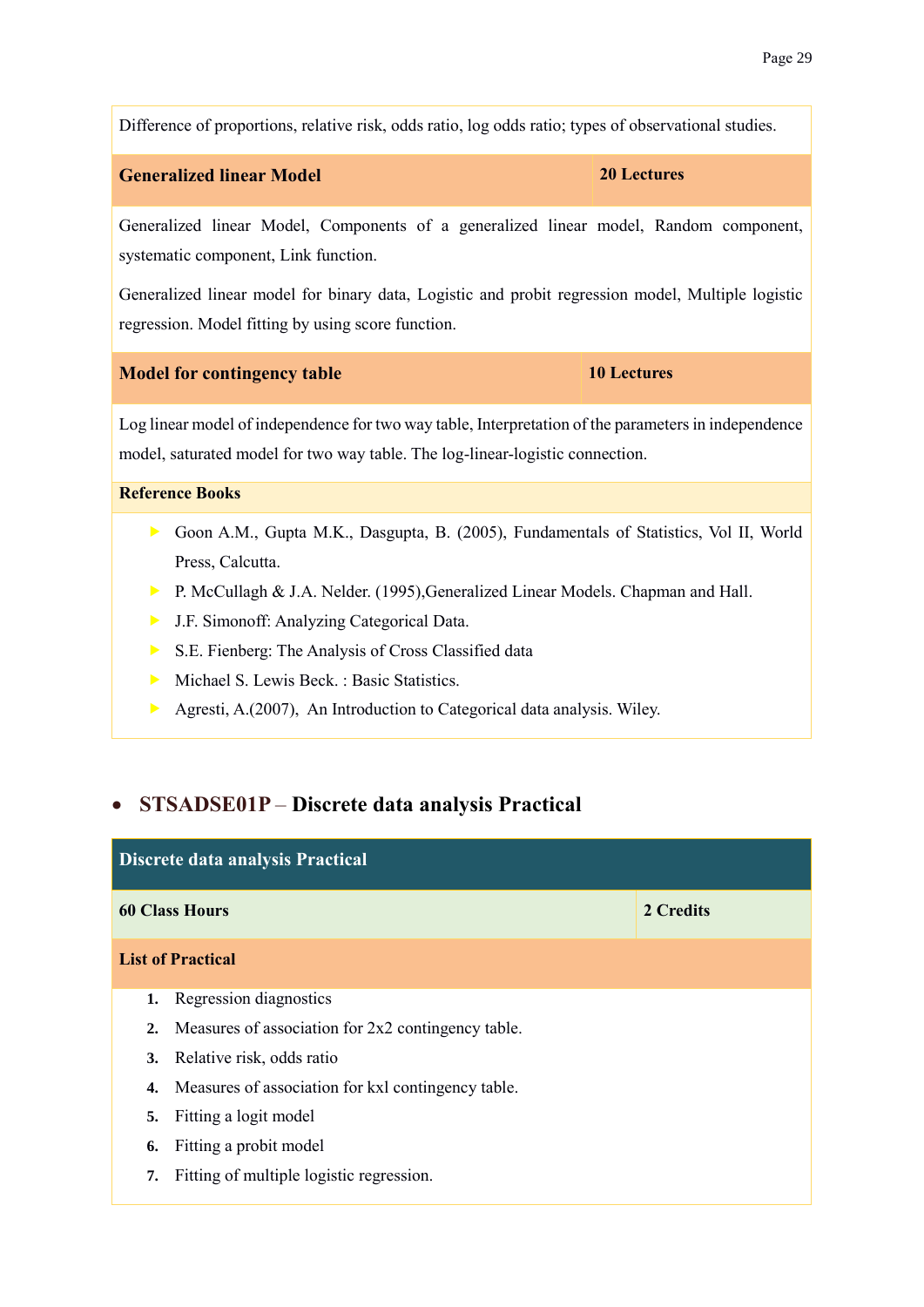Difference of proportions, relative risk, odds ratio, log odds ratio; types of observational studies.

| **Generalized linear Model** | **20 Lectures** |
|---|---|

Generalized linear Model, Components of a generalized linear model, Random component, systematic component, Link function.

Generalized linear model for binary data, Logistic and probit regression model, Multiple logistic regression. Model fitting by using score function.

| **Model for contingency table** | **10 Lectures** |
|---|---|

Log linear model of independence for two way table, Interpretation of the parameters in independence model, saturated model for two way table. The log-linear-logistic connection.

**Reference Books**

- Goon A.M., Gupta M.K., Dasgupta, B. (2005), Fundamentals of Statistics, Vol II, World Press, Calcutta.
- P. McCullagh & J.A. Nelder. (1995),Generalized Linear Models. Chapman and Hall.
- J.F. Simonoff: Analyzing Categorical Data.
- S.E. Fienberg: The Analysis of Cross Classified data
- Michael S. Lewis Beck. : Basic Statistics.
- Agresti, A.(2007), An Introduction to Categorical data analysis. Wiley.

- **STSADSE01P – Discrete data analysis Practical**

**Discrete data analysis Practical**

| **60 Class Hours** | **2 Credits** |
|---|---|

**List of Practical**

1. Regression diagnostics
2. Measures of association for 2x2 contingency table.
3. Relative risk, odds ratio
4. Measures of association for kxl contingency table.
5. Fitting a logit model
6. Fitting a probit model
7. Fitting of multiple logistic regression.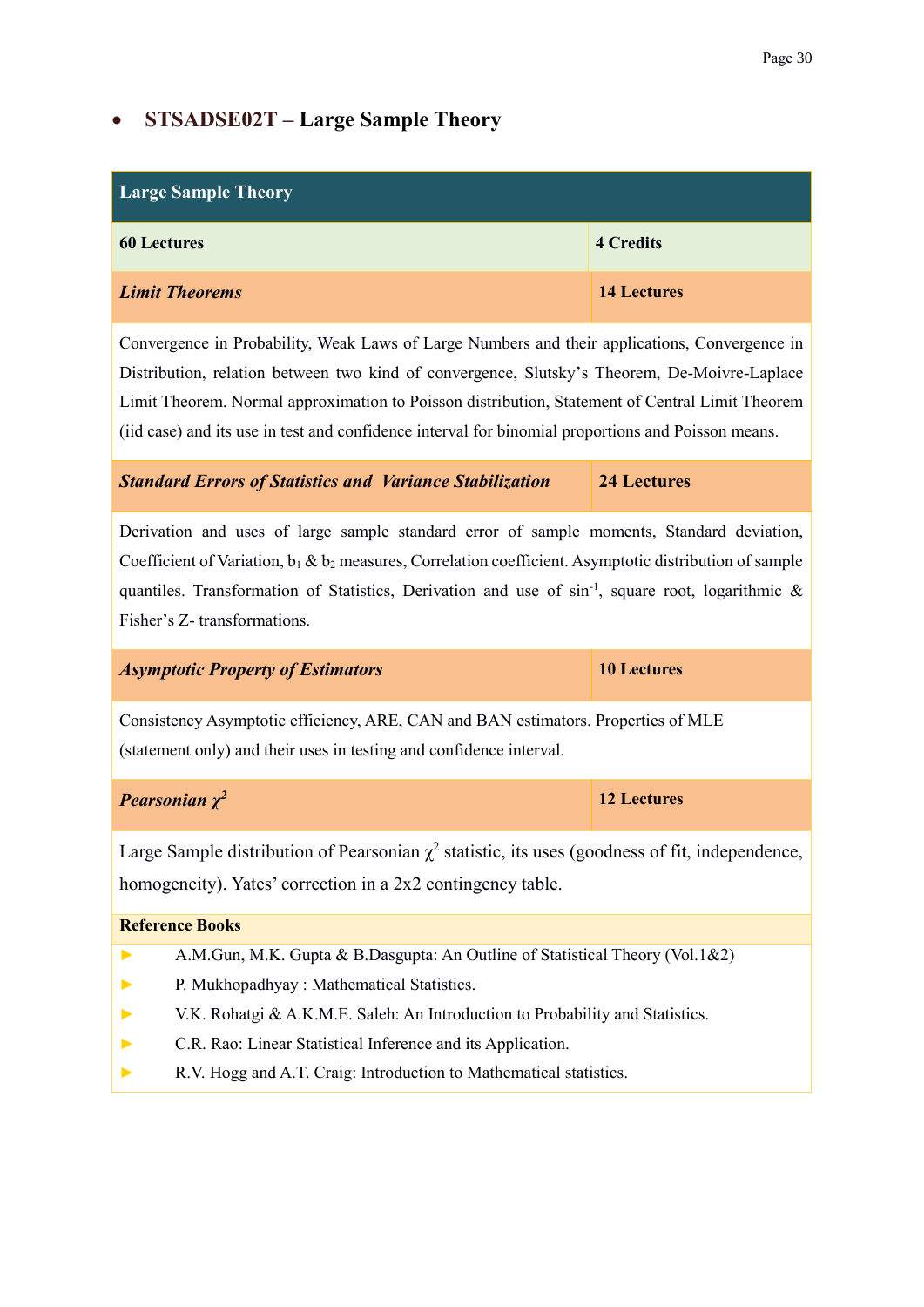- **STSADSE02T – Large Sample Theory**

| **Large Sample Theory** | |
|---|---|
| **60 Lectures** | **4 Credits** |
| ***Limit Theorems*** | **14 Lectures** |
| Convergence in Probability, Weak Laws of Large Numbers and their applications, Convergence in Distribution, relation between two kind of convergence, Slutsky's Theorem, De-Moivre-Laplace Limit Theorem. Normal approximation to Poisson distribution, Statement of Central Limit Theorem (iid case) and its use in test and confidence interval for binomial proportions and Poisson means. | |
| ***Standard Errors of Statistics and Variance Stabilization*** | **24 Lectures** |
| Derivation and uses of large sample standard error of sample moments, Standard deviation, Coefficient of Variation, $b_1$ & $b_2$ measures, Correlation coefficient. Asymptotic distribution of sample quantiles. Transformation of Statistics, Derivation and use of $\sin^{-1}$, square root, logarithmic & Fisher's Z- transformations. | |
| ***Asymptotic Property of Estimators*** | **10 Lectures** |
| Consistency Asymptotic efficiency, ARE, CAN and BAN estimators. Properties of MLE (statement only) and their uses in testing and confidence interval. | |
| ***Pearsonian $\chi^2$*** | **12 Lectures** |
| Large Sample distribution of Pearsonian $\chi^2$ statistic, its uses (goodness of fit, independence, homogeneity). Yates' correction in a 2x2 contingency table. | |

**Reference Books**

- A.M.Gun, M.K. Gupta & B.Dasgupta: An Outline of Statistical Theory (Vol.1&2)
- P. Mukhopadhyay : Mathematical Statistics.
- V.K. Rohatgi & A.K.M.E. Saleh: An Introduction to Probability and Statistics.
- C.R. Rao: Linear Statistical Inference and its Application.
- R.V. Hogg and A.T. Craig: Introduction to Mathematical statistics.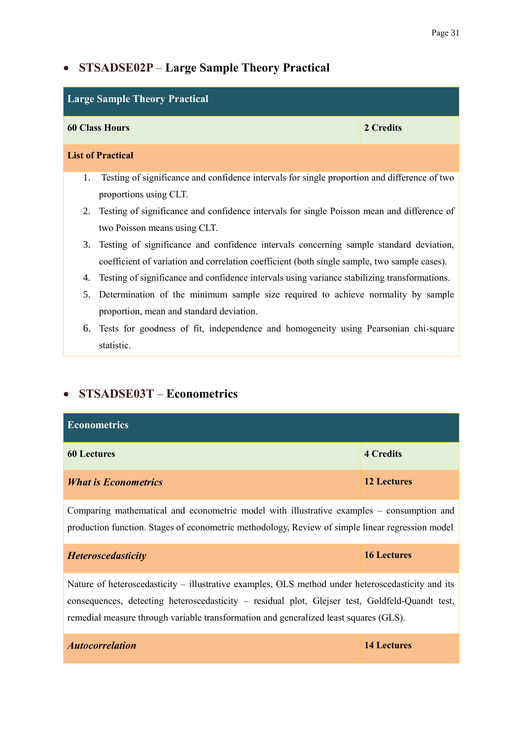- **STSADSE02P – Large Sample Theory Practical**

| Large Sample Theory Practical | |
|---|---|
| **60 Class Hours** | **2 Credits** |
| **List of Practical** | |

1. Testing of significance and confidence intervals for single proportion and difference of two proportions using CLT.
2. Testing of significance and confidence intervals for single Poisson mean and difference of two Poisson means using CLT.
3. Testing of significance and confidence intervals concerning sample standard deviation, coefficient of variation and correlation coefficient (both single sample, two sample cases).
4. Testing of significance and confidence intervals using variance stabilizing transformations.
5. Determination of the minimum sample size required to achieve normality by sample proportion, mean and standard deviation.
6. Tests for goodness of fit, independence and homogeneity using Pearsonian chi-square statistic.

- **STSADSE03T – Econometrics**

| Econometrics | |
|---|---|
| **60 Lectures** | **4 Credits** |
| ***What is Econometrics*** | **12 Lectures** |
| Comparing mathematical and econometric model with illustrative examples – consumption and production function. Stages of econometric methodology, Review of simple linear regression model | |
| ***Heteroscedasticity*** | **16 Lectures** |
| Nature of heteroscedasticity – illustrative examples, OLS method under heteroscedasticity and its consequences, detecting heteroscedasticity – residual plot, Glejser test, Goldfeld-Quandt test, remedial measure through variable transformation and generalized least squares (GLS). | |
| ***Autocorrelation*** | **14 Lectures** |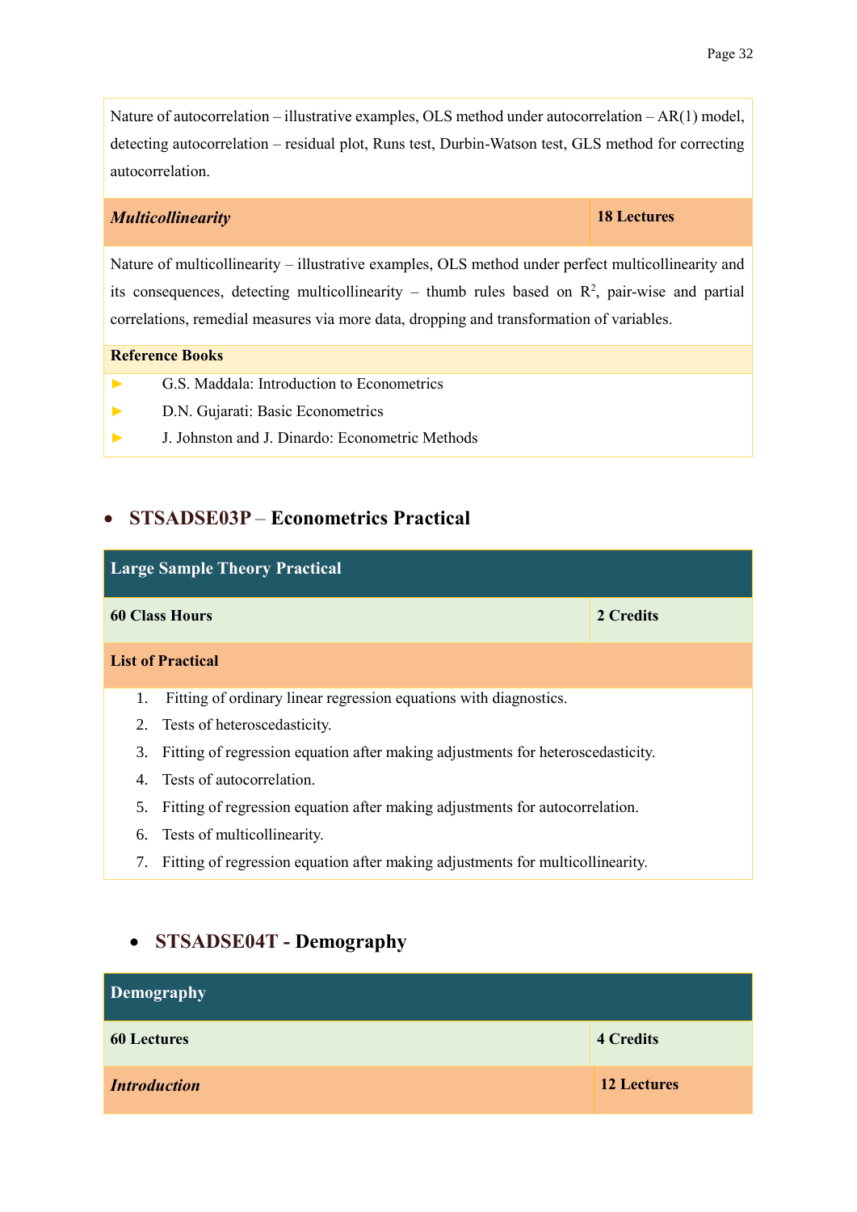Nature of autocorrelation – illustrative examples, OLS method under autocorrelation – AR(1) model, detecting autocorrelation – residual plot, Runs test, Durbin-Watson test, GLS method for correcting autocorrelation.

| ***Multicollinearity*** | **18 Lectures** |
|---|---|

Nature of multicollinearity – illustrative examples, OLS method under perfect multicollinearity and its consequences, detecting multicollinearity – thumb rules based on $R^2$, pair-wise and partial correlations, remedial measures via more data, dropping and transformation of variables.

**Reference Books**

- G.S. Maddala: Introduction to Econometrics
- D.N. Gujarati: Basic Econometrics
- J. Johnston and J. Dinardo: Econometric Methods

## • STSADSE03P – Econometrics Practical

| **Large Sample Theory Practical** | |
|---|---|
| **60 Class Hours** | **2 Credits** |

**List of Practical**

1. Fitting of ordinary linear regression equations with diagnostics.
2. Tests of heteroscedasticity.
3. Fitting of regression equation after making adjustments for heteroscedasticity.
4. Tests of autocorrelation.
5. Fitting of regression equation after making adjustments for autocorrelation.
6. Tests of multicollinearity.
7. Fitting of regression equation after making adjustments for multicollinearity.

## • STSADSE04T - Demography

| **Demography** | |
|---|---|
| **60 Lectures** | **4 Credits** |
| ***Introduction*** | **12 Lectures** |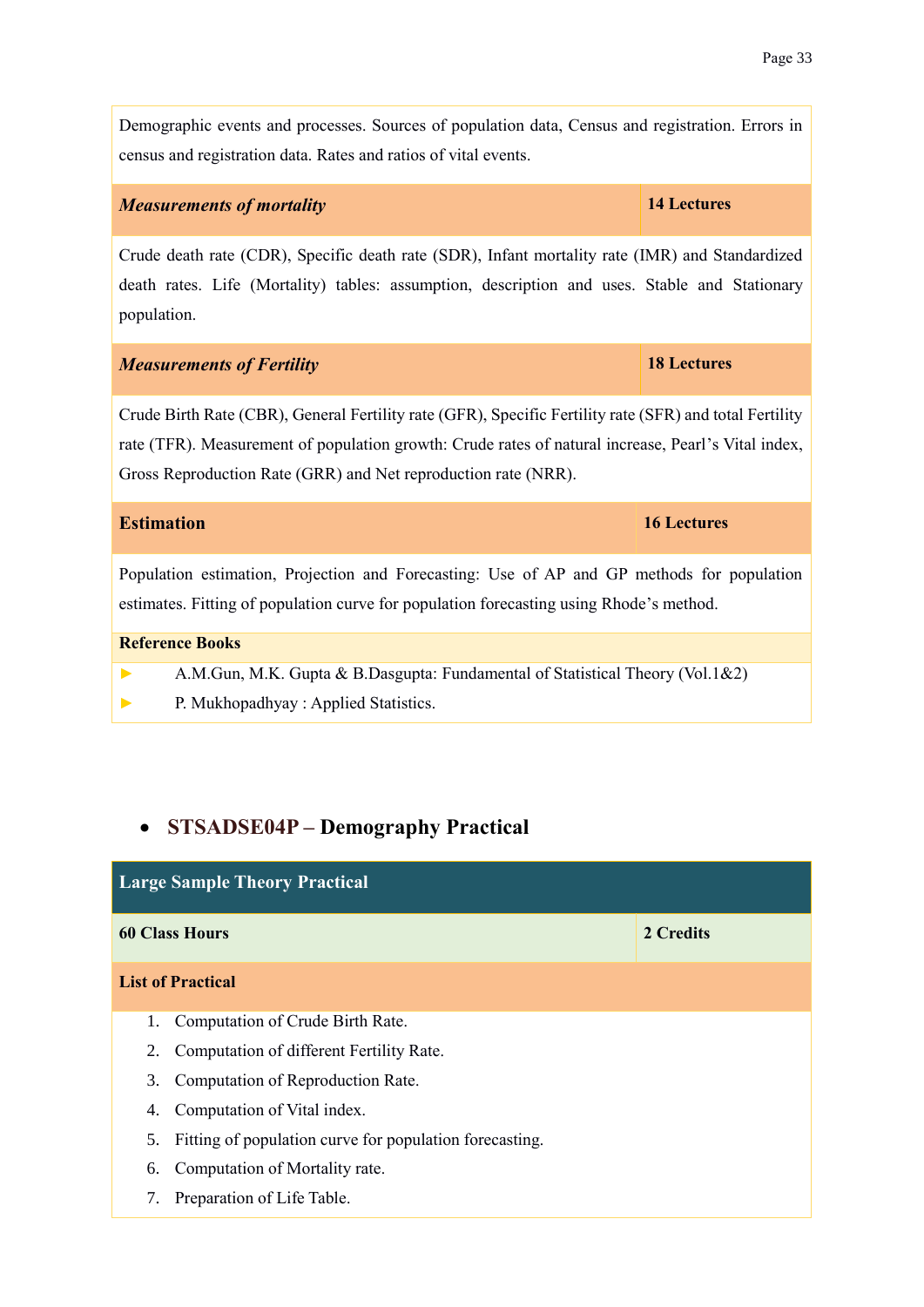Demographic events and processes. Sources of population data, Census and registration. Errors in census and registration data. Rates and ratios of vital events.

| ***Measurements of mortality*** | **14 Lectures** |
|---|---|

Crude death rate (CDR), Specific death rate (SDR), Infant mortality rate (IMR) and Standardized death rates. Life (Mortality) tables: assumption, description and uses. Stable and Stationary population.

| ***Measurements of Fertility*** | **18 Lectures** |
|---|---|

Crude Birth Rate (CBR), General Fertility rate (GFR), Specific Fertility rate (SFR) and total Fertility rate (TFR). Measurement of population growth: Crude rates of natural increase, Pearl's Vital index, Gross Reproduction Rate (GRR) and Net reproduction rate (NRR).

| **Estimation** | **16 Lectures** |
|---|---|

Population estimation, Projection and Forecasting: Use of AP and GP methods for population estimates. Fitting of population curve for population forecasting using Rhode's method.

**Reference Books**

- A.M.Gun, M.K. Gupta & B.Dasgupta: Fundamental of Statistical Theory (Vol.1&2)
- P. Mukhopadhyay : Applied Statistics.

- ## STSADSE04P – Demography Practical

**Large Sample Theory Practical**

| **60 Class Hours** | **2 Credits** |
|---|---|

**List of Practical**

1. Computation of Crude Birth Rate.
2. Computation of different Fertility Rate.
3. Computation of Reproduction Rate.
4. Computation of Vital index.
5. Fitting of population curve for population forecasting.
6. Computation of Mortality rate.
7. Preparation of Life Table.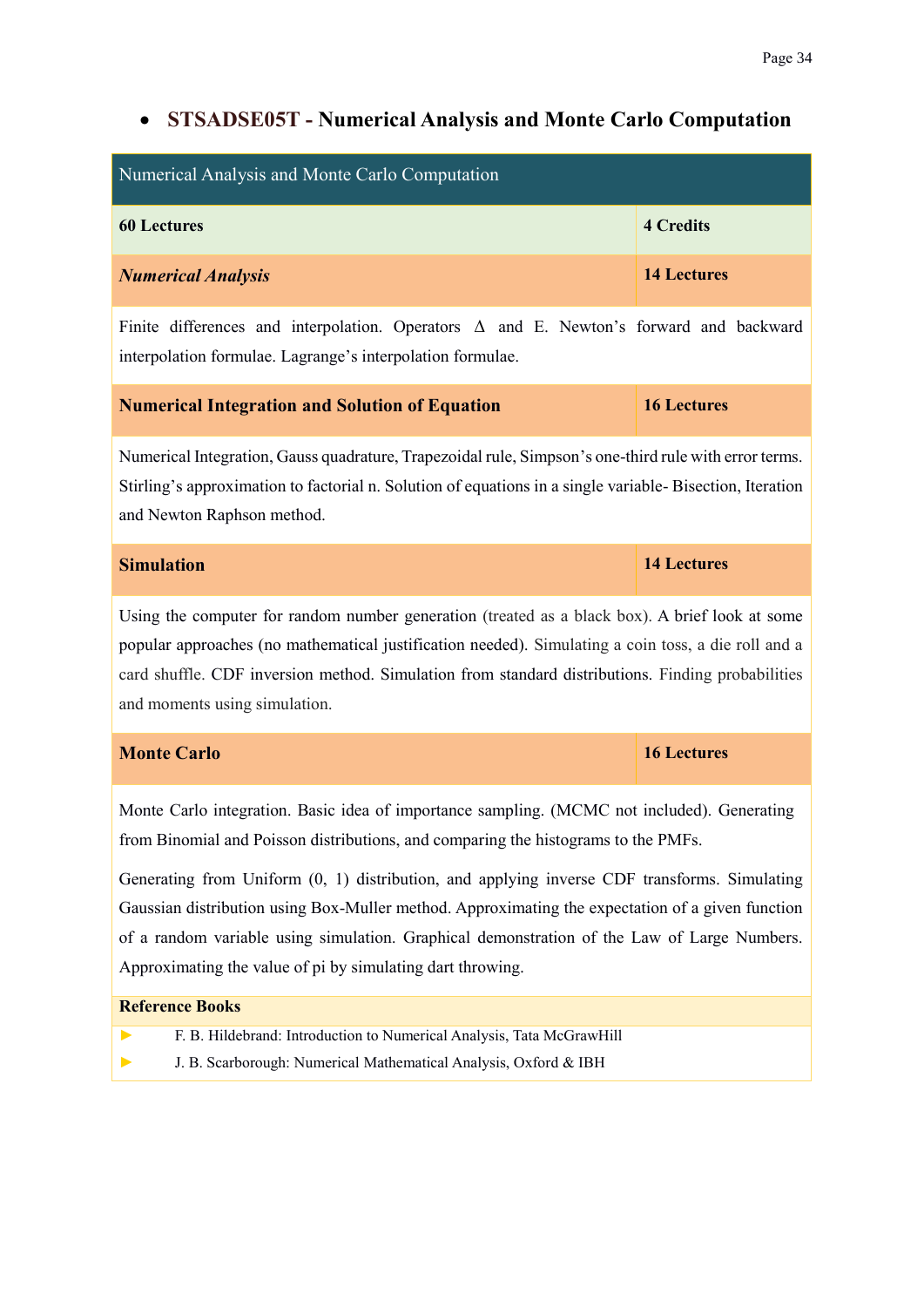- **STSADSE05T - Numerical Analysis and Monte Carlo Computation**

| Numerical Analysis and Monte Carlo Computation | |
|---|---|
| **60 Lectures** | **4 Credits** |
| ***Numerical Analysis*** | **14 Lectures** |
| Finite differences and interpolation. Operators Δ and E. Newton's forward and backward interpolation formulae. Lagrange's interpolation formulae. | |
| **Numerical Integration and Solution of Equation** | **16 Lectures** |
| Numerical Integration, Gauss quadrature, Trapezoidal rule, Simpson's one-third rule with error terms. Stirling's approximation to factorial n. Solution of equations in a single variable- Bisection, Iteration and Newton Raphson method. | |
| **Simulation** | **14 Lectures** |
| Using the computer for random number generation (treated as a black box). A brief look at some popular approaches (no mathematical justification needed). Simulating a coin toss, a die roll and a card shuffle. CDF inversion method. Simulation from standard distributions. Finding probabilities and moments using simulation. | |
| **Monte Carlo** | **16 Lectures** |
| Monte Carlo integration. Basic idea of importance sampling. (MCMC not included). Generating from Binomial and Poisson distributions, and comparing the histograms to the PMFs. Generating from Uniform (0, 1) distribution, and applying inverse CDF transforms. Simulating Gaussian distribution using Box-Muller method. Approximating the expectation of a given function of a random variable using simulation. Graphical demonstration of the Law of Large Numbers. Approximating the value of pi by simulating dart throwing. | |

**Reference Books**

- F. B. Hildebrand: Introduction to Numerical Analysis, Tata McGrawHill
- J. B. Scarborough: Numerical Mathematical Analysis, Oxford & IBH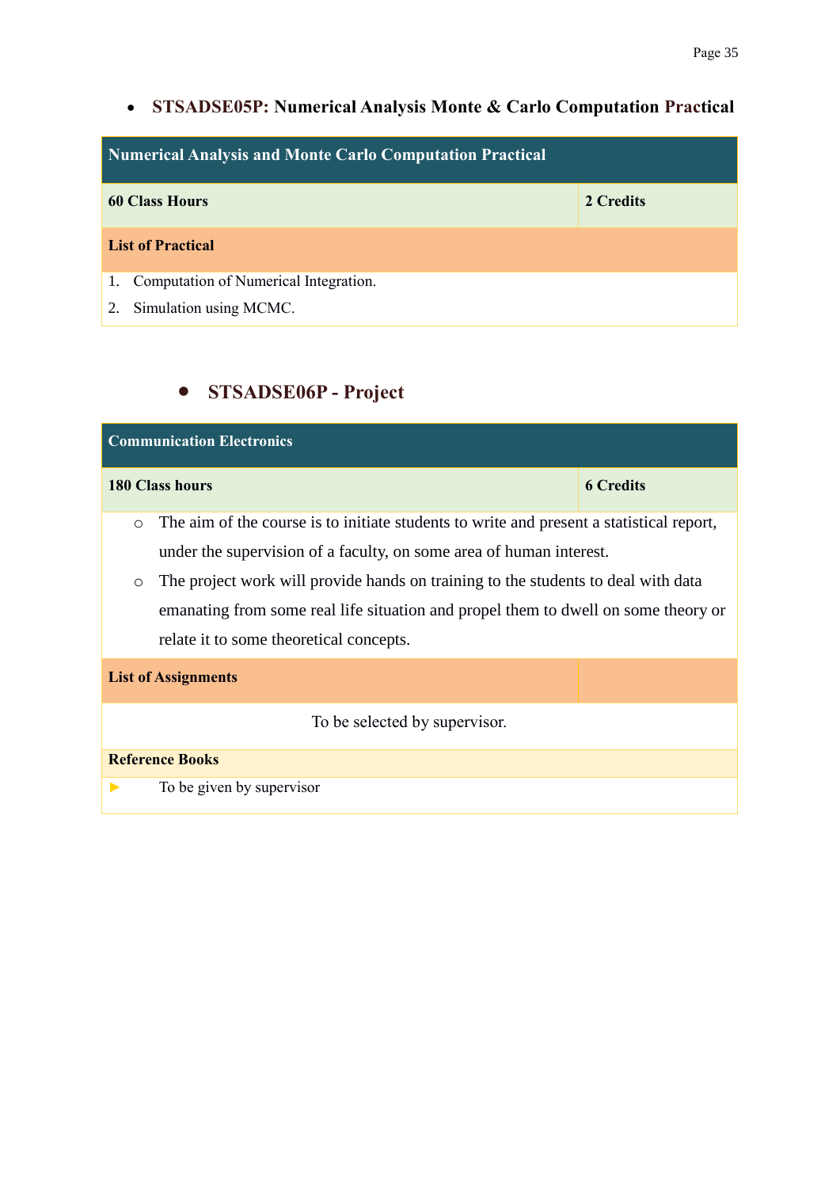- **STSADSE05P: Numerical Analysis Monte & Carlo Computation Practical**

| Numerical Analysis and Monte Carlo Computation Practical | |
|---|---|
| **60 Class Hours** | **2 Credits** |
| **List of Practical** | |
| 1. Computation of Numerical Integration.<br>2. Simulation using MCMC. | |

- **STSADSE06P - Project**

| Communication Electronics | |
|---|---|
| **180 Class hours** | **6 Credits** |
| ○ The aim of the course is to initiate students to write and present a statistical report, under the supervision of a faculty, on some area of human interest.<br>○ The project work will provide hands on training to the students to deal with data emanating from some real life situation and propel them to dwell on some theory or relate it to some theoretical concepts. | |
| **List of Assignments** | |
| To be selected by supervisor. | |
| **Reference Books** | |
| ► To be given by supervisor | |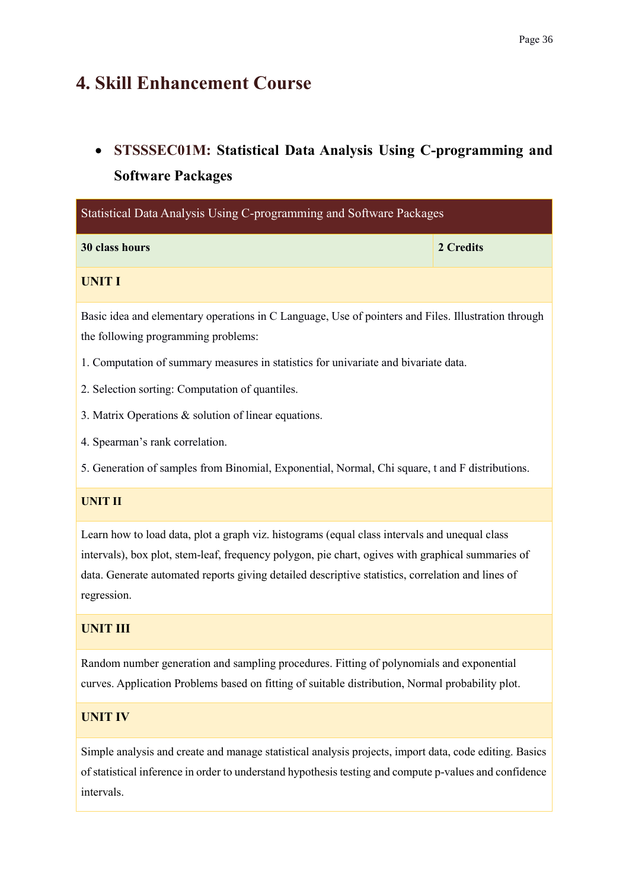## 4. Skill Enhancement Course

- **STSSSEC01M: Statistical Data Analysis Using C-programming and Software Packages**

| Statistical Data Analysis Using C-programming and Software Packages | |
|---|---|
| **30 class hours** | **2 Credits** |
| **UNIT I** | |
| Basic idea and elementary operations in C Language, Use of pointers and Files. Illustration through the following programming problems:<br>1. Computation of summary measures in statistics for univariate and bivariate data.<br>2. Selection sorting: Computation of quantiles.<br>3. Matrix Operations & solution of linear equations.<br>4. Spearman's rank correlation.<br>5. Generation of samples from Binomial, Exponential, Normal, Chi square, t and F distributions. | |
| **UNIT II** | |
| Learn how to load data, plot a graph viz. histograms (equal class intervals and unequal class intervals), box plot, stem-leaf, frequency polygon, pie chart, ogives with graphical summaries of data. Generate automated reports giving detailed descriptive statistics, correlation and lines of regression. | |
| **UNIT III** | |
| Random number generation and sampling procedures. Fitting of polynomials and exponential curves. Application Problems based on fitting of suitable distribution, Normal probability plot. | |
| **UNIT IV** | |
| Simple analysis and create and manage statistical analysis projects, import data, code editing. Basics of statistical inference in order to understand hypothesis testing and compute p-values and confidence intervals. | |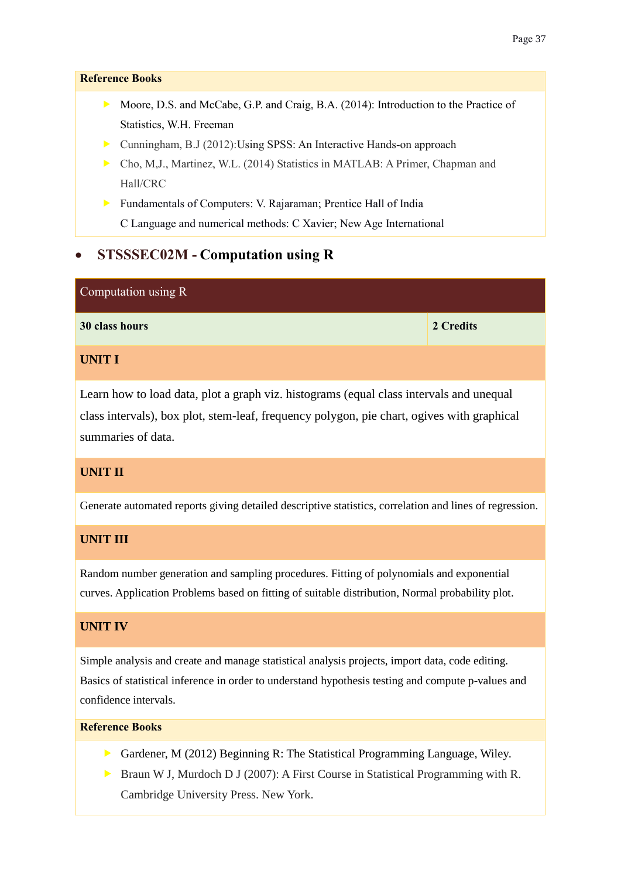**Reference Books**

- Moore, D.S. and McCabe, G.P. and Craig, B.A. (2014): Introduction to the Practice of Statistics, W.H. Freeman
- Cunningham, B.J (2012):Using SPSS: An Interactive Hands-on approach
- Cho, M,J., Martinez, W.L. (2014) Statistics in MATLAB: A Primer, Chapman and Hall/CRC
- Fundamentals of Computers: V. Rajaraman; Prentice Hall of India
  C Language and numerical methods: C Xavier; New Age International

- **STSSSEC02M - Computation using R**

| Computation using R | |
|---|---|
| **30 class hours** | **2 Credits** |

**UNIT I**

Learn how to load data, plot a graph viz. histograms (equal class intervals and unequal class intervals), box plot, stem-leaf, frequency polygon, pie chart, ogives with graphical summaries of data.

**UNIT II**

Generate automated reports giving detailed descriptive statistics, correlation and lines of regression.

**UNIT III**

Random number generation and sampling procedures. Fitting of polynomials and exponential curves. Application Problems based on fitting of suitable distribution, Normal probability plot.

**UNIT IV**

Simple analysis and create and manage statistical analysis projects, import data, code editing. Basics of statistical inference in order to understand hypothesis testing and compute p-values and confidence intervals.

**Reference Books**

- Gardener, M (2012) Beginning R: The Statistical Programming Language, Wiley.
- Braun W J, Murdoch D J (2007): A First Course in Statistical Programming with R. Cambridge University Press. New York.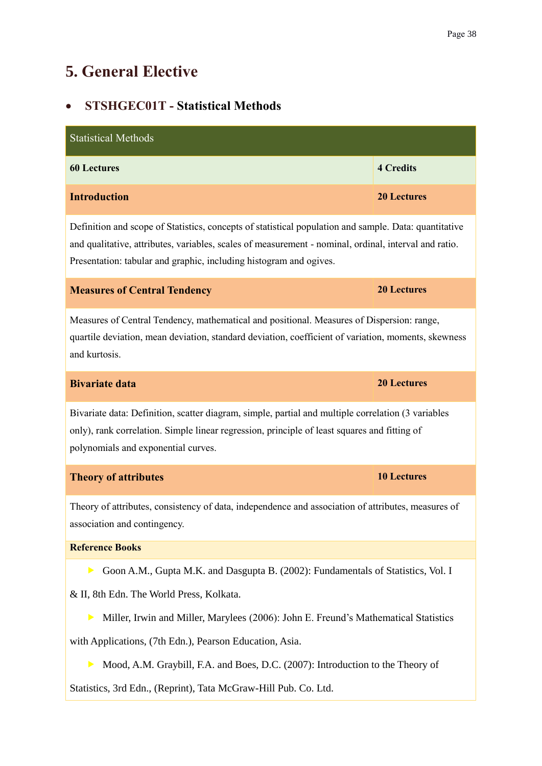# 5. General Elective

- **STSHGEC01T - Statistical Methods**

| Statistical Methods | |
|---|---|
| **60 Lectures** | **4 Credits** |
| **Introduction** | **20 Lectures** |
| Definition and scope of Statistics, concepts of statistical population and sample. Data: quantitative and qualitative, attributes, variables, scales of measurement - nominal, ordinal, interval and ratio. Presentation: tabular and graphic, including histogram and ogives. | |
| **Measures of Central Tendency** | **20 Lectures** |
| Measures of Central Tendency, mathematical and positional. Measures of Dispersion: range, quartile deviation, mean deviation, standard deviation, coefficient of variation, moments, skewness and kurtosis. | |
| **Bivariate data** | **20 Lectures** |
| Bivariate data: Definition, scatter diagram, simple, partial and multiple correlation (3 variables only), rank correlation. Simple linear regression, principle of least squares and fitting of polynomials and exponential curves. | |
| **Theory of attributes** | **10 Lectures** |
| Theory of attributes, consistency of data, independence and association of attributes, measures of association and contingency. | |
| **Reference Books** | |
| ► Goon A.M., Gupta M.K. and Dasgupta B. (2002): Fundamentals of Statistics, Vol. I & II, 8th Edn. The World Press, Kolkata. | |
| ► Miller, Irwin and Miller, Marylees (2006): John E. Freund's Mathematical Statistics with Applications, (7th Edn.), Pearson Education, Asia. | |
| ► Mood, A.M. Graybill, F.A. and Boes, D.C. (2007): Introduction to the Theory of Statistics, 3rd Edn., (Reprint), Tata McGraw-Hill Pub. Co. Ltd. | |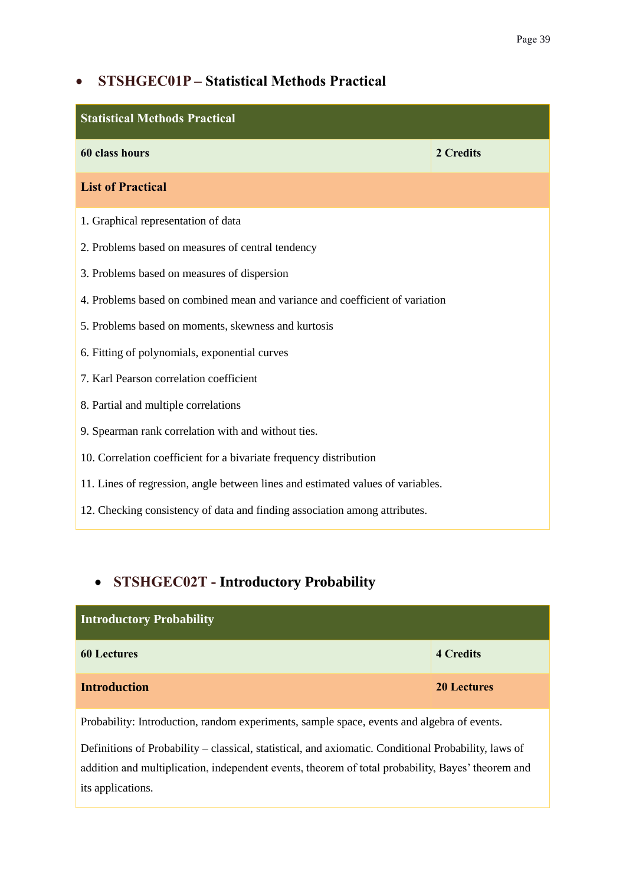- **STSHGEC01P – Statistical Methods Practical**

| Statistical Methods Practical | |
|---|---|
| **60 class hours** | **2 Credits** |
| **List of Practical** | |
| 1. Graphical representation of data<br>2. Problems based on measures of central tendency<br>3. Problems based on measures of dispersion<br>4. Problems based on combined mean and variance and coefficient of variation<br>5. Problems based on moments, skewness and kurtosis<br>6. Fitting of polynomials, exponential curves<br>7. Karl Pearson correlation coefficient<br>8. Partial and multiple correlations<br>9. Spearman rank correlation with and without ties.<br>10. Correlation coefficient for a bivariate frequency distribution<br>11. Lines of regression, angle between lines and estimated values of variables.<br>12. Checking consistency of data and finding association among attributes. | |

- **STSHGEC02T - Introductory Probability**

| Introductory Probability | |
|---|---|
| **60 Lectures** | **4 Credits** |
| **Introduction** | **20 Lectures** |
| Probability: Introduction, random experiments, sample space, events and algebra of events.<br><br>Definitions of Probability – classical, statistical, and axiomatic. Conditional Probability, laws of addition and multiplication, independent events, theorem of total probability, Bayes' theorem and its applications. | |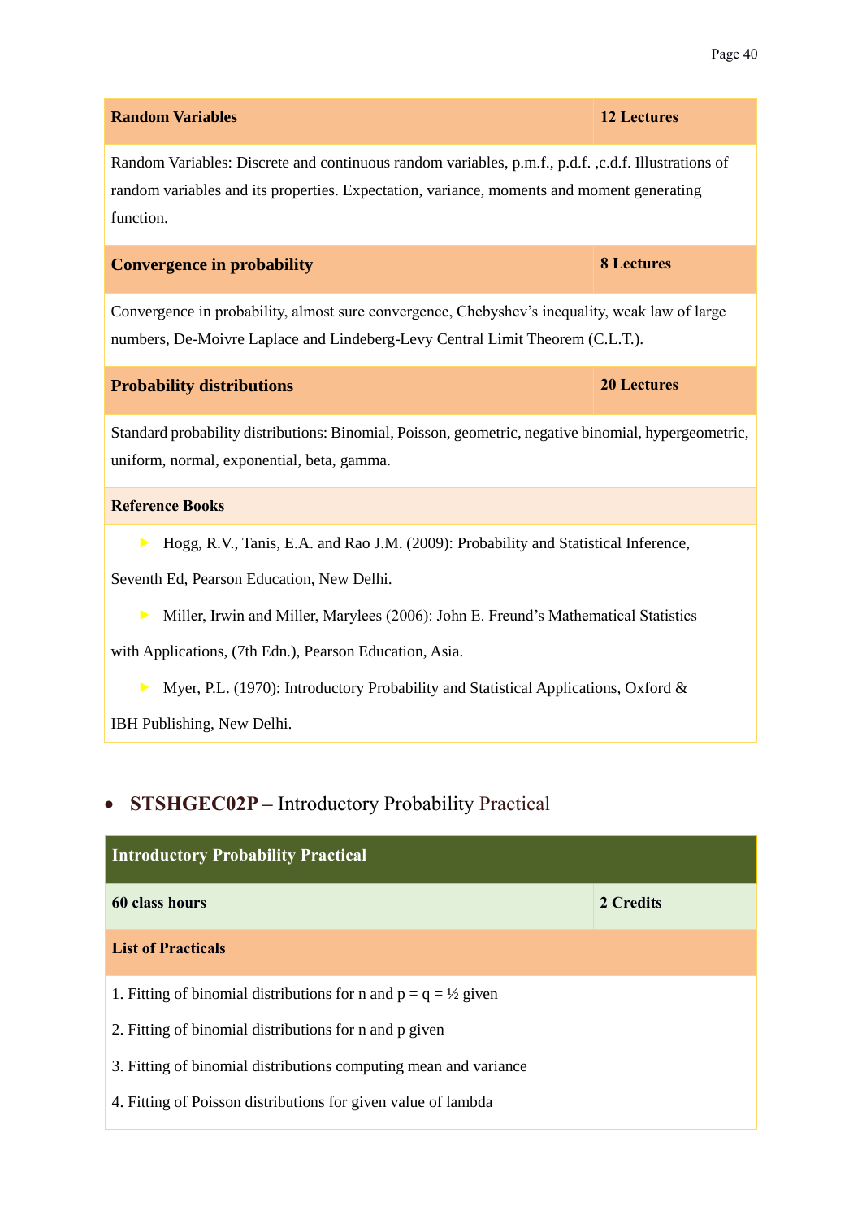| Random Variables | 12 Lectures |
|---|---|
| Random Variables: Discrete and continuous random variables, p.m.f., p.d.f. ,c.d.f. Illustrations of random variables and its properties. Expectation, variance, moments and moment generating function. | |
| **Convergence in probability** | **8 Lectures** |
| Convergence in probability, almost sure convergence, Chebyshev's inequality, weak law of large numbers, De-Moivre Laplace and Lindeberg-Levy Central Limit Theorem (C.L.T.). | |
| **Probability distributions** | **20 Lectures** |
| Standard probability distributions: Binomial, Poisson, geometric, negative binomial, hypergeometric, uniform, normal, exponential, beta, gamma. | |

**Reference Books**

- Hogg, R.V., Tanis, E.A. and Rao J.M. (2009): Probability and Statistical Inference, Seventh Ed, Pearson Education, New Delhi.
- Miller, Irwin and Miller, Marylees (2006): John E. Freund's Mathematical Statistics with Applications, (7th Edn.), Pearson Education, Asia.
- Myer, P.L. (1970): Introductory Probability and Statistical Applications, Oxford & IBH Publishing, New Delhi.

- **STSHGEC02P –** Introductory Probability Practical

| Introductory Probability Practical | |
|---|---|
| **60 class hours** | **2 Credits** |
| **List of Practicals** | |

1. Fitting of binomial distributions for n and p = q = ½ given
2. Fitting of binomial distributions for n and p given
3. Fitting of binomial distributions computing mean and variance
4. Fitting of Poisson distributions for given value of lambda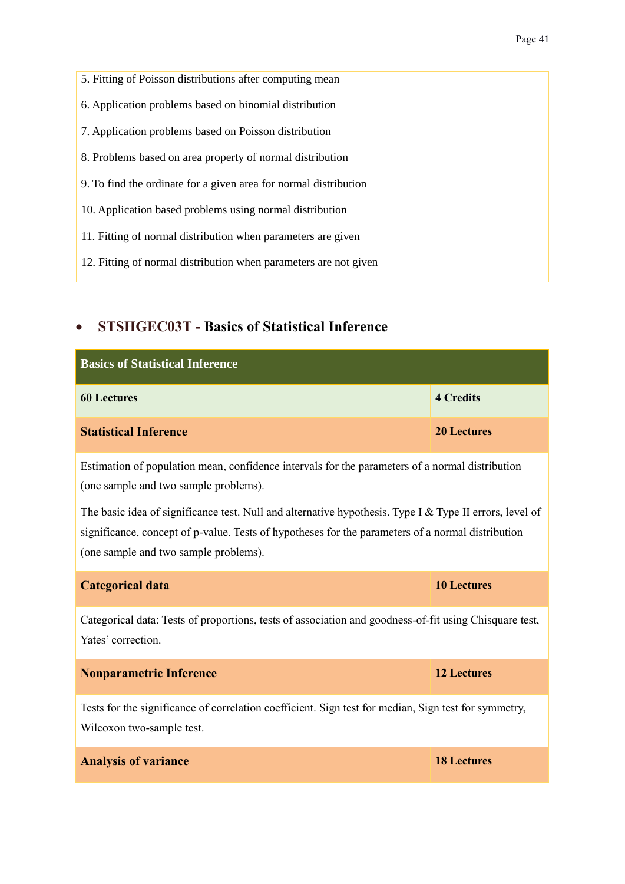5. Fitting of Poisson distributions after computing mean

6. Application problems based on binomial distribution

7. Application problems based on Poisson distribution

8. Problems based on area property of normal distribution

9. To find the ordinate for a given area for normal distribution

10. Application based problems using normal distribution

11. Fitting of normal distribution when parameters are given

12. Fitting of normal distribution when parameters are not given

- **STSHGEC03T - Basics of Statistical Inference**

| **Basics of Statistical Inference** | |
|---|---|
| **60 Lectures** | **4 Credits** |
| **Statistical Inference** | **20 Lectures** |
| Estimation of population mean, confidence intervals for the parameters of a normal distribution (one sample and two sample problems).<br><br>The basic idea of significance test. Null and alternative hypothesis. Type I & Type II errors, level of significance, concept of p-value. Tests of hypotheses for the parameters of a normal distribution (one sample and two sample problems). | |
| **Categorical data** | **10 Lectures** |
| Categorical data: Tests of proportions, tests of association and goodness-of-fit using Chisquare test, Yates' correction. | |
| **Nonparametric Inference** | **12 Lectures** |
| Tests for the significance of correlation coefficient. Sign test for median, Sign test for symmetry, Wilcoxon two-sample test. | |
| **Analysis of variance** | **18 Lectures** |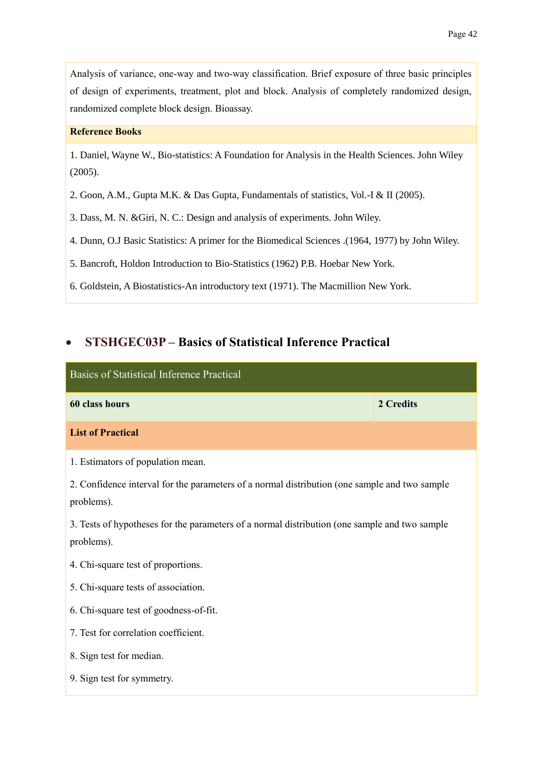Analysis of variance, one-way and two-way classification. Brief exposure of three basic principles of design of experiments, treatment, plot and block. Analysis of completely randomized design, randomized complete block design. Bioassay.

**Reference Books**

1. Daniel, Wayne W., Bio-statistics: A Foundation for Analysis in the Health Sciences. John Wiley (2005).

2. Goon, A.M., Gupta M.K. & Das Gupta, Fundamentals of statistics, Vol.-I & II (2005).

3. Dass, M. N. &Giri, N. C.: Design and analysis of experiments. John Wiley.

4. Dunn, O.J Basic Statistics: A primer for the Biomedical Sciences .(1964, 1977) by John Wiley.

5. Bancroft, Holdon Introduction to Bio-Statistics (1962) P.B. Hoebar New York.

6. Goldstein, A Biostatistics-An introductory text (1971). The Macmillion New York.

## • STSHGEC03P – Basics of Statistical Inference Practical

| Basics of Statistical Inference Practical | |
|---|---|
| **60 class hours** | **2 Credits** |

**List of Practical**

1. Estimators of population mean.

2. Confidence interval for the parameters of a normal distribution (one sample and two sample problems).

3. Tests of hypotheses for the parameters of a normal distribution (one sample and two sample problems).

4. Chi-square test of proportions.

5. Chi-square tests of association.

6. Chi-square test of goodness-of-fit.

7. Test for correlation coefficient.

8. Sign test for median.

9. Sign test for symmetry.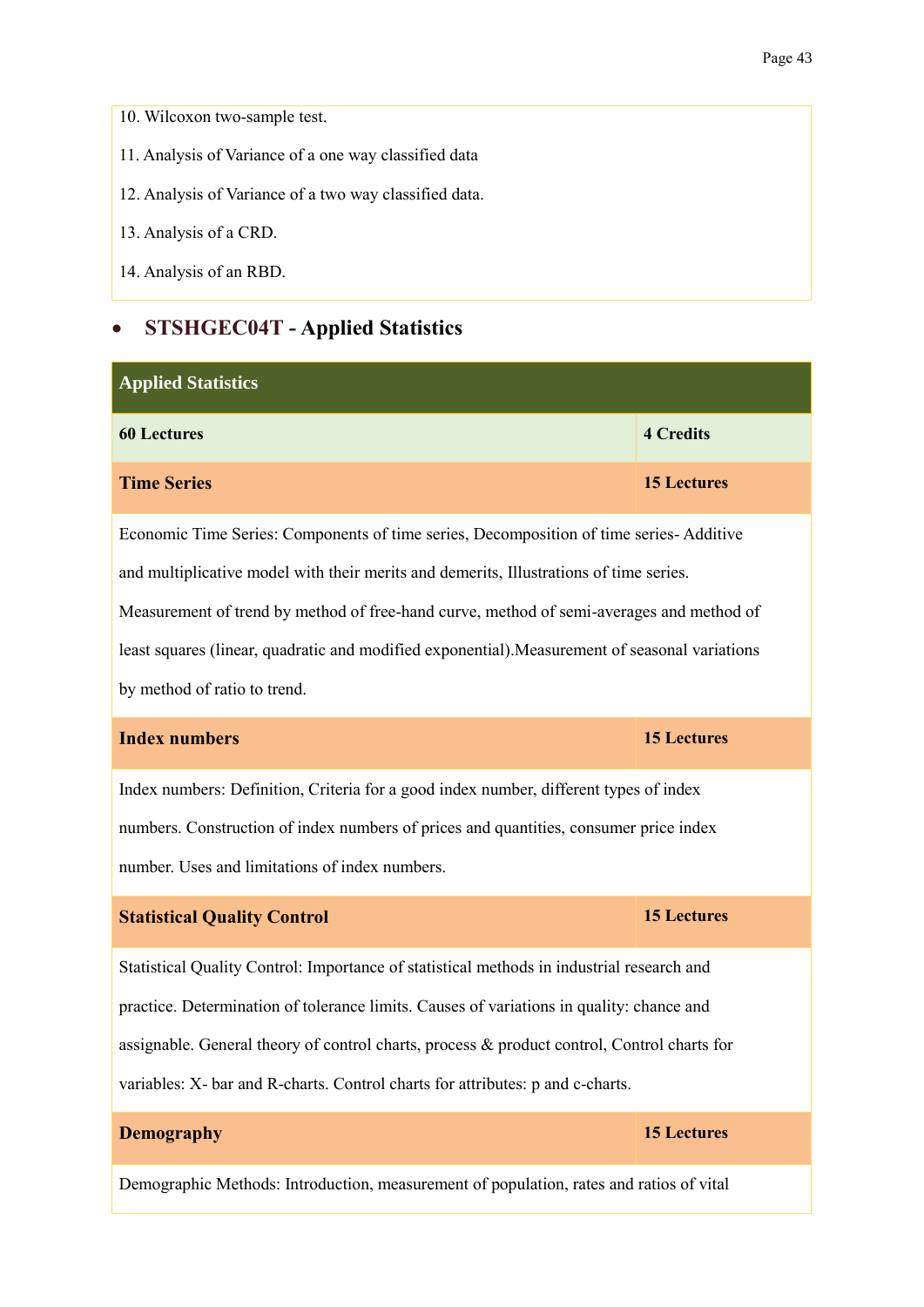10. Wilcoxon two-sample test.

11. Analysis of Variance of a one way classified data

12. Analysis of Variance of a two way classified data.

13. Analysis of a CRD.

14. Analysis of an RBD.

- **STSHGEC04T - Applied Statistics**

| **Applied Statistics** | |
|---|---|
| **60 Lectures** | **4 Credits** |
| **Time Series** | **15 Lectures** |
| Economic Time Series: Components of time series, Decomposition of time series- Additive and multiplicative model with their merits and demerits, Illustrations of time series. Measurement of trend by method of free-hand curve, method of semi-averages and method of least squares (linear, quadratic and modified exponential).Measurement of seasonal variations by method of ratio to trend. | |
| **Index numbers** | **15 Lectures** |
| Index numbers: Definition, Criteria for a good index number, different types of index numbers. Construction of index numbers of prices and quantities, consumer price index number. Uses and limitations of index numbers. | |
| **Statistical Quality Control** | **15 Lectures** |
| Statistical Quality Control: Importance of statistical methods in industrial research and practice. Determination of tolerance limits. Causes of variations in quality: chance and assignable. General theory of control charts, process & product control, Control charts for variables: X- bar and R-charts. Control charts for attributes: p and c-charts. | |
| **Demography** | **15 Lectures** |
| Demographic Methods: Introduction, measurement of population, rates and ratios of vital | |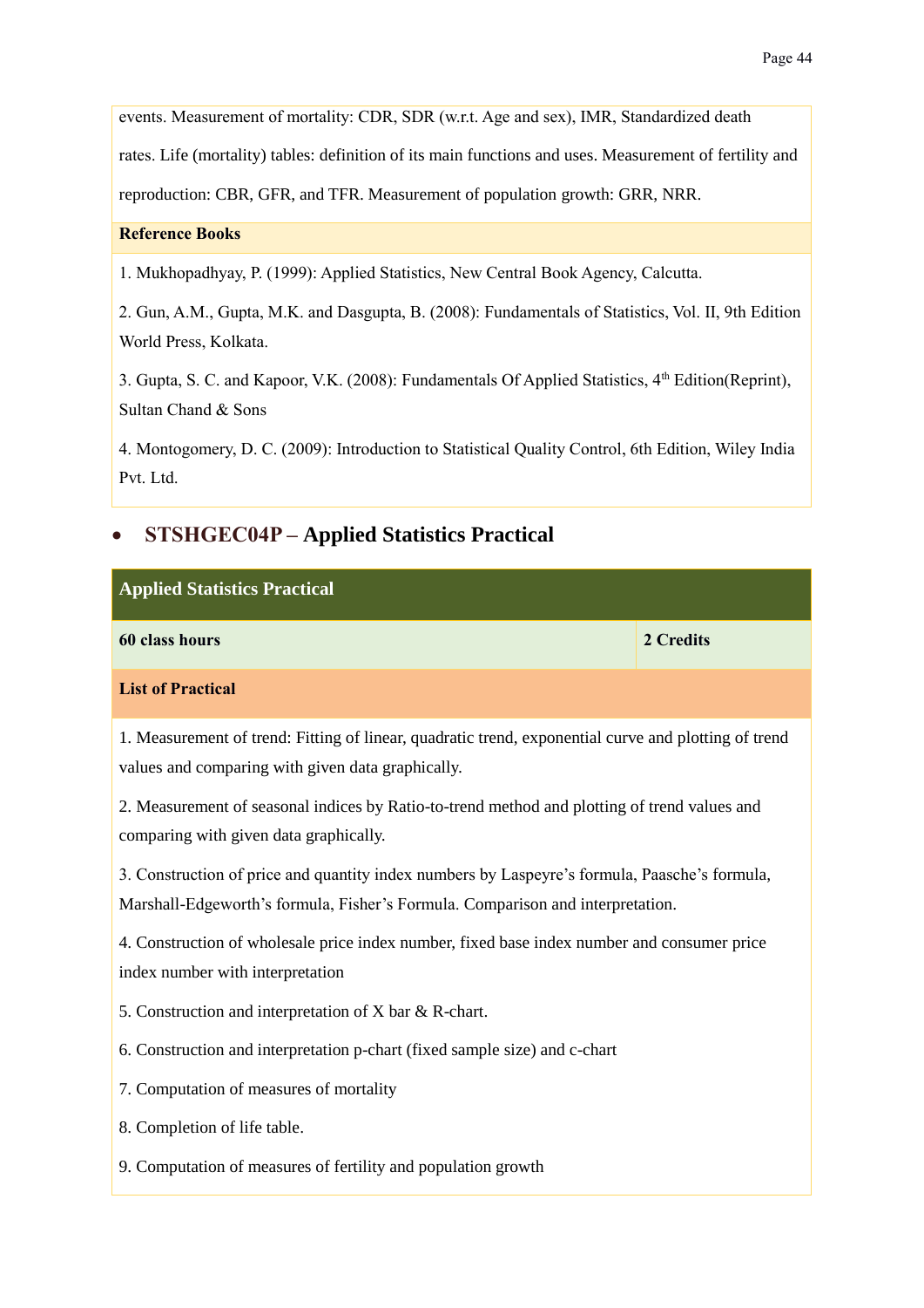events. Measurement of mortality: CDR, SDR (w.r.t. Age and sex), IMR, Standardized death rates. Life (mortality) tables: definition of its main functions and uses. Measurement of fertility and reproduction: CBR, GFR, and TFR. Measurement of population growth: GRR, NRR.

**Reference Books**

1. Mukhopadhyay, P. (1999): Applied Statistics, New Central Book Agency, Calcutta.

2. Gun, A.M., Gupta, M.K. and Dasgupta, B. (2008): Fundamentals of Statistics, Vol. II, 9th Edition World Press, Kolkata.

3. Gupta, S. C. and Kapoor, V.K. (2008): Fundamentals Of Applied Statistics, 4th Edition(Reprint), Sultan Chand & Sons

4. Montogomery, D. C. (2009): Introduction to Statistical Quality Control, 6th Edition, Wiley India Pvt. Ltd.

- **STSHGEC04P – Applied Statistics Practical**

| Applied Statistics Practical | |
|---|---|
| **60 class hours** | **2 Credits** |

**List of Practical**

1. Measurement of trend: Fitting of linear, quadratic trend, exponential curve and plotting of trend values and comparing with given data graphically.

2. Measurement of seasonal indices by Ratio-to-trend method and plotting of trend values and comparing with given data graphically.

3. Construction of price and quantity index numbers by Laspeyre's formula, Paasche's formula, Marshall-Edgeworth's formula, Fisher's Formula. Comparison and interpretation.

4. Construction of wholesale price index number, fixed base index number and consumer price index number with interpretation

5. Construction and interpretation of X bar & R-chart.

6. Construction and interpretation p-chart (fixed sample size) and c-chart

7. Computation of measures of mortality

8. Completion of life table.

9. Computation of measures of fertility and population growth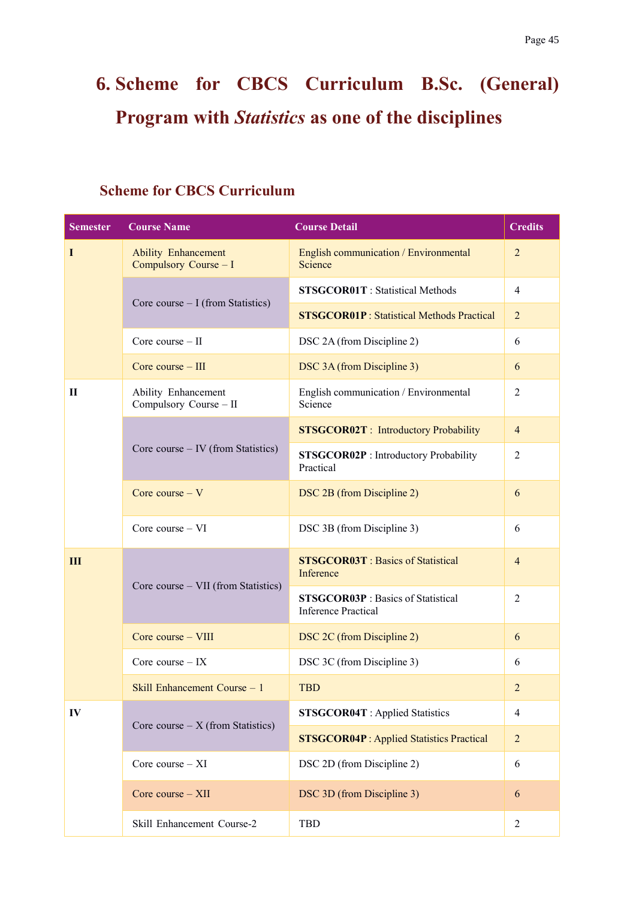# 6. Scheme for CBCS Curriculum B.Sc. (General) Program with *Statistics* as one of the disciplines

## Scheme for CBCS Curriculum

| Semester | Course Name | Course Detail | Credits |
|---|---|---|---|
| I | Ability Enhancement Compulsory Course – I | English communication / Environmental Science | 2 |
| | Core course – I (from Statistics) | **STSGCOR01T** : Statistical Methods | 4 |
| | | **STSGCOR01P** : Statistical Methods Practical | 2 |
| | Core course – II | DSC 2A (from Discipline 2) | 6 |
| | Core course – III | DSC 3A (from Discipline 3) | 6 |
| II | Ability Enhancement Compulsory Course – II | English communication / Environmental Science | 2 |
| | Core course – IV (from Statistics) | **STSGCOR02T** : Introductory Probability | 4 |
| | | **STSGCOR02P** : Introductory Probability Practical | 2 |
| | Core course – V | DSC 2B (from Discipline 2) | 6 |
| | Core course – VI | DSC 3B (from Discipline 3) | 6 |
| III | Core course – VII (from Statistics) | **STSGCOR03T** : Basics of Statistical Inference | 4 |
| | | **STSGCOR03P** : Basics of Statistical Inference Practical | 2 |
| | Core course – VIII | DSC 2C (from Discipline 2) | 6 |
| | Core course – IX | DSC 3C (from Discipline 3) | 6 |
| | Skill Enhancement Course – 1 | TBD | 2 |
| IV | Core course – X (from Statistics) | **STSGCOR04T** : Applied Statistics | 4 |
| | | **STSGCOR04P** : Applied Statistics Practical | 2 |
| | Core course – XI | DSC 2D (from Discipline 2) | 6 |
| | Core course – XII | DSC 3D (from Discipline 3) | 6 |
| | Skill Enhancement Course-2 | TBD | 2 |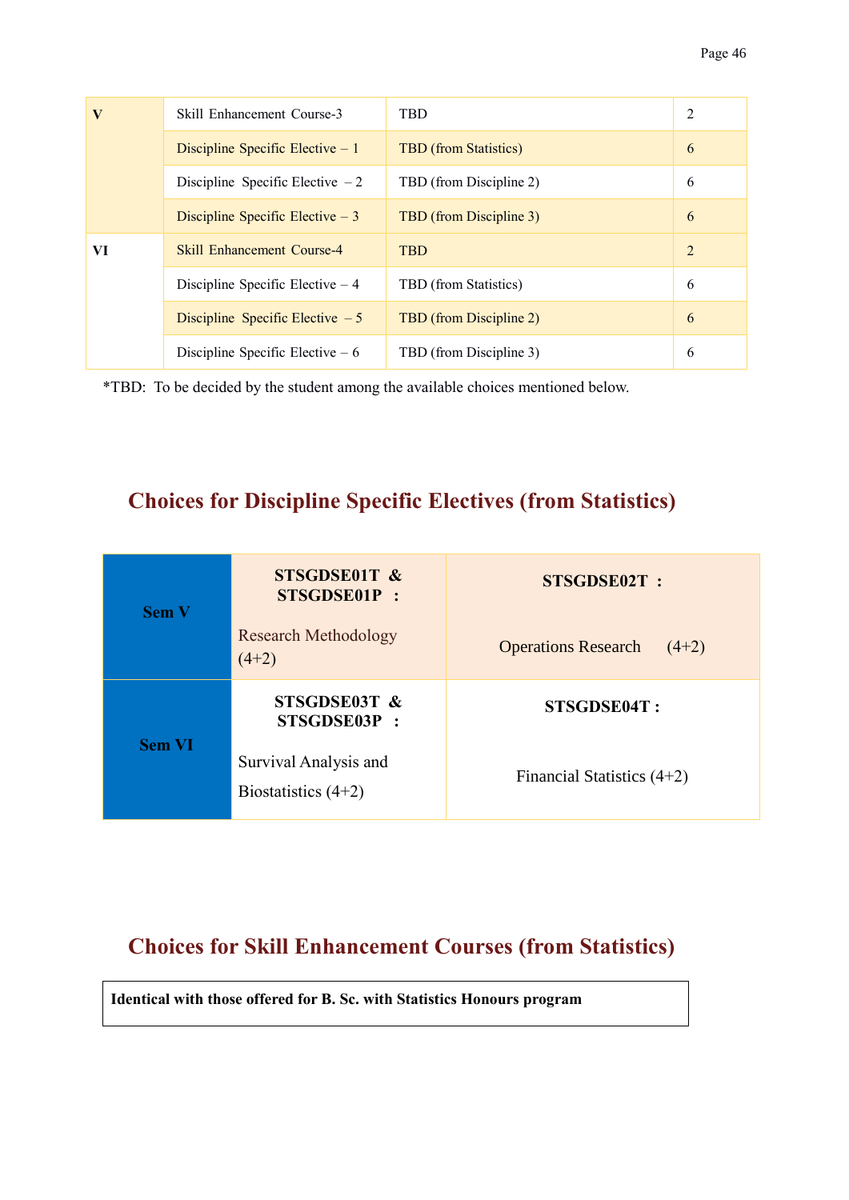| V | Skill Enhancement Course-3 | TBD | 2 |
|---|---|---|---|
| | Discipline Specific Elective – 1 | TBD (from Statistics) | 6 |
| | Discipline Specific Elective – 2 | TBD (from Discipline 2) | 6 |
| | Discipline Specific Elective – 3 | TBD (from Discipline 3) | 6 |
| VI | Skill Enhancement Course-4 | TBD | 2 |
| | Discipline Specific Elective – 4 | TBD (from Statistics) | 6 |
| | Discipline Specific Elective – 5 | TBD (from Discipline 2) | 6 |
| | Discipline Specific Elective – 6 | TBD (from Discipline 3) | 6 |

*TBD: To be decided by the student among the available choices mentioned below.

## Choices for Discipline Specific Electives (from Statistics)

| | | |
|---|---|---|
| **Sem V** | **STSGDSE01T & STSGDSE01P :** Research Methodology (4+2) | **STSGDSE02T :** Operations Research (4+2) |
| **Sem VI** | **STSGDSE03T & STSGDSE03P :** Survival Analysis and Biostatistics (4+2) | **STSGDSE04T :** Financial Statistics (4+2) |

## Choices for Skill Enhancement Courses (from Statistics)

**Identical with those offered for B. Sc. with Statistics Honours program**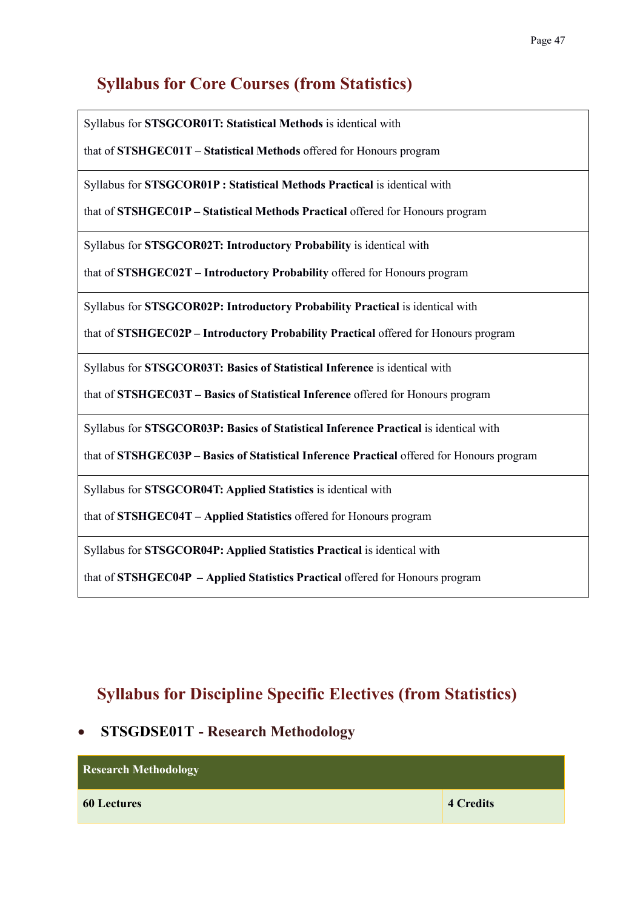## Syllabus for Core Courses (from Statistics)

| |
|---|
| Syllabus for **STSGCOR01T: Statistical Methods** is identical with that of **STSHGEC01T – Statistical Methods** offered for Honours program |
| Syllabus for **STSGCOR01P : Statistical Methods Practical** is identical with that of **STSHGEC01P – Statistical Methods Practical** offered for Honours program |
| Syllabus for **STSGCOR02T: Introductory Probability** is identical with that of **STSHGEC02T – Introductory Probability** offered for Honours program |
| Syllabus for **STSGCOR02P: Introductory Probability Practical** is identical with that of **STSHGEC02P – Introductory Probability Practical** offered for Honours program |
| Syllabus for **STSGCOR03T: Basics of Statistical Inference** is identical with that of **STSHGEC03T – Basics of Statistical Inference** offered for Honours program |
| Syllabus for **STSGCOR03P: Basics of Statistical Inference Practical** is identical with that of **STSHGEC03P – Basics of Statistical Inference Practical** offered for Honours program |
| Syllabus for **STSGCOR04T: Applied Statistics** is identical with that of **STSHGEC04T – Applied Statistics** offered for Honours program |
| Syllabus for **STSGCOR04P: Applied Statistics Practical** is identical with that of **STSHGEC04P – Applied Statistics Practical** offered for Honours program |

## Syllabus for Discipline Specific Electives (from Statistics)

- **STSGDSE01T - Research Methodology**

| **Research Methodology** | |
|---|---|
| **60 Lectures** | **4 Credits** |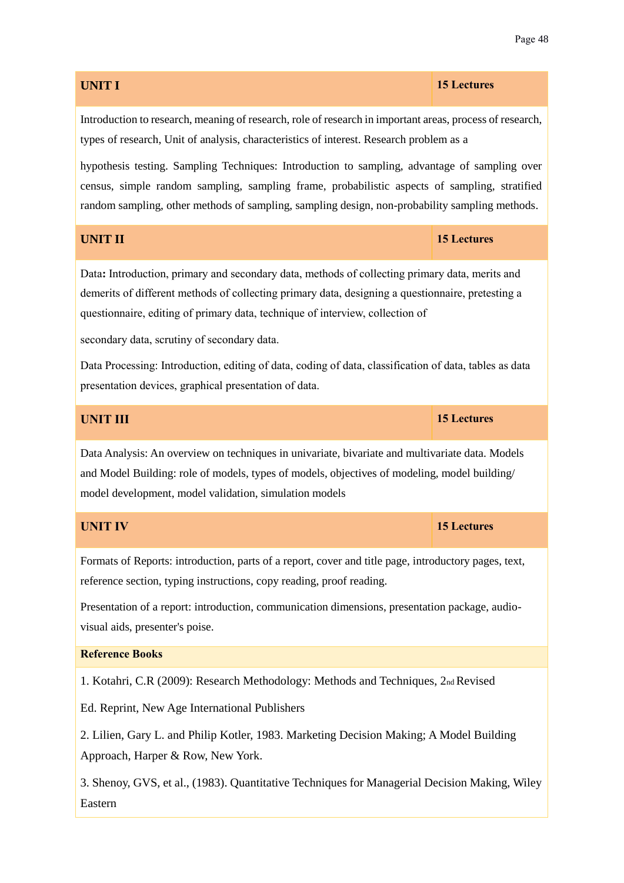| UNIT I | 15 Lectures |
|---|---|

Introduction to research, meaning of research, role of research in important areas, process of research, types of research, Unit of analysis, characteristics of interest. Research problem as a

hypothesis testing. Sampling Techniques: Introduction to sampling, advantage of sampling over census, simple random sampling, sampling frame, probabilistic aspects of sampling, stratified random sampling, other methods of sampling, sampling design, non-probability sampling methods.

| UNIT II | 15 Lectures |
|---|---|

Data**:** Introduction, primary and secondary data, methods of collecting primary data, merits and demerits of different methods of collecting primary data, designing a questionnaire, pretesting a questionnaire, editing of primary data, technique of interview, collection of

secondary data, scrutiny of secondary data.

Data Processing: Introduction, editing of data, coding of data, classification of data, tables as data presentation devices, graphical presentation of data.

| UNIT III | 15 Lectures |
|---|---|

Data Analysis: An overview on techniques in univariate, bivariate and multivariate data. Models and Model Building: role of models, types of models, objectives of modeling, model building/ model development, model validation, simulation models

| UNIT IV | 15 Lectures |
|---|---|

Formats of Reports: introduction, parts of a report, cover and title page, introductory pages, text, reference section, typing instructions, copy reading, proof reading.

Presentation of a report: introduction, communication dimensions, presentation package, audio-visual aids, presenter's poise.

**Reference Books**

1. Kotahri, C.R (2009): Research Methodology: Methods and Techniques, 2nd Revised Ed. Reprint, New Age International Publishers

2. Lilien, Gary L. and Philip Kotler, 1983. Marketing Decision Making; A Model Building Approach, Harper & Row, New York.

3. Shenoy, GVS, et al., (1983). Quantitative Techniques for Managerial Decision Making, Wiley Eastern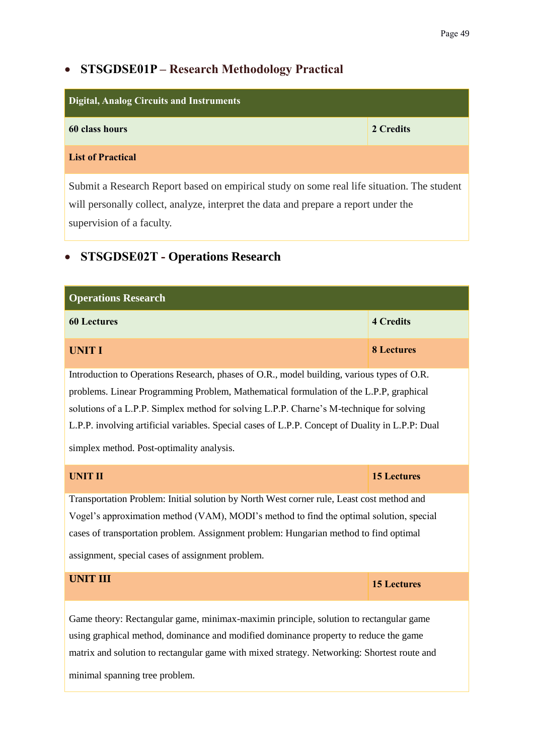- **STSGDSE01P – Research Methodology Practical**

| Digital, Analog Circuits and Instruments | |
|---|---|
| **60 class hours** | **2 Credits** |
| **List of Practical** | |
| Submit a Research Report based on empirical study on some real life situation. The student will personally collect, analyze, interpret the data and prepare a report under the supervision of a faculty. | |

- **STSGDSE02T - Operations Research**

| Operations Research | |
|---|---|
| **60 Lectures** | **4 Credits** |
| **UNIT I** | **8 Lectures** |
| Introduction to Operations Research, phases of O.R., model building, various types of O.R. problems. Linear Programming Problem, Mathematical formulation of the L.P.P, graphical solutions of a L.P.P. Simplex method for solving L.P.P. Charne's M-technique for solving L.P.P. involving artificial variables. Special cases of L.P.P. Concept of Duality in L.P.P: Dual simplex method. Post-optimality analysis. | |
| **UNIT II** | **15 Lectures** |
| Transportation Problem: Initial solution by North West corner rule, Least cost method and Vogel's approximation method (VAM), MODI's method to find the optimal solution, special cases of transportation problem. Assignment problem: Hungarian method to find optimal assignment, special cases of assignment problem. | |
| **UNIT III** | **15 Lectures** |
| Game theory: Rectangular game, minimax-maximin principle, solution to rectangular game using graphical method, dominance and modified dominance property to reduce the game matrix and solution to rectangular game with mixed strategy. Networking: Shortest route and minimal spanning tree problem. | |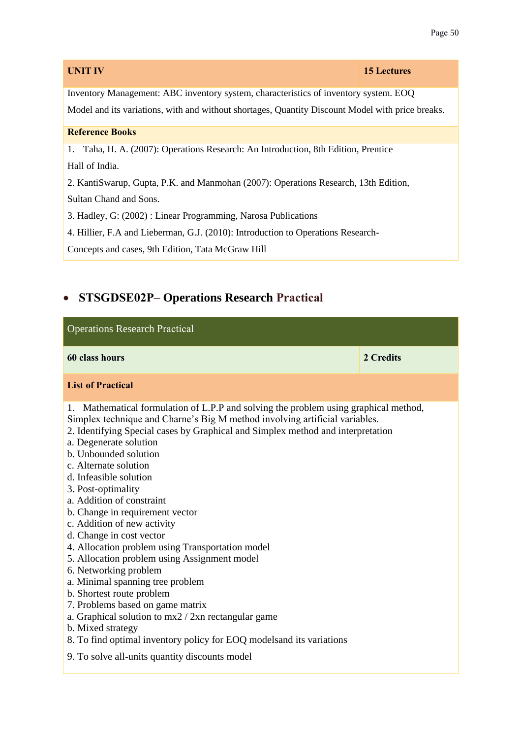| UNIT IV | 15 Lectures |
|---|---|
| Inventory Management: ABC inventory system, characteristics of inventory system. EOQ Model and its variations, with and without shortages, Quantity Discount Model with price breaks. | |

**Reference Books**

1. Taha, H. A. (2007): Operations Research: An Introduction, 8th Edition, Prentice Hall of India.
2. KantiSwarup, Gupta, P.K. and Manmohan (2007): Operations Research, 13th Edition, Sultan Chand and Sons.
3. Hadley, G: (2002) : Linear Programming, Narosa Publications
4. Hillier, F.A and Lieberman, G.J. (2010): Introduction to Operations Research- Concepts and cases, 9th Edition, Tata McGraw Hill

- ## STSGDSE02P– Operations Research Practical

| Operations Research Practical | |
|---|---|
| **60 class hours** | **2 Credits** |

**List of Practical**

1. Mathematical formulation of L.P.P and solving the problem using graphical method, Simplex technique and Charne's Big M method involving artificial variables.
2. Identifying Special cases by Graphical and Simplex method and interpretation
   a. Degenerate solution
   b. Unbounded solution
   c. Alternate solution
   d. Infeasible solution
3. Post-optimality
   a. Addition of constraint
   b. Change in requirement vector
   c. Addition of new activity
   d. Change in cost vector
4. Allocation problem using Transportation model
5. Allocation problem using Assignment model
6. Networking problem
   a. Minimal spanning tree problem
   b. Shortest route problem
7. Problems based on game matrix
   a. Graphical solution to mx2 / 2xn rectangular game
   b. Mixed strategy
8. To find optimal inventory policy for EOQ modelsand its variations
9. To solve all-units quantity discounts model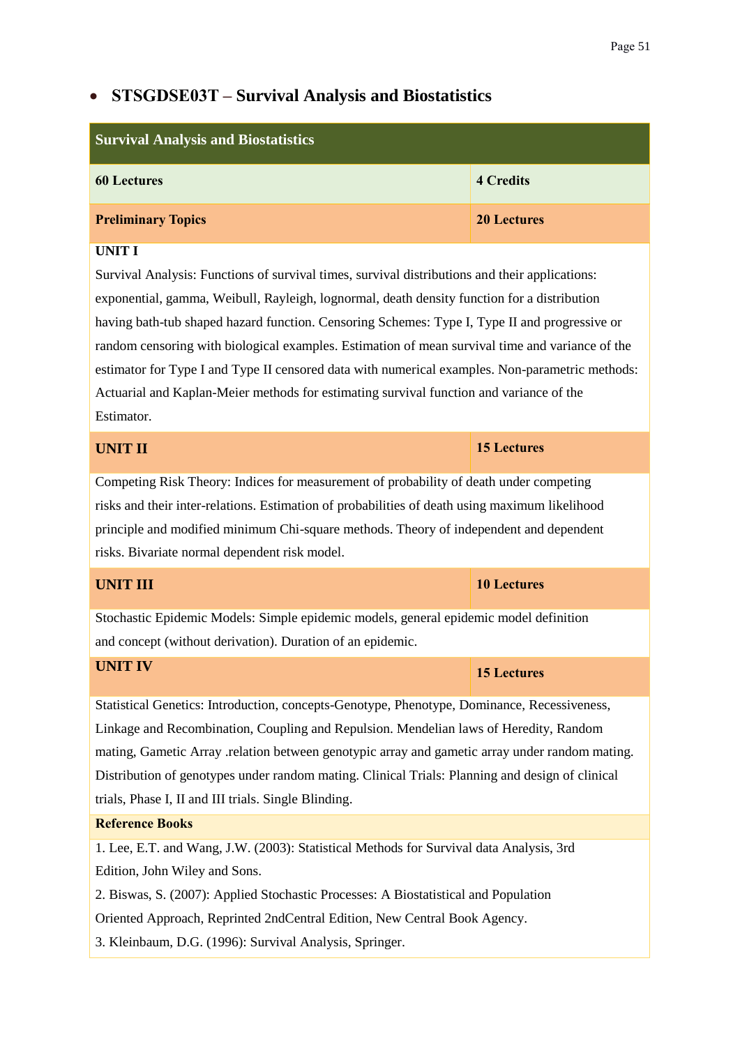- **STSGDSE03T – Survival Analysis and Biostatistics**

| Survival Analysis and Biostatistics | |
|---|---|
| **60 Lectures** | **4 Credits** |
| **Preliminary Topics** | **20 Lectures** |

**UNIT I**

Survival Analysis: Functions of survival times, survival distributions and their applications: exponential, gamma, Weibull, Rayleigh, lognormal, death density function for a distribution having bath-tub shaped hazard function. Censoring Schemes: Type I, Type II and progressive or random censoring with biological examples. Estimation of mean survival time and variance of the estimator for Type I and Type II censored data with numerical examples. Non-parametric methods: Actuarial and Kaplan-Meier methods for estimating survival function and variance of the Estimator.

| **UNIT II** | **15 Lectures** |
|---|---|

Competing Risk Theory: Indices for measurement of probability of death under competing risks and their inter-relations. Estimation of probabilities of death using maximum likelihood principle and modified minimum Chi-square methods. Theory of independent and dependent risks. Bivariate normal dependent risk model.

| **UNIT III** | **10 Lectures** |
|---|---|

Stochastic Epidemic Models: Simple epidemic models, general epidemic model definition and concept (without derivation). Duration of an epidemic.

| **UNIT IV** | **15 Lectures** |
|---|---|

Statistical Genetics: Introduction, concepts-Genotype, Phenotype, Dominance, Recessiveness, Linkage and Recombination, Coupling and Repulsion. Mendelian laws of Heredity, Random mating, Gametic Array .relation between genotypic array and gametic array under random mating. Distribution of genotypes under random mating. Clinical Trials: Planning and design of clinical trials, Phase I, II and III trials. Single Blinding.

**Reference Books**

1. Lee, E.T. and Wang, J.W. (2003): Statistical Methods for Survival data Analysis, 3rd Edition, John Wiley and Sons.
2. Biswas, S. (2007): Applied Stochastic Processes: A Biostatistical and Population Oriented Approach, Reprinted 2ndCentral Edition, New Central Book Agency.
3. Kleinbaum, D.G. (1996): Survival Analysis, Springer.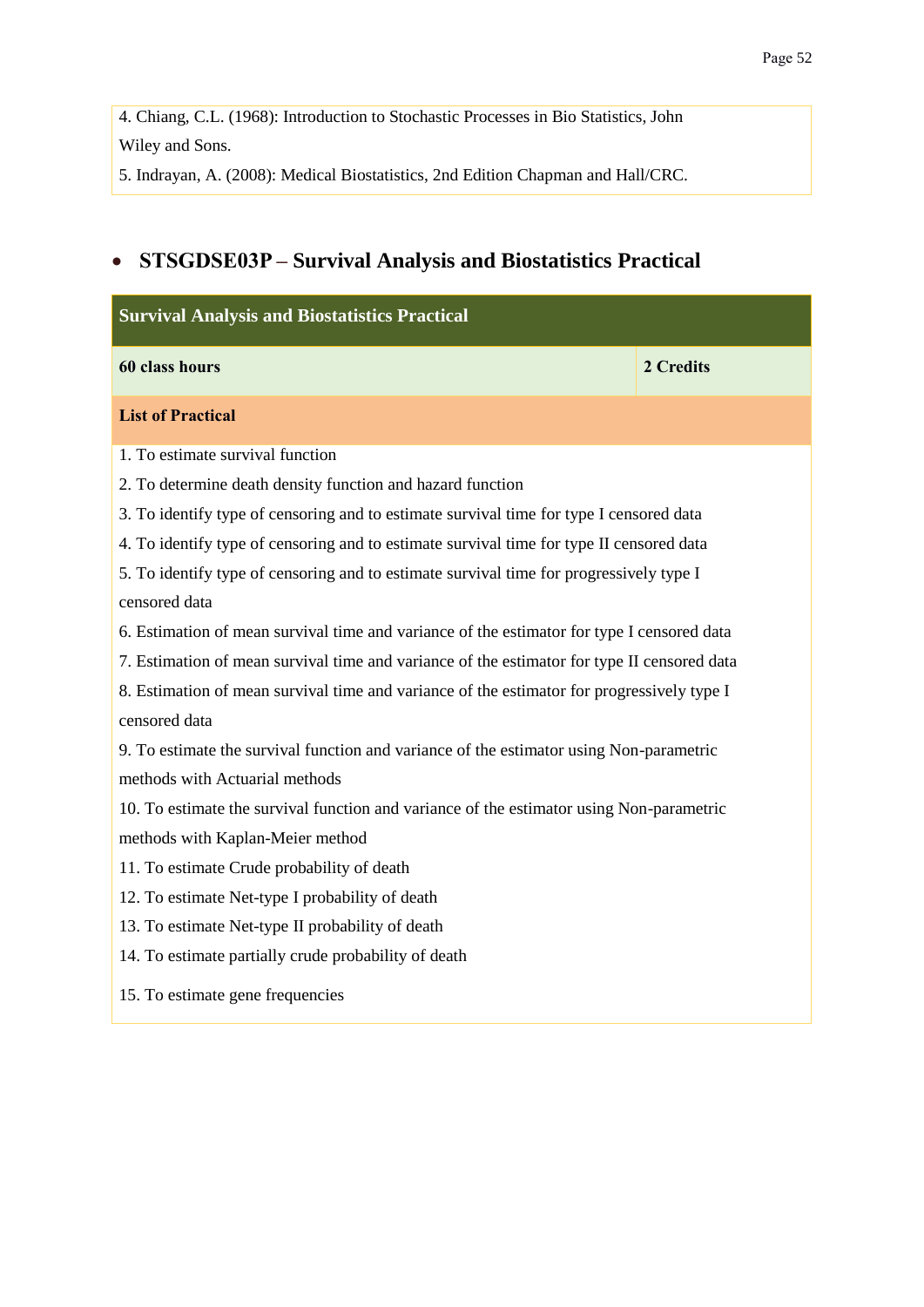4. Chiang, C.L. (1968): Introduction to Stochastic Processes in Bio Statistics, John Wiley and Sons.
5. Indrayan, A. (2008): Medical Biostatistics, 2nd Edition Chapman and Hall/CRC.

- **STSGDSE03P – Survival Analysis and Biostatistics Practical**

| **Survival Analysis and Biostatistics Practical** | |
|---|---|
| **60 class hours** | **2 Credits** |
| **List of Practical** | |

1. To estimate survival function
2. To determine death density function and hazard function
3. To identify type of censoring and to estimate survival time for type I censored data
4. To identify type of censoring and to estimate survival time for type II censored data
5. To identify type of censoring and to estimate survival time for progressively type I censored data
6. Estimation of mean survival time and variance of the estimator for type I censored data
7. Estimation of mean survival time and variance of the estimator for type II censored data
8. Estimation of mean survival time and variance of the estimator for progressively type I censored data
9. To estimate the survival function and variance of the estimator using Non-parametric methods with Actuarial methods
10. To estimate the survival function and variance of the estimator using Non-parametric methods with Kaplan-Meier method
11. To estimate Crude probability of death
12. To estimate Net-type I probability of death
13. To estimate Net-type II probability of death
14. To estimate partially crude probability of death
15. To estimate gene frequencies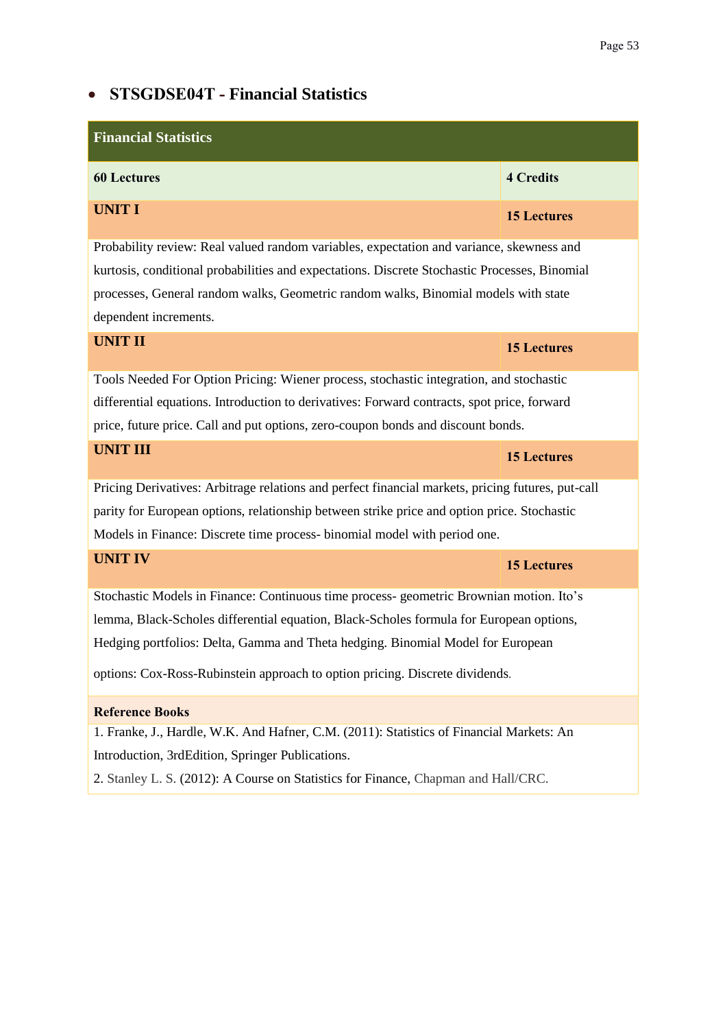- **STSGDSE04T - Financial Statistics**

| **Financial Statistics** | |
|---|---|
| **60 Lectures** | **4 Credits** |
| **UNIT I** | **15 Lectures** |
| Probability review: Real valued random variables, expectation and variance, skewness and kurtosis, conditional probabilities and expectations. Discrete Stochastic Processes, Binomial processes, General random walks, Geometric random walks, Binomial models with state dependent increments. | |
| **UNIT II** | **15 Lectures** |
| Tools Needed For Option Pricing: Wiener process, stochastic integration, and stochastic differential equations. Introduction to derivatives: Forward contracts, spot price, forward price, future price. Call and put options, zero-coupon bonds and discount bonds. | |
| **UNIT III** | **15 Lectures** |
| Pricing Derivatives: Arbitrage relations and perfect financial markets, pricing futures, put-call parity for European options, relationship between strike price and option price. Stochastic Models in Finance: Discrete time process- binomial model with period one. | |
| **UNIT IV** | **15 Lectures** |
| Stochastic Models in Finance: Continuous time process- geometric Brownian motion. Ito's lemma, Black-Scholes differential equation, Black-Scholes formula for European options, Hedging portfolios: Delta, Gamma and Theta hedging. Binomial Model for European options: Cox-Ross-Rubinstein approach to option pricing. Discrete dividends. | |
| **Reference Books** | |
| 1. Franke, J., Hardle, W.K. And Hafner, C.M. (2011): Statistics of Financial Markets: An Introduction, 3rdEdition, Springer Publications.<br>2. Stanley L. S. (2012): A Course on Statistics for Finance, Chapman and Hall/CRC. | |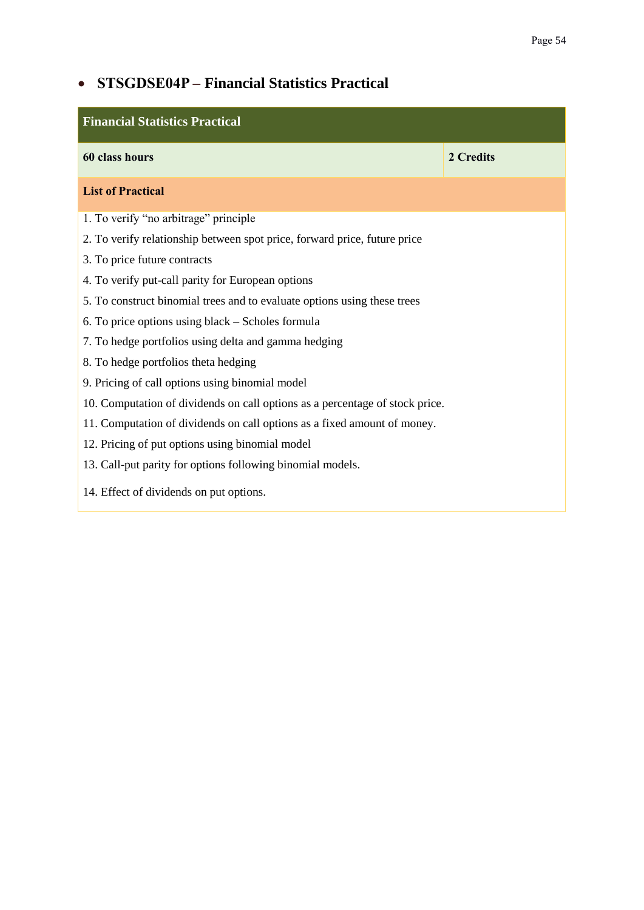- **STSGDSE04P – Financial Statistics Practical**

| Financial Statistics Practical | |
|---|---|
| **60 class hours** | **2 Credits** |
| **List of Practical** | |

1. To verify “no arbitrage” principle
2. To verify relationship between spot price, forward price, future price
3. To price future contracts
4. To verify put-call parity for European options
5. To construct binomial trees and to evaluate options using these trees
6. To price options using black – Scholes formula
7. To hedge portfolios using delta and gamma hedging
8. To hedge portfolios theta hedging
9. Pricing of call options using binomial model
10. Computation of dividends on call options as a percentage of stock price.
11. Computation of dividends on call options as a fixed amount of money.
12. Pricing of put options using binomial model
13. Call-put parity for options following binomial models.
14. Effect of dividends on put options.